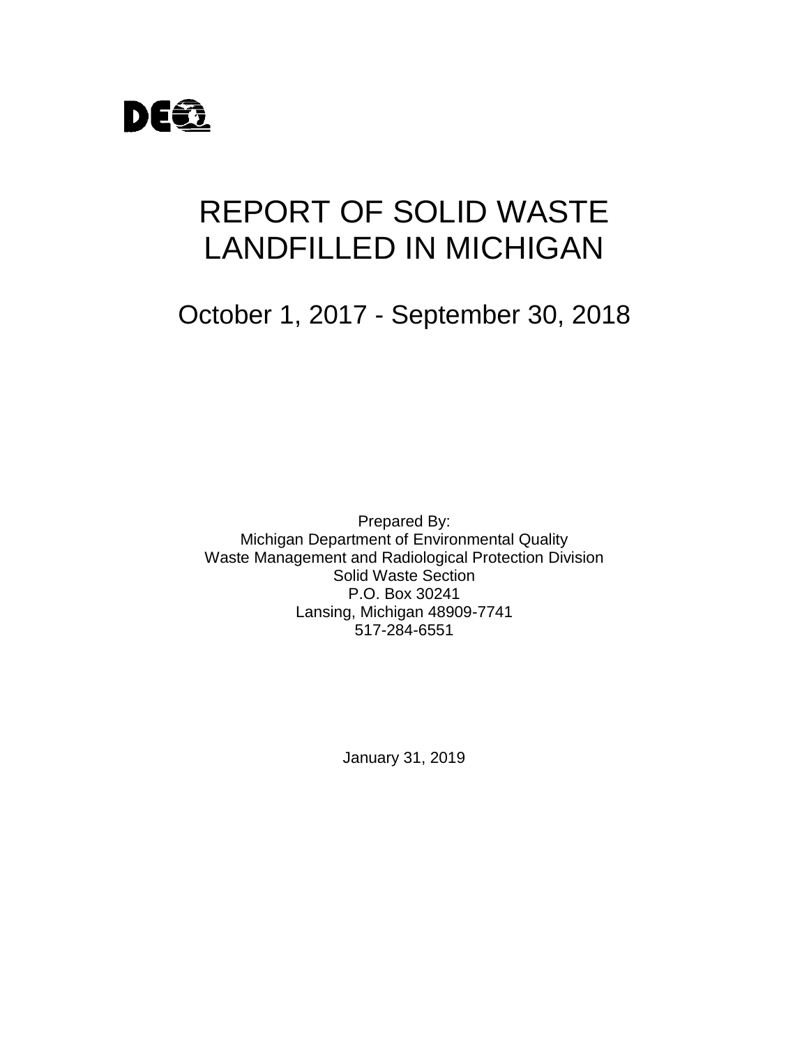DEQ

# REPORT OF SOLID WASTE LANDFILLED IN MICHIGAN

## October 1, 2017 - September 30, 2018

Prepared By:
Michigan Department of Environmental Quality
Waste Management and Radiological Protection Division
Solid Waste Section
P.O. Box 30241
Lansing, Michigan 48909-7741
517-284-6551

January 31, 2019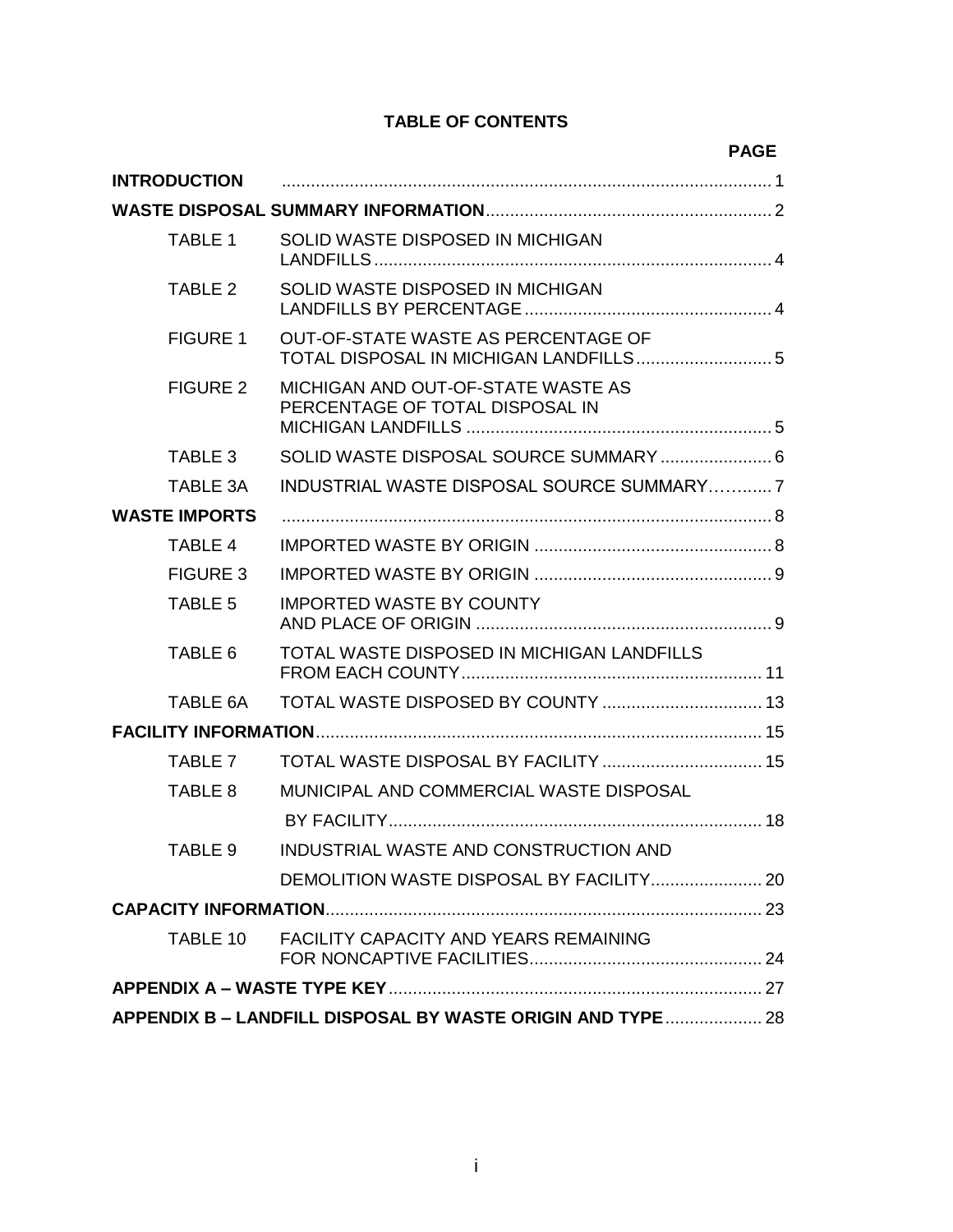# TABLE OF CONTENTS

| | | PAGE |
|---|---|---|
| **INTRODUCTION** | | 1 |
| **WASTE DISPOSAL SUMMARY INFORMATION** | | 2 |
| TABLE 1 | SOLID WASTE DISPOSED IN MICHIGAN LANDFILLS | 4 |
| TABLE 2 | SOLID WASTE DISPOSED IN MICHIGAN LANDFILLS BY PERCENTAGE | 4 |
| FIGURE 1 | OUT-OF-STATE WASTE AS PERCENTAGE OF TOTAL DISPOSAL IN MICHIGAN LANDFILLS | 5 |
| FIGURE 2 | MICHIGAN AND OUT-OF-STATE WASTE AS PERCENTAGE OF TOTAL DISPOSAL IN MICHIGAN LANDFILLS | 5 |
| TABLE 3 | SOLID WASTE DISPOSAL SOURCE SUMMARY | 6 |
| TABLE 3A | INDUSTRIAL WASTE DISPOSAL SOURCE SUMMARY | 7 |
| **WASTE IMPORTS** | | 8 |
| TABLE 4 | IMPORTED WASTE BY ORIGIN | 8 |
| FIGURE 3 | IMPORTED WASTE BY ORIGIN | 9 |
| TABLE 5 | IMPORTED WASTE BY COUNTY AND PLACE OF ORIGIN | 9 |
| TABLE 6 | TOTAL WASTE DISPOSED IN MICHIGAN LANDFILLS FROM EACH COUNTY | 11 |
| TABLE 6A | TOTAL WASTE DISPOSED BY COUNTY | 13 |
| **FACILITY INFORMATION** | | 15 |
| TABLE 7 | TOTAL WASTE DISPOSAL BY FACILITY | 15 |
| TABLE 8 | MUNICIPAL AND COMMERCIAL WASTE DISPOSAL BY FACILITY | 18 |
| TABLE 9 | INDUSTRIAL WASTE AND CONSTRUCTION AND DEMOLITION WASTE DISPOSAL BY FACILITY | 20 |
| **CAPACITY INFORMATION** | | 23 |
| TABLE 10 | FACILITY CAPACITY AND YEARS REMAINING FOR NONCAPTIVE FACILITIES | 24 |
| **APPENDIX A – WASTE TYPE KEY** | | 27 |
| **APPENDIX B – LANDFILL DISPOSAL BY WASTE ORIGIN AND TYPE** | | 28 |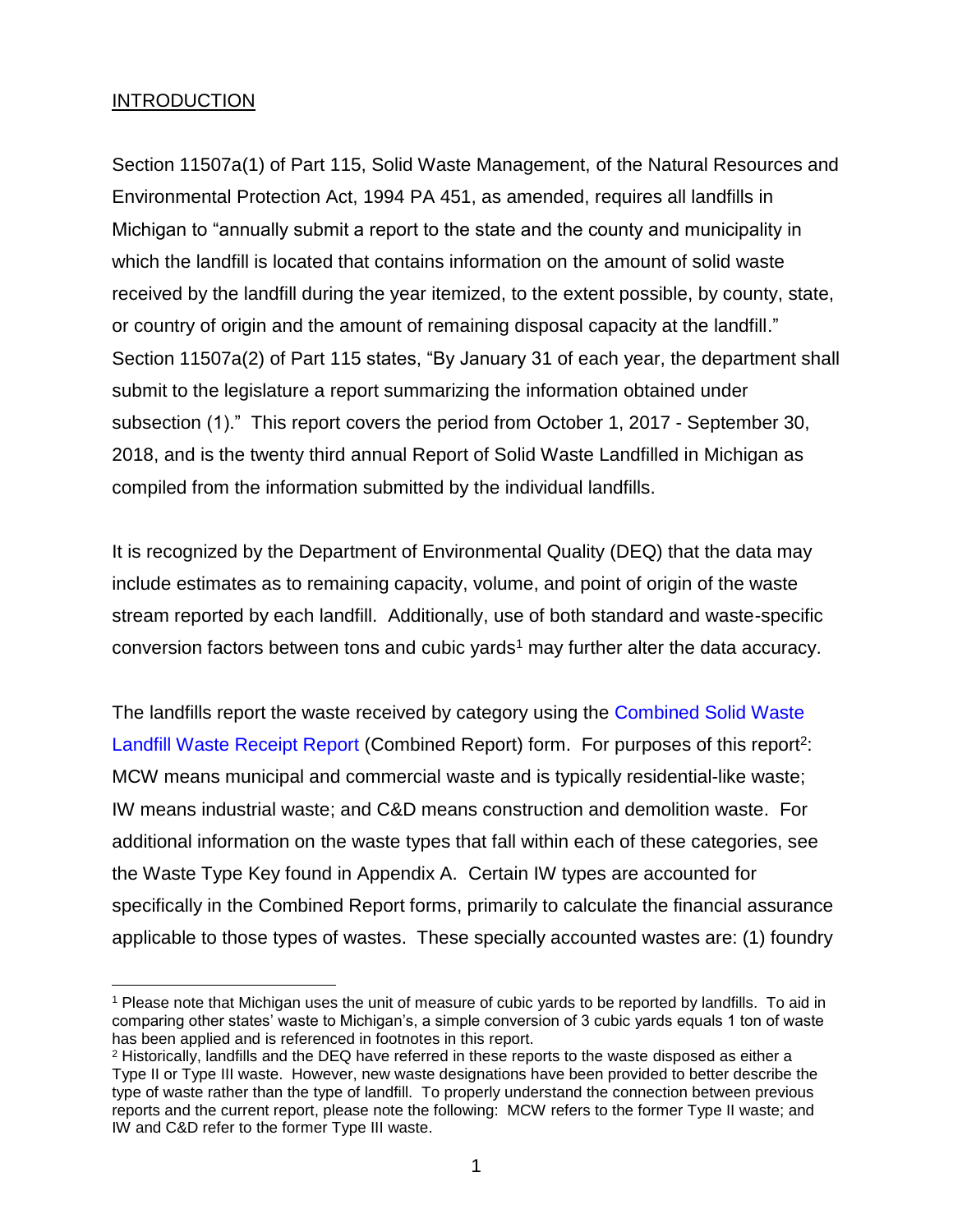## INTRODUCTION

Section 11507a(1) of Part 115, Solid Waste Management, of the Natural Resources and Environmental Protection Act, 1994 PA 451, as amended, requires all landfills in Michigan to "annually submit a report to the state and the county and municipality in which the landfill is located that contains information on the amount of solid waste received by the landfill during the year itemized, to the extent possible, by county, state, or country of origin and the amount of remaining disposal capacity at the landfill." Section 11507a(2) of Part 115 states, "By January 31 of each year, the department shall submit to the legislature a report summarizing the information obtained under subsection (1)." This report covers the period from October 1, 2017 - September 30, 2018, and is the twenty third annual Report of Solid Waste Landfilled in Michigan as compiled from the information submitted by the individual landfills.

It is recognized by the Department of Environmental Quality (DEQ) that the data may include estimates as to remaining capacity, volume, and point of origin of the waste stream reported by each landfill. Additionally, use of both standard and waste-specific conversion factors between tons and cubic yards[1] may further alter the data accuracy.

The landfills report the waste received by category using the Combined Solid Waste Landfill Waste Receipt Report (Combined Report) form. For purposes of this report[2]: MCW means municipal and commercial waste and is typically residential-like waste; IW means industrial waste; and C&D means construction and demolition waste. For additional information on the waste types that fall within each of these categories, see the Waste Type Key found in Appendix A. Certain IW types are accounted for specifically in the Combined Report forms, primarily to calculate the financial assurance applicable to those types of wastes. These specially accounted wastes are: (1) foundry

---

[1] Please note that Michigan uses the unit of measure of cubic yards to be reported by landfills. To aid in comparing other states' waste to Michigan's, a simple conversion of 3 cubic yards equals 1 ton of waste has been applied and is referenced in footnotes in this report.

[2] Historically, landfills and the DEQ have referred in these reports to the waste disposed as either a Type II or Type III waste. However, new waste designations have been provided to better describe the type of waste rather than the type of landfill. To properly understand the connection between previous reports and the current report, please note the following: MCW refers to the former Type II waste; and IW and C&D refer to the former Type III waste.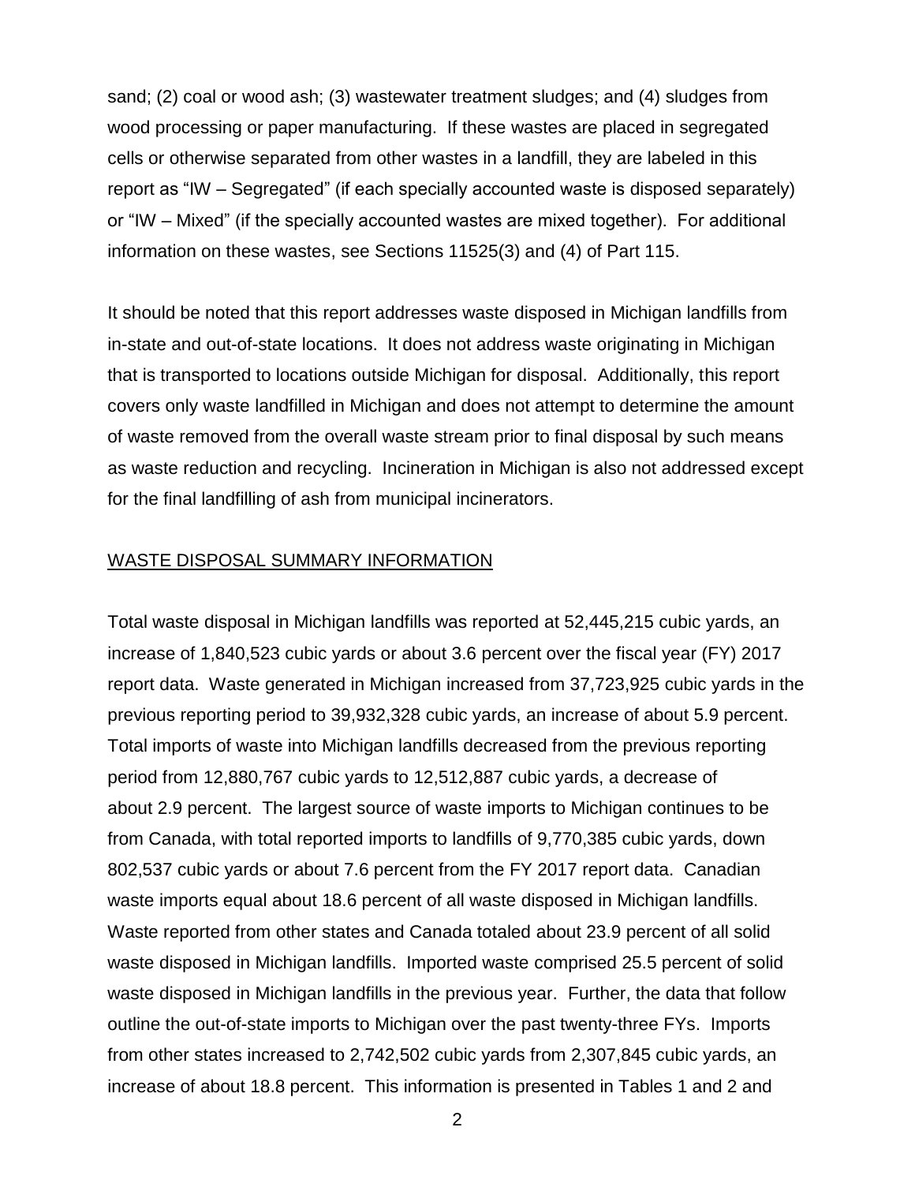sand; (2) coal or wood ash; (3) wastewater treatment sludges; and (4) sludges from wood processing or paper manufacturing. If these wastes are placed in segregated cells or otherwise separated from other wastes in a landfill, they are labeled in this report as "IW – Segregated" (if each specially accounted waste is disposed separately) or "IW – Mixed" (if the specially accounted wastes are mixed together). For additional information on these wastes, see Sections 11525(3) and (4) of Part 115.

It should be noted that this report addresses waste disposed in Michigan landfills from in-state and out-of-state locations. It does not address waste originating in Michigan that is transported to locations outside Michigan for disposal. Additionally, this report covers only waste landfilled in Michigan and does not attempt to determine the amount of waste removed from the overall waste stream prior to final disposal by such means as waste reduction and recycling. Incineration in Michigan is also not addressed except for the final landfilling of ash from municipal incinerators.

## WASTE DISPOSAL SUMMARY INFORMATION

Total waste disposal in Michigan landfills was reported at 52,445,215 cubic yards, an increase of 1,840,523 cubic yards or about 3.6 percent over the fiscal year (FY) 2017 report data. Waste generated in Michigan increased from 37,723,925 cubic yards in the previous reporting period to 39,932,328 cubic yards, an increase of about 5.9 percent. Total imports of waste into Michigan landfills decreased from the previous reporting period from 12,880,767 cubic yards to 12,512,887 cubic yards, a decrease of about 2.9 percent. The largest source of waste imports to Michigan continues to be from Canada, with total reported imports to landfills of 9,770,385 cubic yards, down 802,537 cubic yards or about 7.6 percent from the FY 2017 report data. Canadian waste imports equal about 18.6 percent of all waste disposed in Michigan landfills. Waste reported from other states and Canada totaled about 23.9 percent of all solid waste disposed in Michigan landfills. Imported waste comprised 25.5 percent of solid waste disposed in Michigan landfills in the previous year. Further, the data that follow outline the out-of-state imports to Michigan over the past twenty-three FYs. Imports from other states increased to 2,742,502 cubic yards from 2,307,845 cubic yards, an increase of about 18.8 percent. This information is presented in Tables 1 and 2 and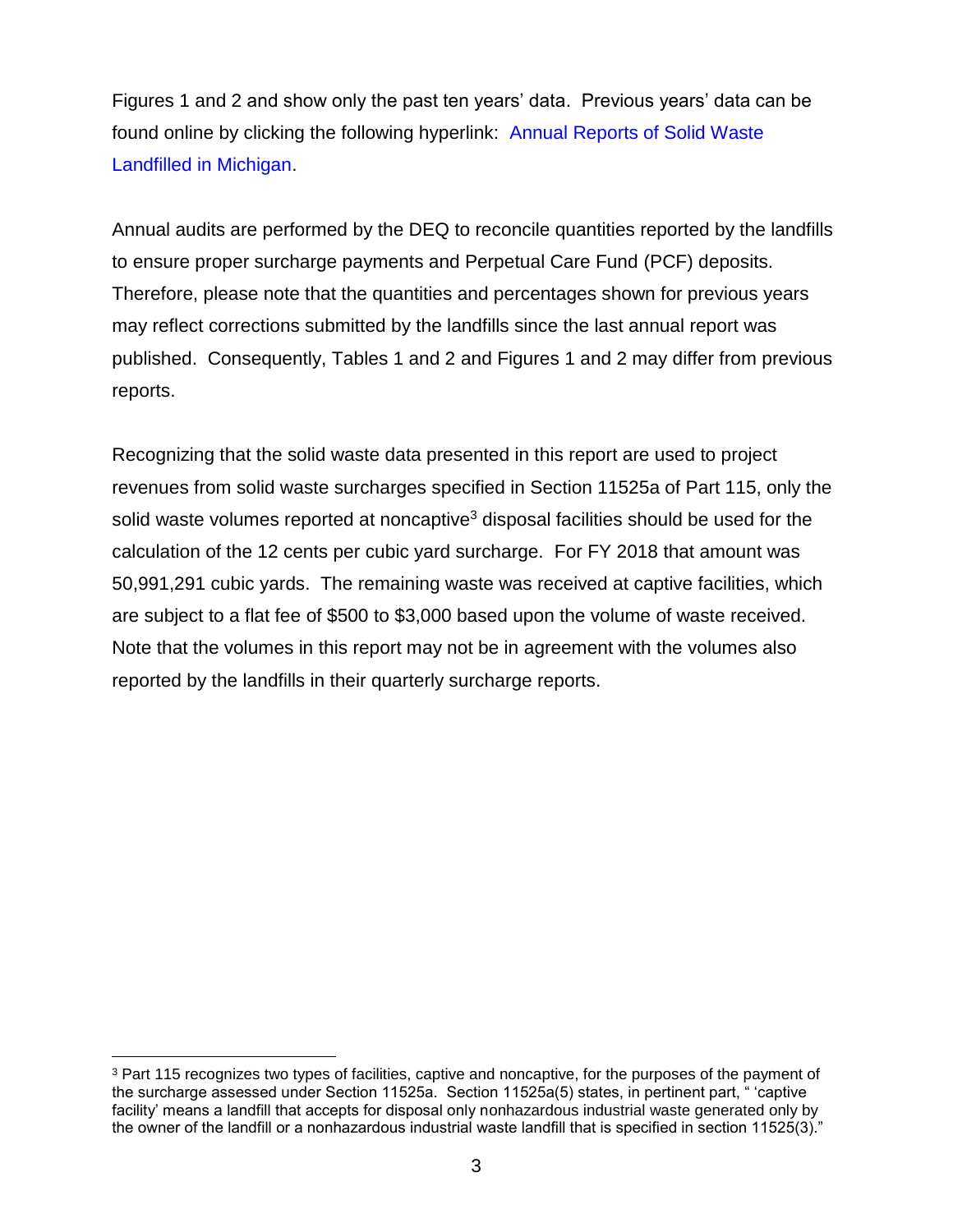Figures 1 and 2 and show only the past ten years' data. Previous years' data can be found online by clicking the following hyperlink: Annual Reports of Solid Waste Landfilled in Michigan.

Annual audits are performed by the DEQ to reconcile quantities reported by the landfills to ensure proper surcharge payments and Perpetual Care Fund (PCF) deposits. Therefore, please note that the quantities and percentages shown for previous years may reflect corrections submitted by the landfills since the last annual report was published. Consequently, Tables 1 and 2 and Figures 1 and 2 may differ from previous reports.

Recognizing that the solid waste data presented in this report are used to project revenues from solid waste surcharges specified in Section 11525a of Part 115, only the solid waste volumes reported at noncaptive[3] disposal facilities should be used for the calculation of the 12 cents per cubic yard surcharge. For FY 2018 that amount was 50,991,291 cubic yards. The remaining waste was received at captive facilities, which are subject to a flat fee of $500 to $3,000 based upon the volume of waste received. Note that the volumes in this report may not be in agreement with the volumes also reported by the landfills in their quarterly surcharge reports.

[3] Part 115 recognizes two types of facilities, captive and noncaptive, for the purposes of the payment of the surcharge assessed under Section 11525a. Section 11525a(5) states, in pertinent part, " 'captive facility' means a landfill that accepts for disposal only nonhazardous industrial waste generated only by the owner of the landfill or a nonhazardous industrial waste landfill that is specified in section 11525(3)."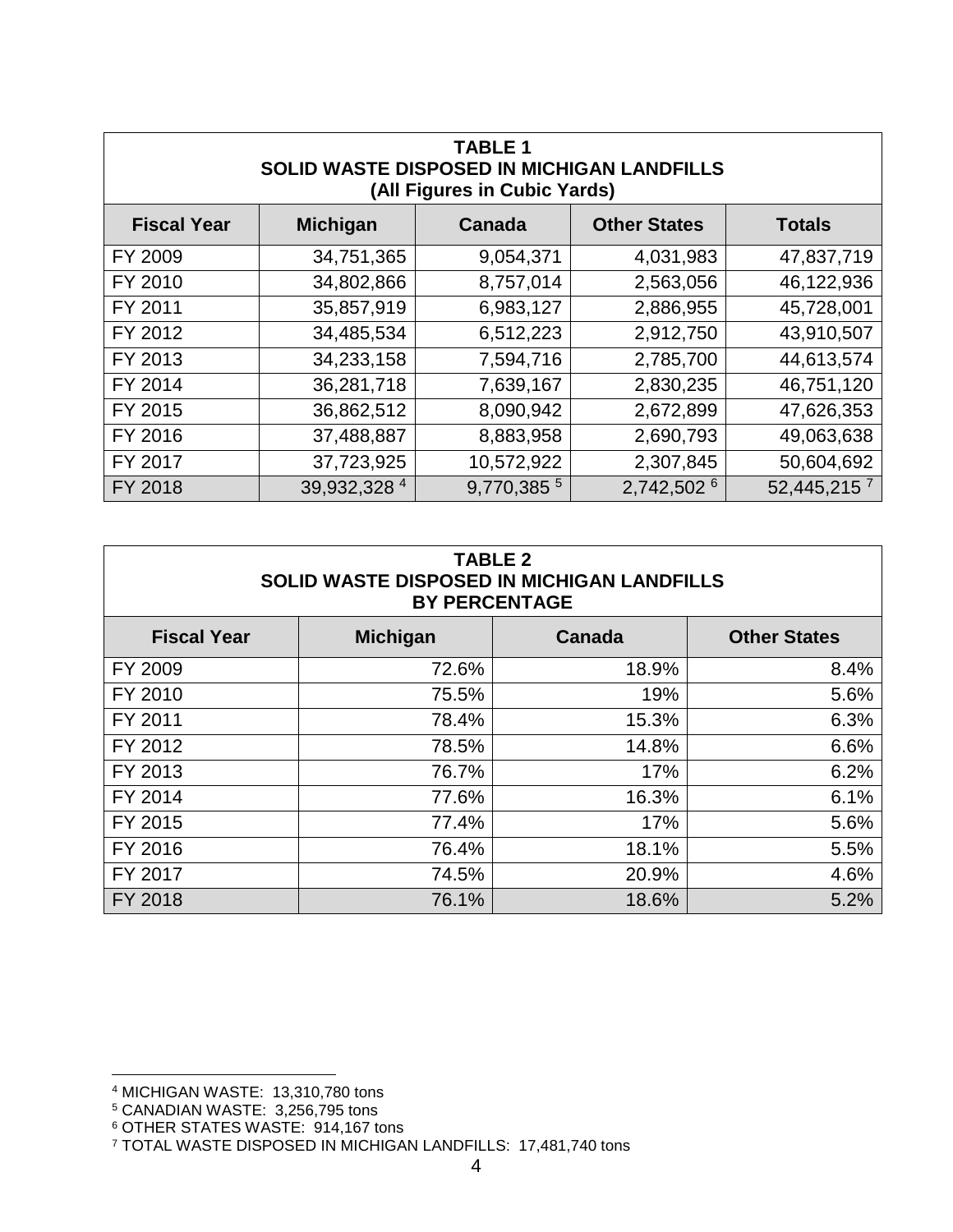| TABLE 1<br>SOLID WASTE DISPOSED IN MICHIGAN LANDFILLS<br>(All Figures in Cubic Yards) | | | | |
|---|---|---|---|---|
| **Fiscal Year** | **Michigan** | **Canada** | **Other States** | **Totals** |
| FY 2009 | 34,751,365 | 9,054,371 | 4,031,983 | 47,837,719 |
| FY 2010 | 34,802,866 | 8,757,014 | 2,563,056 | 46,122,936 |
| FY 2011 | 35,857,919 | 6,983,127 | 2,886,955 | 45,728,001 |
| FY 2012 | 34,485,534 | 6,512,223 | 2,912,750 | 43,910,507 |
| FY 2013 | 34,233,158 | 7,594,716 | 2,785,700 | 44,613,574 |
| FY 2014 | 36,281,718 | 7,639,167 | 2,830,235 | 46,751,120 |
| FY 2015 | 36,862,512 | 8,090,942 | 2,672,899 | 47,626,353 |
| FY 2016 | 37,488,887 | 8,883,958 | 2,690,793 | 49,063,638 |
| FY 2017 | 37,723,925 | 10,572,922 | 2,307,845 | 50,604,692 |
| FY 2018 | 39,932,328 [4] | 9,770,385 [5] | 2,742,502 [6] | 52,445,215 [7] |

| TABLE 2<br>SOLID WASTE DISPOSED IN MICHIGAN LANDFILLS<br>BY PERCENTAGE | | | |
|---|---|---|---|
| **Fiscal Year** | **Michigan** | **Canada** | **Other States** |
| FY 2009 | 72.6% | 18.9% | 8.4% |
| FY 2010 | 75.5% | 19% | 5.6% |
| FY 2011 | 78.4% | 15.3% | 6.3% |
| FY 2012 | 78.5% | 14.8% | 6.6% |
| FY 2013 | 76.7% | 17% | 6.2% |
| FY 2014 | 77.6% | 16.3% | 6.1% |
| FY 2015 | 77.4% | 17% | 5.6% |
| FY 2016 | 76.4% | 18.1% | 5.5% |
| FY 2017 | 74.5% | 20.9% | 4.6% |
| FY 2018 | 76.1% | 18.6% | 5.2% |

[4] MICHIGAN WASTE: 13,310,780 tons

[5] CANADIAN WASTE: 3,256,795 tons

[6] OTHER STATES WASTE: 914,167 tons

[7] TOTAL WASTE DISPOSED IN MICHIGAN LANDFILLS: 17,481,740 tons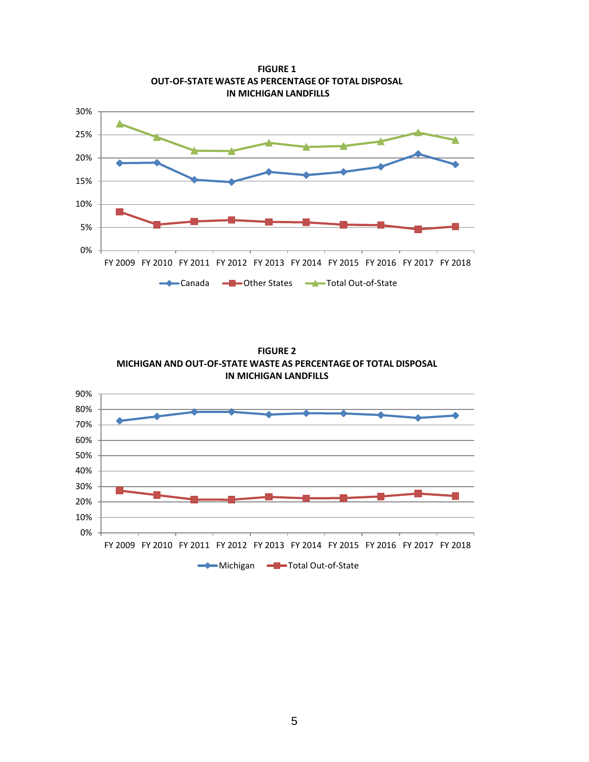**FIGURE 1**
**OUT-OF-STATE WASTE AS PERCENTAGE OF TOTAL DISPOSAL IN MICHIGAN LANDFILLS**

**FIGURE 2**
**MICHIGAN AND OUT-OF-STATE WASTE AS PERCENTAGE OF TOTAL DISPOSAL IN MICHIGAN LANDFILLS**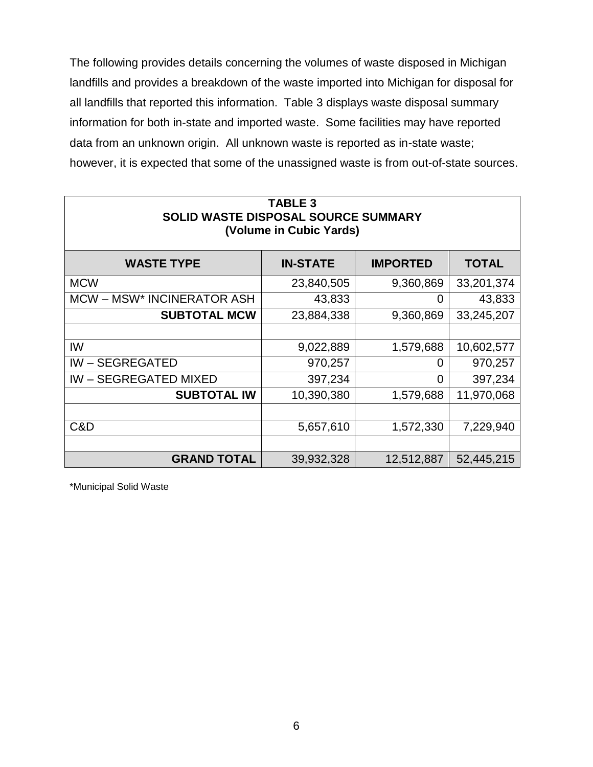The following provides details concerning the volumes of waste disposed in Michigan landfills and provides a breakdown of the waste imported into Michigan for disposal for all landfills that reported this information. Table 3 displays waste disposal summary information for both in-state and imported waste. Some facilities may have reported data from an unknown origin. All unknown waste is reported as in-state waste; however, it is expected that some of the unassigned waste is from out-of-state sources.

**TABLE 3**
**SOLID WASTE DISPOSAL SOURCE SUMMARY**
**(Volume in Cubic Yards)**

| WASTE TYPE | IN-STATE | IMPORTED | TOTAL |
|---|---:|---:|---:|
| MCW | 23,840,505 | 9,360,869 | 33,201,374 |
| MCW – MSW* INCINERATOR ASH | 43,833 | 0 | 43,833 |
| **SUBTOTAL MCW** | 23,884,338 | 9,360,869 | 33,245,207 |
| | | | |
| IW | 9,022,889 | 1,579,688 | 10,602,577 |
| IW – SEGREGATED | 970,257 | 0 | 970,257 |
| IW – SEGREGATED MIXED | 397,234 | 0 | 397,234 |
| **SUBTOTAL IW** | 10,390,380 | 1,579,688 | 11,970,068 |
| | | | |
| C&D | 5,657,610 | 1,572,330 | 7,229,940 |
| | | | |
| **GRAND TOTAL** | 39,932,328 | 12,512,887 | 52,445,215 |

*Municipal Solid Waste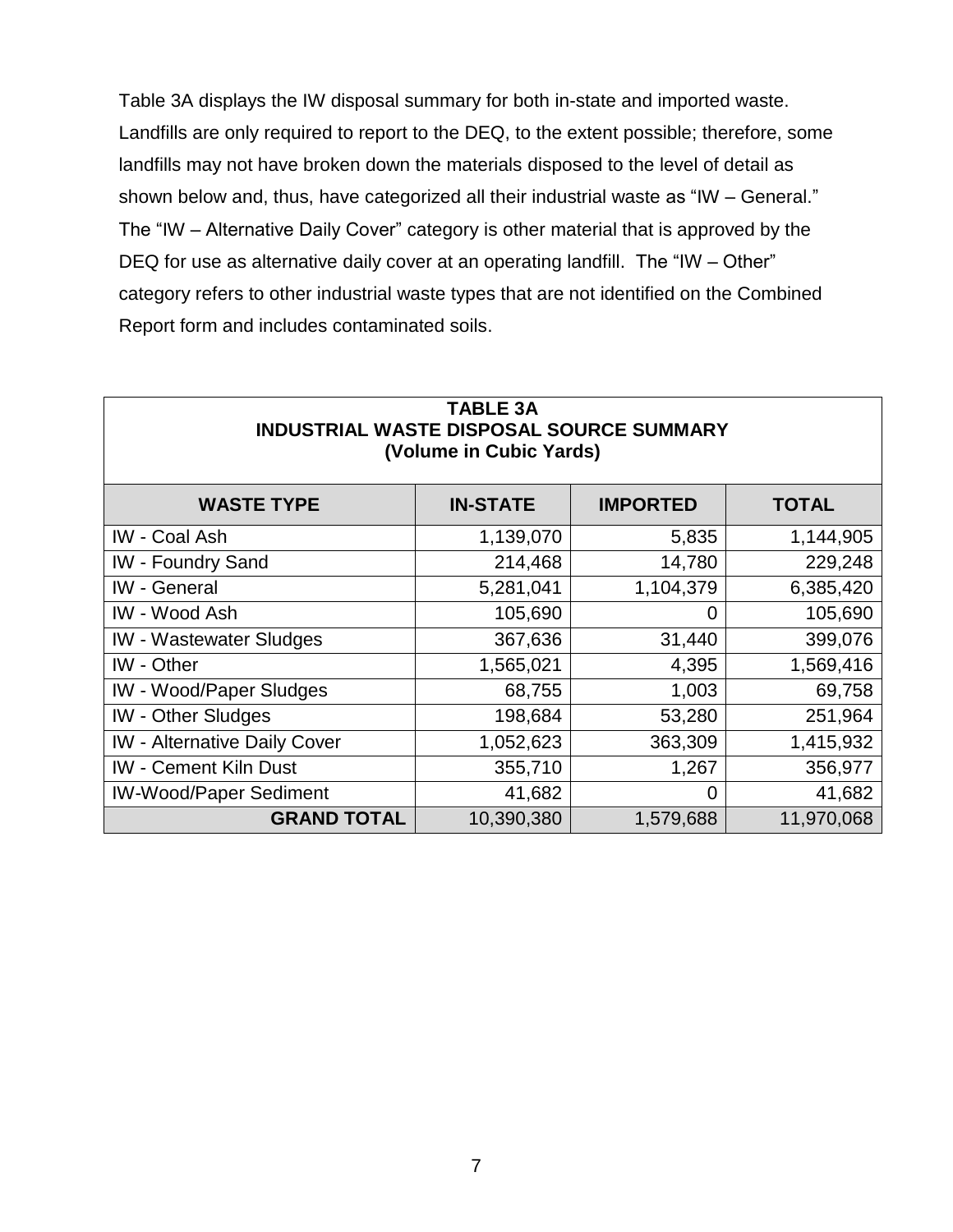Table 3A displays the IW disposal summary for both in-state and imported waste. Landfills are only required to report to the DEQ, to the extent possible; therefore, some landfills may not have broken down the materials disposed to the level of detail as shown below and, thus, have categorized all their industrial waste as "IW – General." The "IW – Alternative Daily Cover" category is other material that is approved by the DEQ for use as alternative daily cover at an operating landfill. The "IW – Other" category refers to other industrial waste types that are not identified on the Combined Report form and includes contaminated soils.

**TABLE 3A**
**INDUSTRIAL WASTE DISPOSAL SOURCE SUMMARY**
**(Volume in Cubic Yards)**

| WASTE TYPE | IN-STATE | IMPORTED | TOTAL |
|---|---|---|---|
| IW - Coal Ash | 1,139,070 | 5,835 | 1,144,905 |
| IW - Foundry Sand | 214,468 | 14,780 | 229,248 |
| IW - General | 5,281,041 | 1,104,379 | 6,385,420 |
| IW - Wood Ash | 105,690 | 0 | 105,690 |
| IW - Wastewater Sludges | 367,636 | 31,440 | 399,076 |
| IW - Other | 1,565,021 | 4,395 | 1,569,416 |
| IW - Wood/Paper Sludges | 68,755 | 1,003 | 69,758 |
| IW - Other Sludges | 198,684 | 53,280 | 251,964 |
| IW - Alternative Daily Cover | 1,052,623 | 363,309 | 1,415,932 |
| IW - Cement Kiln Dust | 355,710 | 1,267 | 356,977 |
| IW-Wood/Paper Sediment | 41,682 | 0 | 41,682 |
| **GRAND TOTAL** | 10,390,380 | 1,579,688 | 11,970,068 |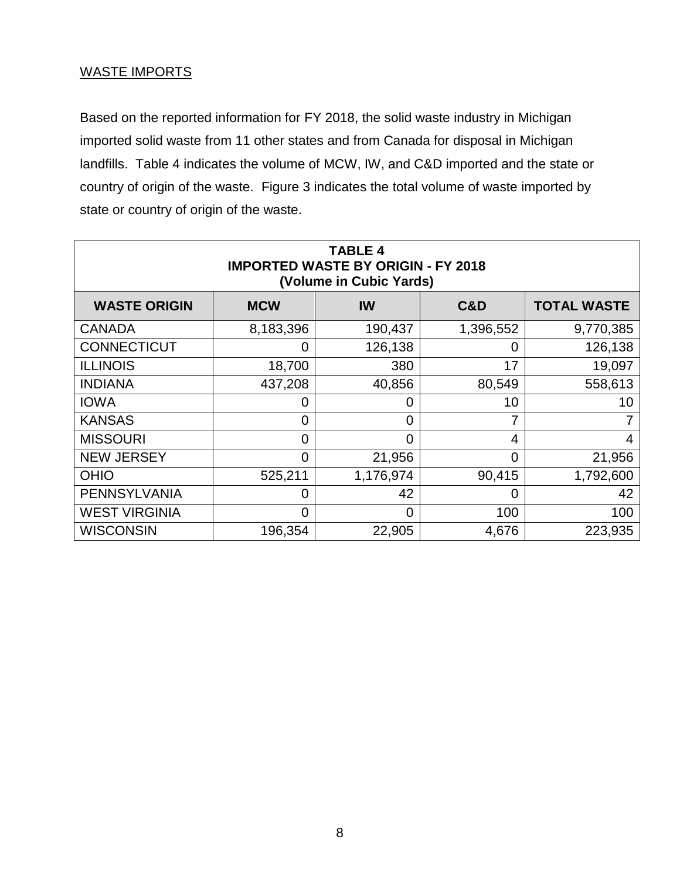WASTE IMPORTS

Based on the reported information for FY 2018, the solid waste industry in Michigan imported solid waste from 11 other states and from Canada for disposal in Michigan landfills. Table 4 indicates the volume of MCW, IW, and C&D imported and the state or country of origin of the waste. Figure 3 indicates the total volume of waste imported by state or country of origin of the waste.

**TABLE 4**
**IMPORTED WASTE BY ORIGIN - FY 2018**
**(Volume in Cubic Yards)**

| WASTE ORIGIN | MCW | IW | C&D | TOTAL WASTE |
|---|---|---|---|---|
| CANADA | 8,183,396 | 190,437 | 1,396,552 | 9,770,385 |
| CONNECTICUT | 0 | 126,138 | 0 | 126,138 |
| ILLINOIS | 18,700 | 380 | 17 | 19,097 |
| INDIANA | 437,208 | 40,856 | 80,549 | 558,613 |
| IOWA | 0 | 0 | 10 | 10 |
| KANSAS | 0 | 0 | 7 | 7 |
| MISSOURI | 0 | 0 | 4 | 4 |
| NEW JERSEY | 0 | 21,956 | 0 | 21,956 |
| OHIO | 525,211 | 1,176,974 | 90,415 | 1,792,600 |
| PENNSYLVANIA | 0 | 42 | 0 | 42 |
| WEST VIRGINIA | 0 | 0 | 100 | 100 |
| WISCONSIN | 196,354 | 22,905 | 4,676 | 223,935 |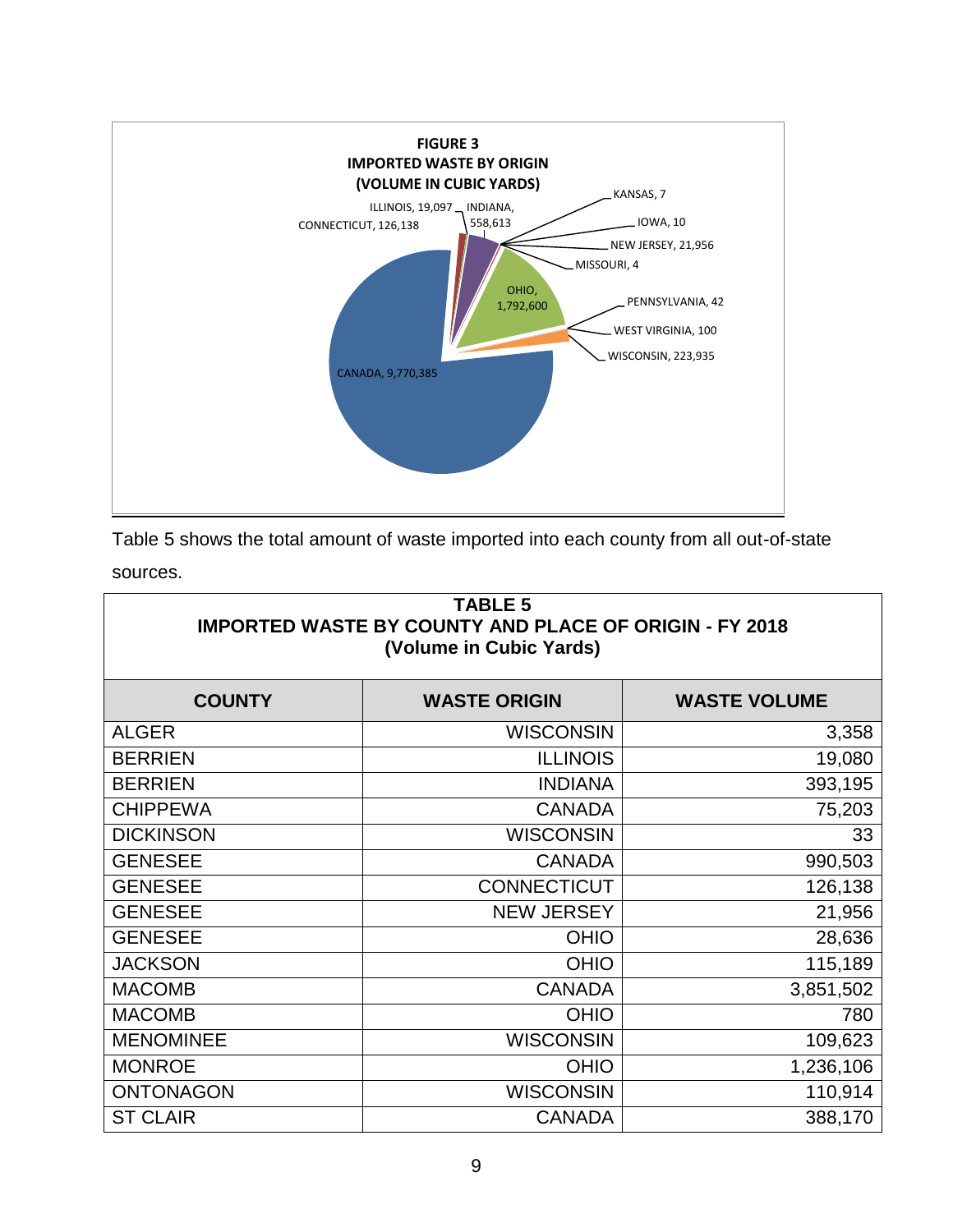**FIGURE 3**
**IMPORTED WASTE BY ORIGIN**
**(VOLUME IN CUBIC YARDS)**

CANADA, 9,770,385
CONNECTICUT, 126,138
ILLINOIS, 19,097
INDIANA, 558,613
KANSAS, 7
IOWA, 10
NEW JERSEY, 21,956
MISSOURI, 4
OHIO, 1,792,600
PENNSYLVANIA, 42
WEST VIRGINIA, 100
WISCONSIN, 223,935

Table 5 shows the total amount of waste imported into each county from all out-of-state sources.

**TABLE 5**
**IMPORTED WASTE BY COUNTY AND PLACE OF ORIGIN - FY 2018**
**(Volume in Cubic Yards)**

| COUNTY | WASTE ORIGIN | WASTE VOLUME |
|---|---:|---:|
| ALGER | WISCONSIN | 3,358 |
| BERRIEN | ILLINOIS | 19,080 |
| BERRIEN | INDIANA | 393,195 |
| CHIPPEWA | CANADA | 75,203 |
| DICKINSON | WISCONSIN | 33 |
| GENESEE | CANADA | 990,503 |
| GENESEE | CONNECTICUT | 126,138 |
| GENESEE | NEW JERSEY | 21,956 |
| GENESEE | OHIO | 28,636 |
| JACKSON | OHIO | 115,189 |
| MACOMB | CANADA | 3,851,502 |
| MACOMB | OHIO | 780 |
| MENOMINEE | WISCONSIN | 109,623 |
| MONROE | OHIO | 1,236,106 |
| ONTONAGON | WISCONSIN | 110,914 |
| ST CLAIR | CANADA | 388,170 |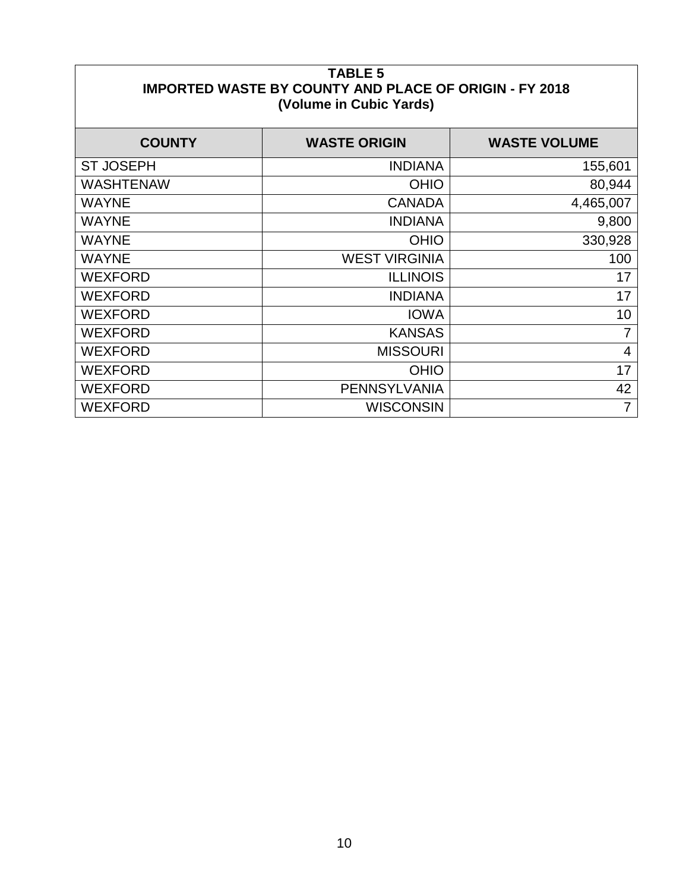**TABLE 5**
**IMPORTED WASTE BY COUNTY AND PLACE OF ORIGIN - FY 2018**
**(Volume in Cubic Yards)**

| COUNTY | WASTE ORIGIN | WASTE VOLUME |
|---|---:|---:|
| ST JOSEPH | INDIANA | 155,601 |
| WASHTENAW | OHIO | 80,944 |
| WAYNE | CANADA | 4,465,007 |
| WAYNE | INDIANA | 9,800 |
| WAYNE | OHIO | 330,928 |
| WAYNE | WEST VIRGINIA | 100 |
| WEXFORD | ILLINOIS | 17 |
| WEXFORD | INDIANA | 17 |
| WEXFORD | IOWA | 10 |
| WEXFORD | KANSAS | 7 |
| WEXFORD | MISSOURI | 4 |
| WEXFORD | OHIO | 17 |
| WEXFORD | PENNSYLVANIA | 42 |
| WEXFORD | WISCONSIN | 7 |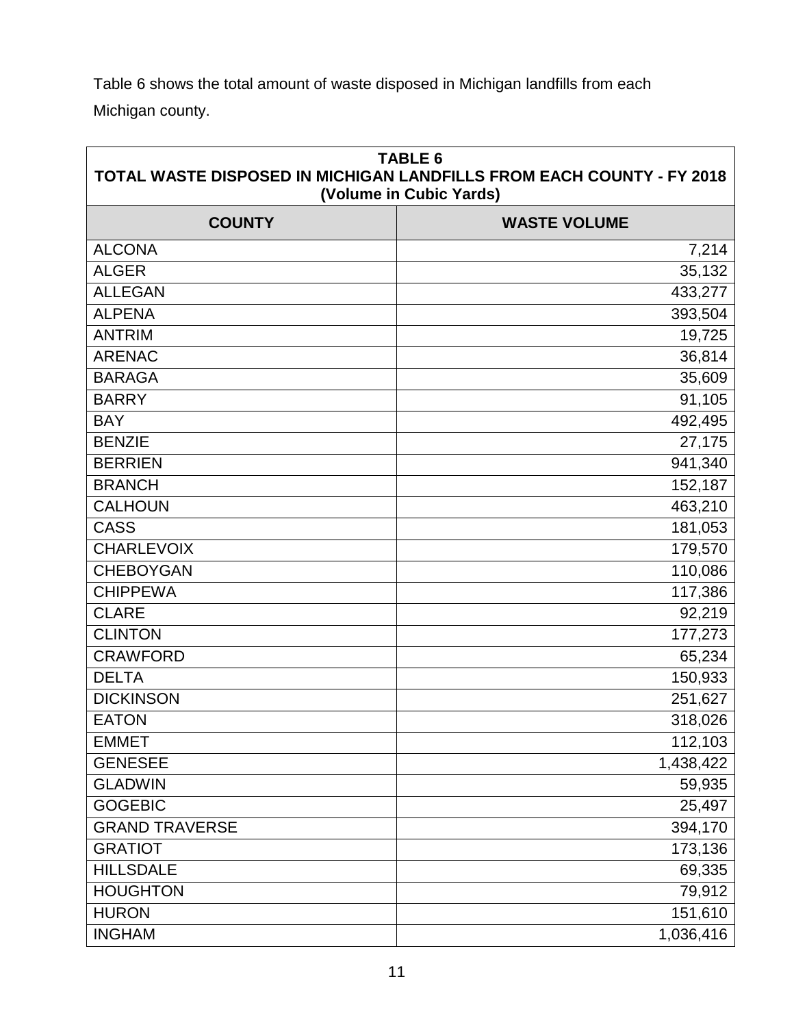Table 6 shows the total amount of waste disposed in Michigan landfills from each Michigan county.

| TABLE 6<br>TOTAL WASTE DISPOSED IN MICHIGAN LANDFILLS FROM EACH COUNTY - FY 2018<br>(Volume in Cubic Yards) | |
|---|---|
| **COUNTY** | **WASTE VOLUME** |
| ALCONA | 7,214 |
| ALGER | 35,132 |
| ALLEGAN | 433,277 |
| ALPENA | 393,504 |
| ANTRIM | 19,725 |
| ARENAC | 36,814 |
| BARAGA | 35,609 |
| BARRY | 91,105 |
| BAY | 492,495 |
| BENZIE | 27,175 |
| BERRIEN | 941,340 |
| BRANCH | 152,187 |
| CALHOUN | 463,210 |
| CASS | 181,053 |
| CHARLEVOIX | 179,570 |
| CHEBOYGAN | 110,086 |
| CHIPPEWA | 117,386 |
| CLARE | 92,219 |
| CLINTON | 177,273 |
| CRAWFORD | 65,234 |
| DELTA | 150,933 |
| DICKINSON | 251,627 |
| EATON | 318,026 |
| EMMET | 112,103 |
| GENESEE | 1,438,422 |
| GLADWIN | 59,935 |
| GOGEBIC | 25,497 |
| GRAND TRAVERSE | 394,170 |
| GRATIOT | 173,136 |
| HILLSDALE | 69,335 |
| HOUGHTON | 79,912 |
| HURON | 151,610 |
| INGHAM | 1,036,416 |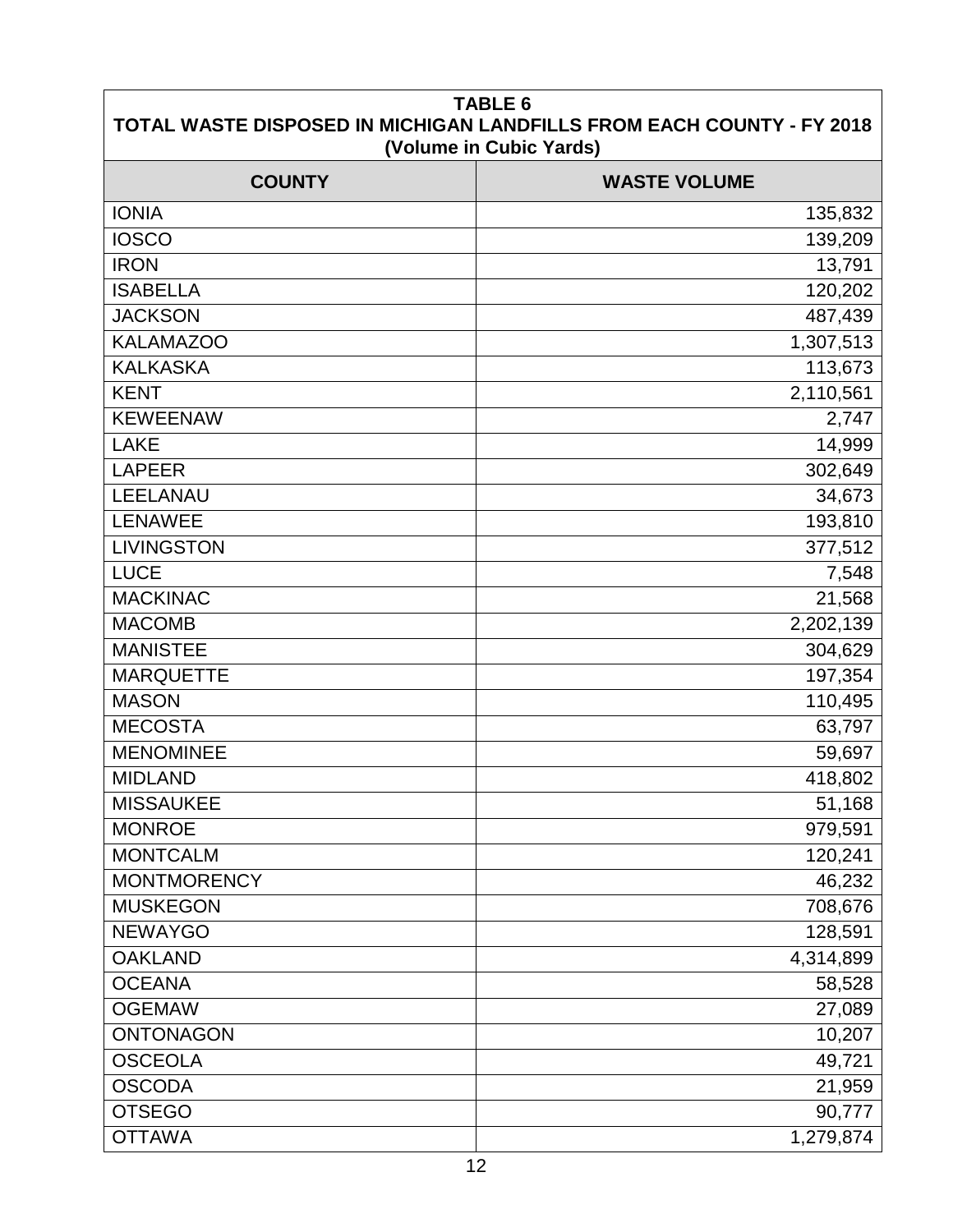| TABLE 6<br>TOTAL WASTE DISPOSED IN MICHIGAN LANDFILLS FROM EACH COUNTY - FY 2018<br>(Volume in Cubic Yards) | |
|---|---|
| **COUNTY** | **WASTE VOLUME** |
| IONIA | 135,832 |
| IOSCO | 139,209 |
| IRON | 13,791 |
| ISABELLA | 120,202 |
| JACKSON | 487,439 |
| KALAMAZOO | 1,307,513 |
| KALKASKA | 113,673 |
| KENT | 2,110,561 |
| KEWEENAW | 2,747 |
| LAKE | 14,999 |
| LAPEER | 302,649 |
| LEELANAU | 34,673 |
| LENAWEE | 193,810 |
| LIVINGSTON | 377,512 |
| LUCE | 7,548 |
| MACKINAC | 21,568 |
| MACOMB | 2,202,139 |
| MANISTEE | 304,629 |
| MARQUETTE | 197,354 |
| MASON | 110,495 |
| MECOSTA | 63,797 |
| MENOMINEE | 59,697 |
| MIDLAND | 418,802 |
| MISSAUKEE | 51,168 |
| MONROE | 979,591 |
| MONTCALM | 120,241 |
| MONTMORENCY | 46,232 |
| MUSKEGON | 708,676 |
| NEWAYGO | 128,591 |
| OAKLAND | 4,314,899 |
| OCEANA | 58,528 |
| OGEMAW | 27,089 |
| ONTONAGON | 10,207 |
| OSCEOLA | 49,721 |
| OSCODA | 21,959 |
| OTSEGO | 90,777 |
| OTTAWA | 1,279,874 |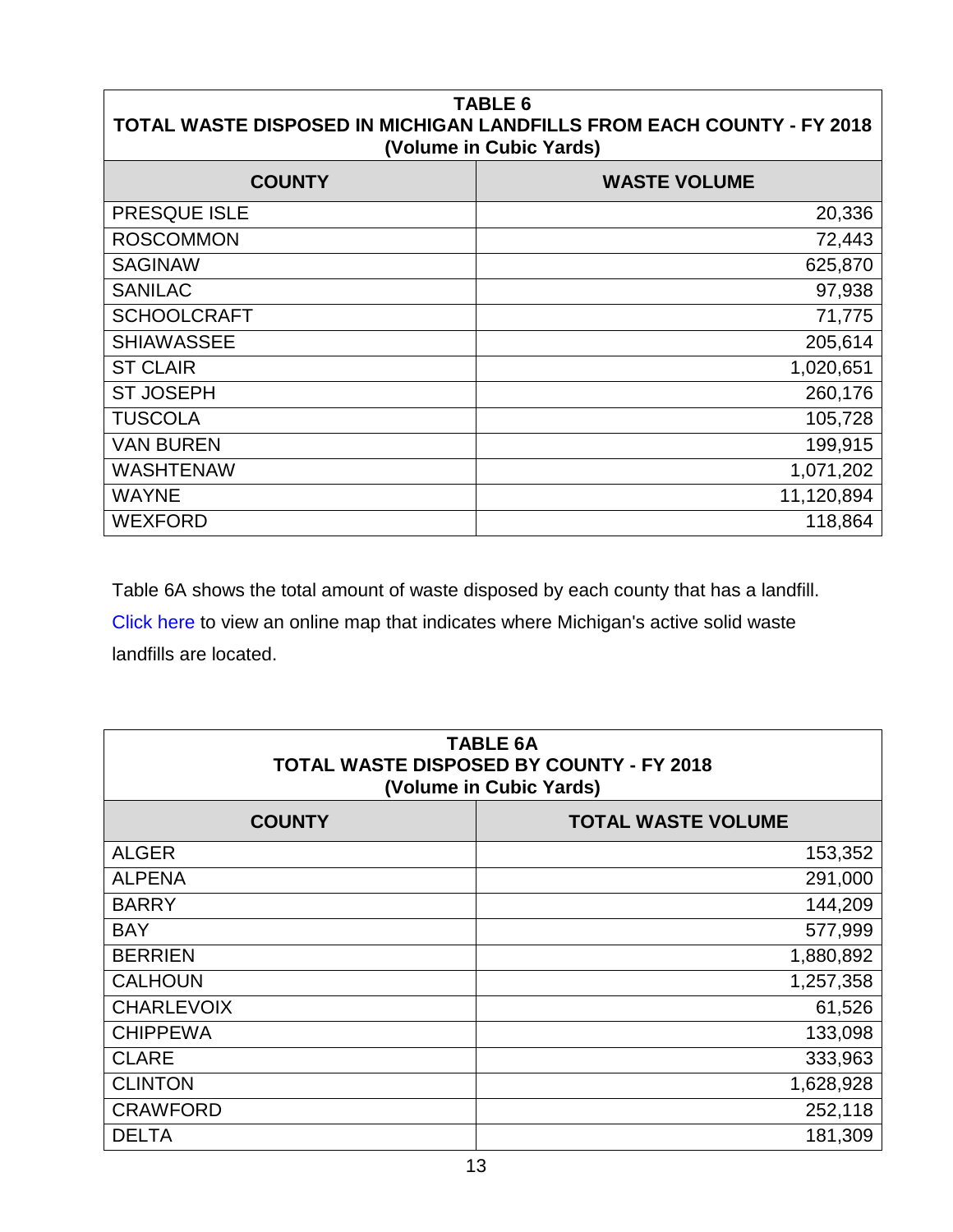| TABLE 6<br>TOTAL WASTE DISPOSED IN MICHIGAN LANDFILLS FROM EACH COUNTY - FY 2018<br>(Volume in Cubic Yards) | |
|---|---|
| **COUNTY** | **WASTE VOLUME** |
| PRESQUE ISLE | 20,336 |
| ROSCOMMON | 72,443 |
| SAGINAW | 625,870 |
| SANILAC | 97,938 |
| SCHOOLCRAFT | 71,775 |
| SHIAWASSEE | 205,614 |
| ST CLAIR | 1,020,651 |
| ST JOSEPH | 260,176 |
| TUSCOLA | 105,728 |
| VAN BUREN | 199,915 |
| WASHTENAW | 1,071,202 |
| WAYNE | 11,120,894 |
| WEXFORD | 118,864 |

Table 6A shows the total amount of waste disposed by each county that has a landfill. Click here to view an online map that indicates where Michigan's active solid waste landfills are located.

| TABLE 6A<br>TOTAL WASTE DISPOSED BY COUNTY - FY 2018<br>(Volume in Cubic Yards) | |
|---|---|
| **COUNTY** | **TOTAL WASTE VOLUME** |
| ALGER | 153,352 |
| ALPENA | 291,000 |
| BARRY | 144,209 |
| BAY | 577,999 |
| BERRIEN | 1,880,892 |
| CALHOUN | 1,257,358 |
| CHARLEVOIX | 61,526 |
| CHIPPEWA | 133,098 |
| CLARE | 333,963 |
| CLINTON | 1,628,928 |
| CRAWFORD | 252,118 |
| DELTA | 181,309 |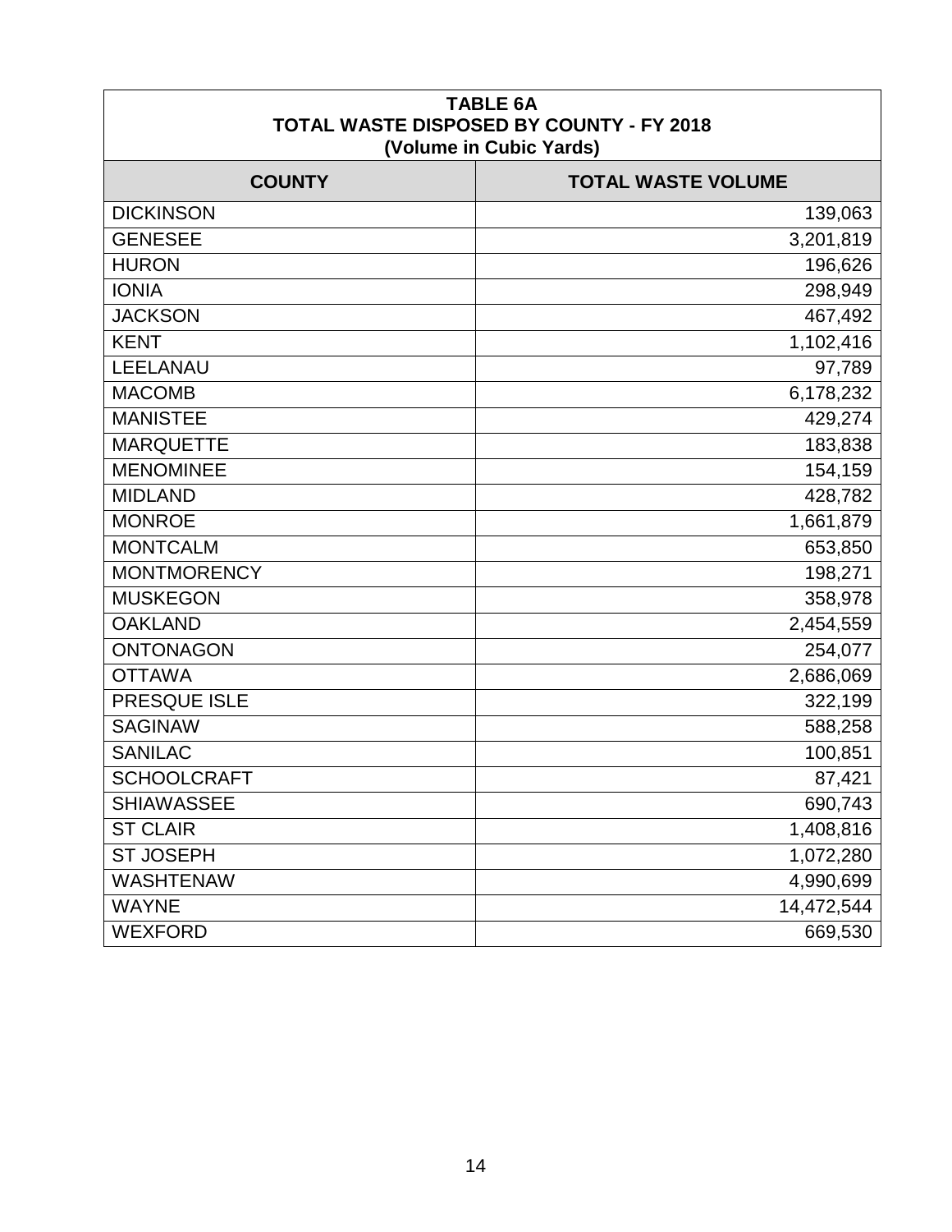| TABLE 6A<br>TOTAL WASTE DISPOSED BY COUNTY - FY 2018<br>(Volume in Cubic Yards) | |
|---|---|
| **COUNTY** | **TOTAL WASTE VOLUME** |
| DICKINSON | 139,063 |
| GENESEE | 3,201,819 |
| HURON | 196,626 |
| IONIA | 298,949 |
| JACKSON | 467,492 |
| KENT | 1,102,416 |
| LEELANAU | 97,789 |
| MACOMB | 6,178,232 |
| MANISTEE | 429,274 |
| MARQUETTE | 183,838 |
| MENOMINEE | 154,159 |
| MIDLAND | 428,782 |
| MONROE | 1,661,879 |
| MONTCALM | 653,850 |
| MONTMORENCY | 198,271 |
| MUSKEGON | 358,978 |
| OAKLAND | 2,454,559 |
| ONTONAGON | 254,077 |
| OTTAWA | 2,686,069 |
| PRESQUE ISLE | 322,199 |
| SAGINAW | 588,258 |
| SANILAC | 100,851 |
| SCHOOLCRAFT | 87,421 |
| SHIAWASSEE | 690,743 |
| ST CLAIR | 1,408,816 |
| ST JOSEPH | 1,072,280 |
| WASHTENAW | 4,990,699 |
| WAYNE | 14,472,544 |
| WEXFORD | 669,530 |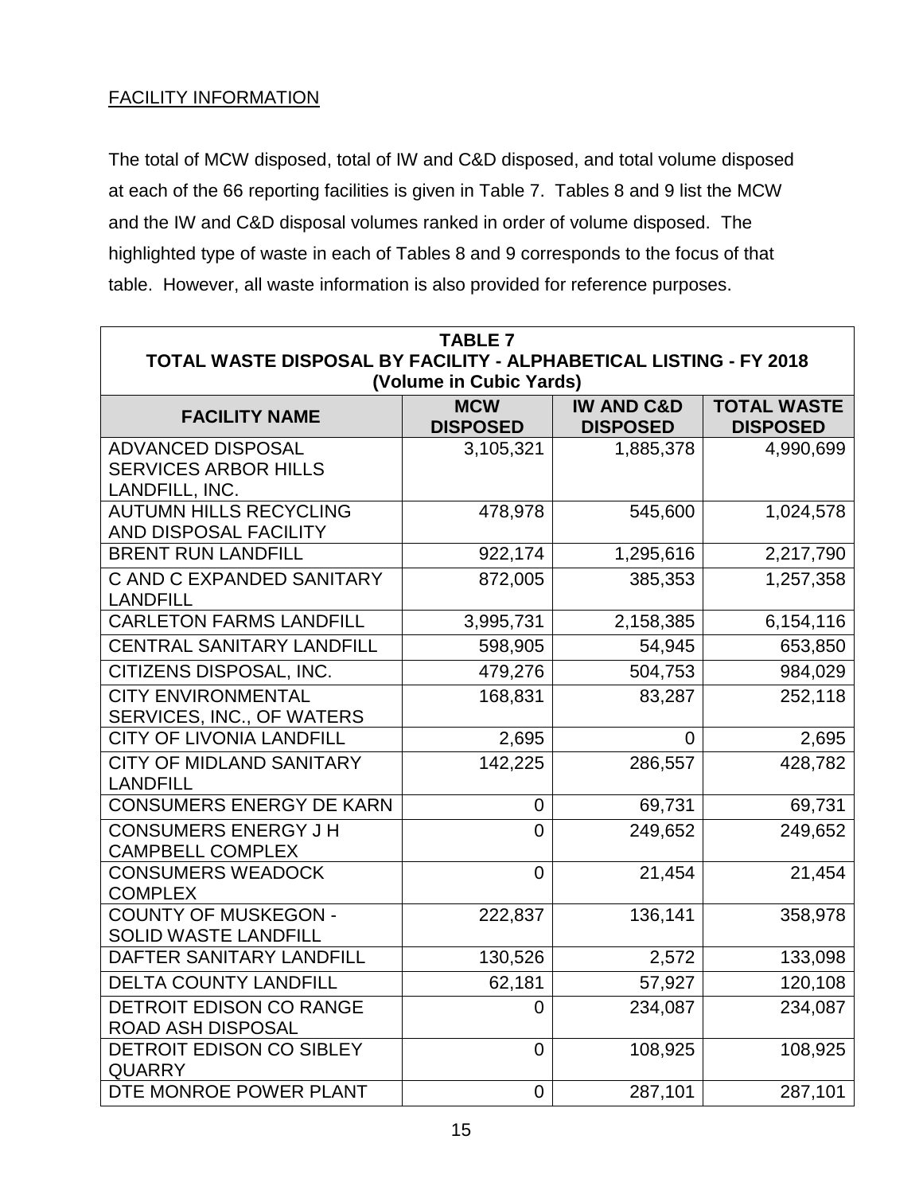## FACILITY INFORMATION

The total of MCW disposed, total of IW and C&D disposed, and total volume disposed at each of the 66 reporting facilities is given in Table 7. Tables 8 and 9 list the MCW and the IW and C&D disposal volumes ranked in order of volume disposed. The highlighted type of waste in each of Tables 8 and 9 corresponds to the focus of that table. However, all waste information is also provided for reference purposes.

**TABLE 7**
**TOTAL WASTE DISPOSAL BY FACILITY - ALPHABETICAL LISTING - FY 2018**
**(Volume in Cubic Yards)**

| FACILITY NAME | MCW DISPOSED | IW AND C&D DISPOSED | TOTAL WASTE DISPOSED |
|---|---|---|---|
| ADVANCED DISPOSAL SERVICES ARBOR HILLS LANDFILL, INC. | 3,105,321 | 1,885,378 | 4,990,699 |
| AUTUMN HILLS RECYCLING AND DISPOSAL FACILITY | 478,978 | 545,600 | 1,024,578 |
| BRENT RUN LANDFILL | 922,174 | 1,295,616 | 2,217,790 |
| C AND C EXPANDED SANITARY LANDFILL | 872,005 | 385,353 | 1,257,358 |
| CARLETON FARMS LANDFILL | 3,995,731 | 2,158,385 | 6,154,116 |
| CENTRAL SANITARY LANDFILL | 598,905 | 54,945 | 653,850 |
| CITIZENS DISPOSAL, INC. | 479,276 | 504,753 | 984,029 |
| CITY ENVIRONMENTAL SERVICES, INC., OF WATERS | 168,831 | 83,287 | 252,118 |
| CITY OF LIVONIA LANDFILL | 2,695 | 0 | 2,695 |
| CITY OF MIDLAND SANITARY LANDFILL | 142,225 | 286,557 | 428,782 |
| CONSUMERS ENERGY DE KARN | 0 | 69,731 | 69,731 |
| CONSUMERS ENERGY J H CAMPBELL COMPLEX | 0 | 249,652 | 249,652 |
| CONSUMERS WEADOCK COMPLEX | 0 | 21,454 | 21,454 |
| COUNTY OF MUSKEGON - SOLID WASTE LANDFILL | 222,837 | 136,141 | 358,978 |
| DAFTER SANITARY LANDFILL | 130,526 | 2,572 | 133,098 |
| DELTA COUNTY LANDFILL | 62,181 | 57,927 | 120,108 |
| DETROIT EDISON CO RANGE ROAD ASH DISPOSAL | 0 | 234,087 | 234,087 |
| DETROIT EDISON CO SIBLEY QUARRY | 0 | 108,925 | 108,925 |
| DTE MONROE POWER PLANT | 0 | 287,101 | 287,101 |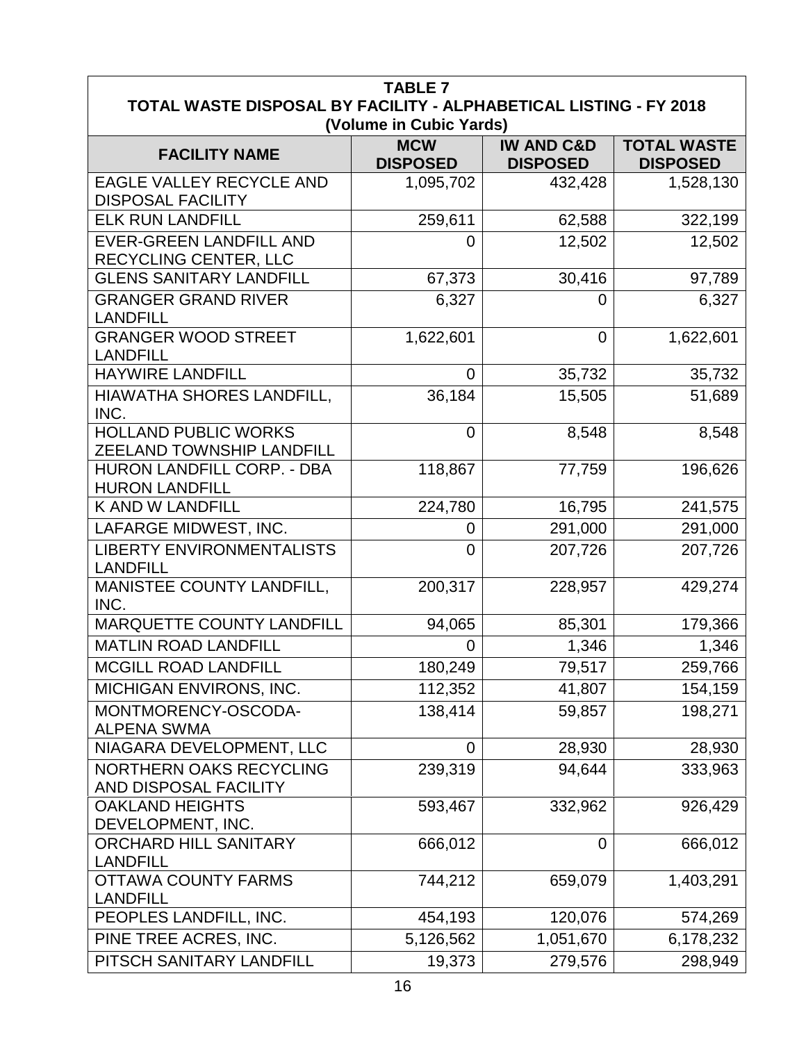**TABLE 7**
**TOTAL WASTE DISPOSAL BY FACILITY - ALPHABETICAL LISTING - FY 2018**
**(Volume in Cubic Yards)**

| FACILITY NAME | MCW DISPOSED | IW AND C&D DISPOSED | TOTAL WASTE DISPOSED |
|---|---|---|---|
| EAGLE VALLEY RECYCLE AND DISPOSAL FACILITY | 1,095,702 | 432,428 | 1,528,130 |
| ELK RUN LANDFILL | 259,611 | 62,588 | 322,199 |
| EVER-GREEN LANDFILL AND RECYCLING CENTER, LLC | 0 | 12,502 | 12,502 |
| GLENS SANITARY LANDFILL | 67,373 | 30,416 | 97,789 |
| GRANGER GRAND RIVER LANDFILL | 6,327 | 0 | 6,327 |
| GRANGER WOOD STREET LANDFILL | 1,622,601 | 0 | 1,622,601 |
| HAYWIRE LANDFILL | 0 | 35,732 | 35,732 |
| HIAWATHA SHORES LANDFILL, INC. | 36,184 | 15,505 | 51,689 |
| HOLLAND PUBLIC WORKS ZEELAND TOWNSHIP LANDFILL | 0 | 8,548 | 8,548 |
| HURON LANDFILL CORP. - DBA HURON LANDFILL | 118,867 | 77,759 | 196,626 |
| K AND W LANDFILL | 224,780 | 16,795 | 241,575 |
| LAFARGE MIDWEST, INC. | 0 | 291,000 | 291,000 |
| LIBERTY ENVIRONMENTALISTS LANDFILL | 0 | 207,726 | 207,726 |
| MANISTEE COUNTY LANDFILL, INC. | 200,317 | 228,957 | 429,274 |
| MARQUETTE COUNTY LANDFILL | 94,065 | 85,301 | 179,366 |
| MATLIN ROAD LANDFILL | 0 | 1,346 | 1,346 |
| MCGILL ROAD LANDFILL | 180,249 | 79,517 | 259,766 |
| MICHIGAN ENVIRONS, INC. | 112,352 | 41,807 | 154,159 |
| MONTMORENCY-OSCODA-ALPENA SWMA | 138,414 | 59,857 | 198,271 |
| NIAGARA DEVELOPMENT, LLC | 0 | 28,930 | 28,930 |
| NORTHERN OAKS RECYCLING AND DISPOSAL FACILITY | 239,319 | 94,644 | 333,963 |
| OAKLAND HEIGHTS DEVELOPMENT, INC. | 593,467 | 332,962 | 926,429 |
| ORCHARD HILL SANITARY LANDFILL | 666,012 | 0 | 666,012 |
| OTTAWA COUNTY FARMS LANDFILL | 744,212 | 659,079 | 1,403,291 |
| PEOPLES LANDFILL, INC. | 454,193 | 120,076 | 574,269 |
| PINE TREE ACRES, INC. | 5,126,562 | 1,051,670 | 6,178,232 |
| PITSCH SANITARY LANDFILL | 19,373 | 279,576 | 298,949 |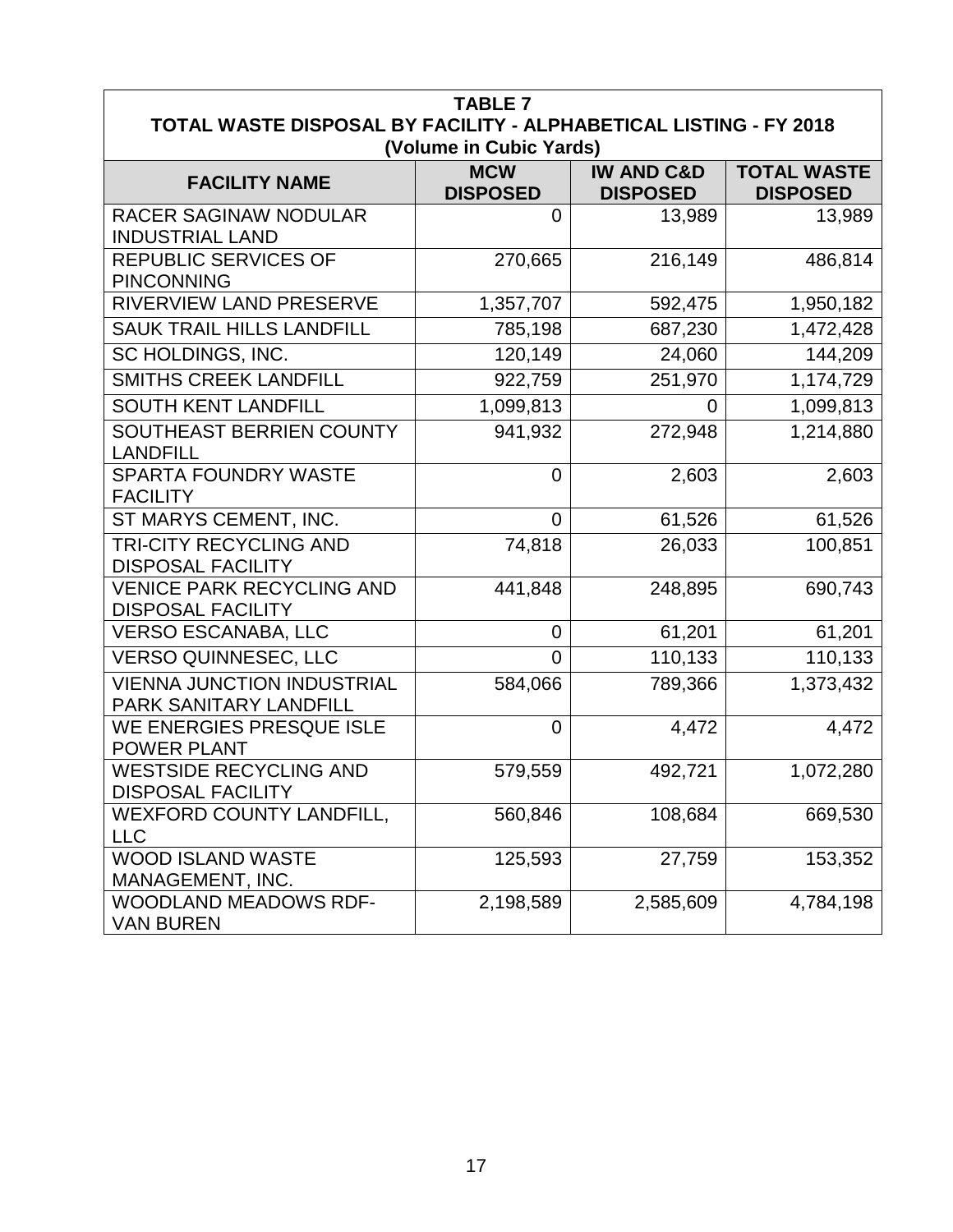**TABLE 7**
**TOTAL WASTE DISPOSAL BY FACILITY - ALPHABETICAL LISTING - FY 2018**
**(Volume in Cubic Yards)**

| FACILITY NAME | MCW DISPOSED | IW AND C&D DISPOSED | TOTAL WASTE DISPOSED |
|---|---|---|---|
| RACER SAGINAW NODULAR INDUSTRIAL LAND | 0 | 13,989 | 13,989 |
| REPUBLIC SERVICES OF PINCONNING | 270,665 | 216,149 | 486,814 |
| RIVERVIEW LAND PRESERVE | 1,357,707 | 592,475 | 1,950,182 |
| SAUK TRAIL HILLS LANDFILL | 785,198 | 687,230 | 1,472,428 |
| SC HOLDINGS, INC. | 120,149 | 24,060 | 144,209 |
| SMITHS CREEK LANDFILL | 922,759 | 251,970 | 1,174,729 |
| SOUTH KENT LANDFILL | 1,099,813 | 0 | 1,099,813 |
| SOUTHEAST BERRIEN COUNTY LANDFILL | 941,932 | 272,948 | 1,214,880 |
| SPARTA FOUNDRY WASTE FACILITY | 0 | 2,603 | 2,603 |
| ST MARYS CEMENT, INC. | 0 | 61,526 | 61,526 |
| TRI-CITY RECYCLING AND DISPOSAL FACILITY | 74,818 | 26,033 | 100,851 |
| VENICE PARK RECYCLING AND DISPOSAL FACILITY | 441,848 | 248,895 | 690,743 |
| VERSO ESCANABA, LLC | 0 | 61,201 | 61,201 |
| VERSO QUINNESEC, LLC | 0 | 110,133 | 110,133 |
| VIENNA JUNCTION INDUSTRIAL PARK SANITARY LANDFILL | 584,066 | 789,366 | 1,373,432 |
| WE ENERGIES PRESQUE ISLE POWER PLANT | 0 | 4,472 | 4,472 |
| WESTSIDE RECYCLING AND DISPOSAL FACILITY | 579,559 | 492,721 | 1,072,280 |
| WEXFORD COUNTY LANDFILL, LLC | 560,846 | 108,684 | 669,530 |
| WOOD ISLAND WASTE MANAGEMENT, INC. | 125,593 | 27,759 | 153,352 |
| WOODLAND MEADOWS RDF-VAN BUREN | 2,198,589 | 2,585,609 | 4,784,198 |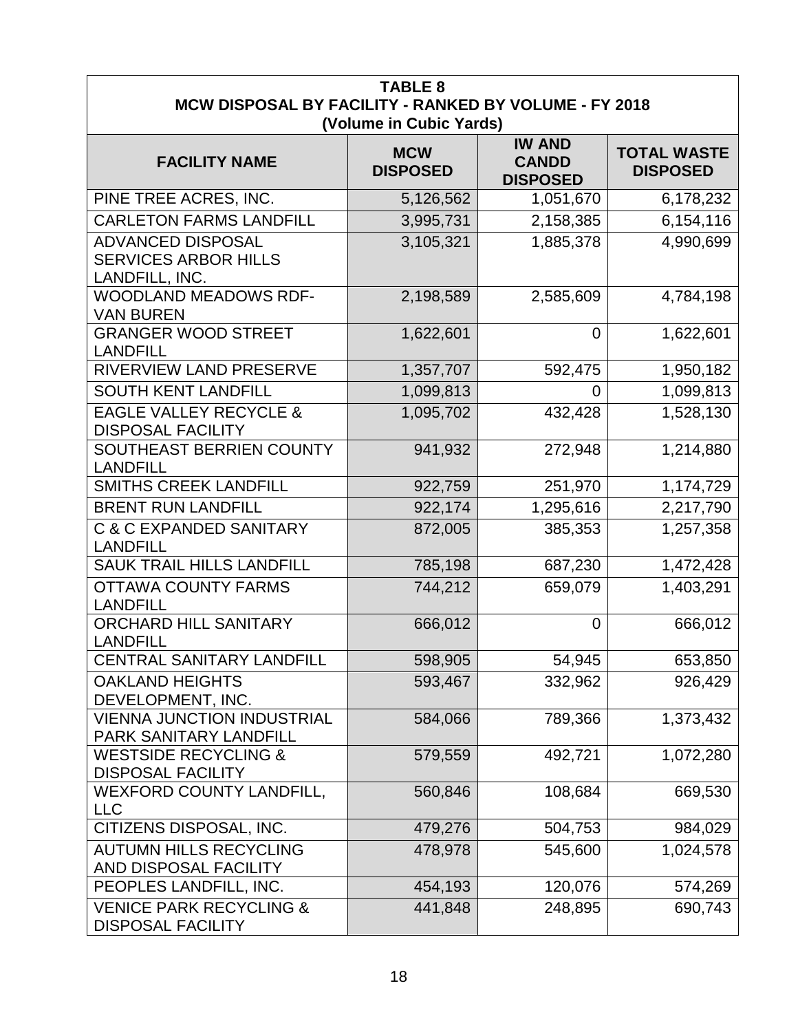| TABLE 8<br>MCW DISPOSAL BY FACILITY - RANKED BY VOLUME - FY 2018<br>(Volume in Cubic Yards) | | | |
|---|---|---|---|
| **FACILITY NAME** | **MCW DISPOSED** | **IW AND CANDD DISPOSED** | **TOTAL WASTE DISPOSED** |
| PINE TREE ACRES, INC. | 5,126,562 | 1,051,670 | 6,178,232 |
| CARLETON FARMS LANDFILL | 3,995,731 | 2,158,385 | 6,154,116 |
| ADVANCED DISPOSAL SERVICES ARBOR HILLS LANDFILL, INC. | 3,105,321 | 1,885,378 | 4,990,699 |
| WOODLAND MEADOWS RDF-VAN BUREN | 2,198,589 | 2,585,609 | 4,784,198 |
| GRANGER WOOD STREET LANDFILL | 1,622,601 | 0 | 1,622,601 |
| RIVERVIEW LAND PRESERVE | 1,357,707 | 592,475 | 1,950,182 |
| SOUTH KENT LANDFILL | 1,099,813 | 0 | 1,099,813 |
| EAGLE VALLEY RECYCLE & DISPOSAL FACILITY | 1,095,702 | 432,428 | 1,528,130 |
| SOUTHEAST BERRIEN COUNTY LANDFILL | 941,932 | 272,948 | 1,214,880 |
| SMITHS CREEK LANDFILL | 922,759 | 251,970 | 1,174,729 |
| BRENT RUN LANDFILL | 922,174 | 1,295,616 | 2,217,790 |
| C & C EXPANDED SANITARY LANDFILL | 872,005 | 385,353 | 1,257,358 |
| SAUK TRAIL HILLS LANDFILL | 785,198 | 687,230 | 1,472,428 |
| OTTAWA COUNTY FARMS LANDFILL | 744,212 | 659,079 | 1,403,291 |
| ORCHARD HILL SANITARY LANDFILL | 666,012 | 0 | 666,012 |
| CENTRAL SANITARY LANDFILL | 598,905 | 54,945 | 653,850 |
| OAKLAND HEIGHTS DEVELOPMENT, INC. | 593,467 | 332,962 | 926,429 |
| VIENNA JUNCTION INDUSTRIAL PARK SANITARY LANDFILL | 584,066 | 789,366 | 1,373,432 |
| WESTSIDE RECYCLING & DISPOSAL FACILITY | 579,559 | 492,721 | 1,072,280 |
| WEXFORD COUNTY LANDFILL, LLC | 560,846 | 108,684 | 669,530 |
| CITIZENS DISPOSAL, INC. | 479,276 | 504,753 | 984,029 |
| AUTUMN HILLS RECYCLING AND DISPOSAL FACILITY | 478,978 | 545,600 | 1,024,578 |
| PEOPLES LANDFILL, INC. | 454,193 | 120,076 | 574,269 |
| VENICE PARK RECYCLING & DISPOSAL FACILITY | 441,848 | 248,895 | 690,743 |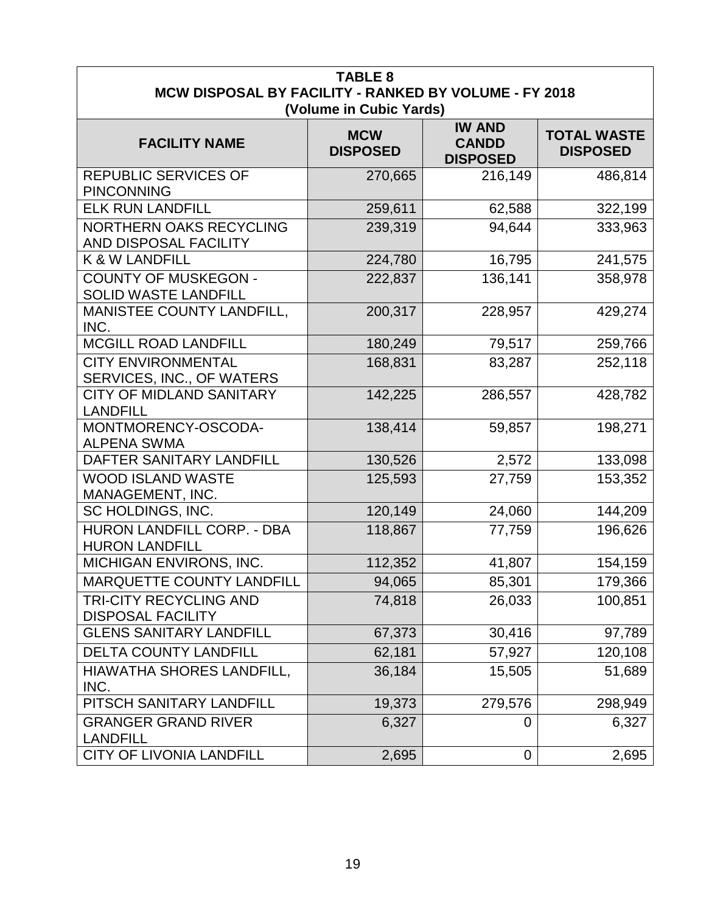**TABLE 8**
**MCW DISPOSAL BY FACILITY - RANKED BY VOLUME - FY 2018**
**(Volume in Cubic Yards)**

| FACILITY NAME | MCW DISPOSED | IW AND CANDD DISPOSED | TOTAL WASTE DISPOSED |
|---|---|---|---|
| REPUBLIC SERVICES OF PINCONNING | 270,665 | 216,149 | 486,814 |
| ELK RUN LANDFILL | 259,611 | 62,588 | 322,199 |
| NORTHERN OAKS RECYCLING AND DISPOSAL FACILITY | 239,319 | 94,644 | 333,963 |
| K & W LANDFILL | 224,780 | 16,795 | 241,575 |
| COUNTY OF MUSKEGON - SOLID WASTE LANDFILL | 222,837 | 136,141 | 358,978 |
| MANISTEE COUNTY LANDFILL, INC. | 200,317 | 228,957 | 429,274 |
| MCGILL ROAD LANDFILL | 180,249 | 79,517 | 259,766 |
| CITY ENVIRONMENTAL SERVICES, INC., OF WATERS | 168,831 | 83,287 | 252,118 |
| CITY OF MIDLAND SANITARY LANDFILL | 142,225 | 286,557 | 428,782 |
| MONTMORENCY-OSCODA-ALPENA SWMA | 138,414 | 59,857 | 198,271 |
| DAFTER SANITARY LANDFILL | 130,526 | 2,572 | 133,098 |
| WOOD ISLAND WASTE MANAGEMENT, INC. | 125,593 | 27,759 | 153,352 |
| SC HOLDINGS, INC. | 120,149 | 24,060 | 144,209 |
| HURON LANDFILL CORP. - DBA HURON LANDFILL | 118,867 | 77,759 | 196,626 |
| MICHIGAN ENVIRONS, INC. | 112,352 | 41,807 | 154,159 |
| MARQUETTE COUNTY LANDFILL | 94,065 | 85,301 | 179,366 |
| TRI-CITY RECYCLING AND DISPOSAL FACILITY | 74,818 | 26,033 | 100,851 |
| GLENS SANITARY LANDFILL | 67,373 | 30,416 | 97,789 |
| DELTA COUNTY LANDFILL | 62,181 | 57,927 | 120,108 |
| HIAWATHA SHORES LANDFILL, INC. | 36,184 | 15,505 | 51,689 |
| PITSCH SANITARY LANDFILL | 19,373 | 279,576 | 298,949 |
| GRANGER GRAND RIVER LANDFILL | 6,327 | 0 | 6,327 |
| CITY OF LIVONIA LANDFILL | 2,695 | 0 | 2,695 |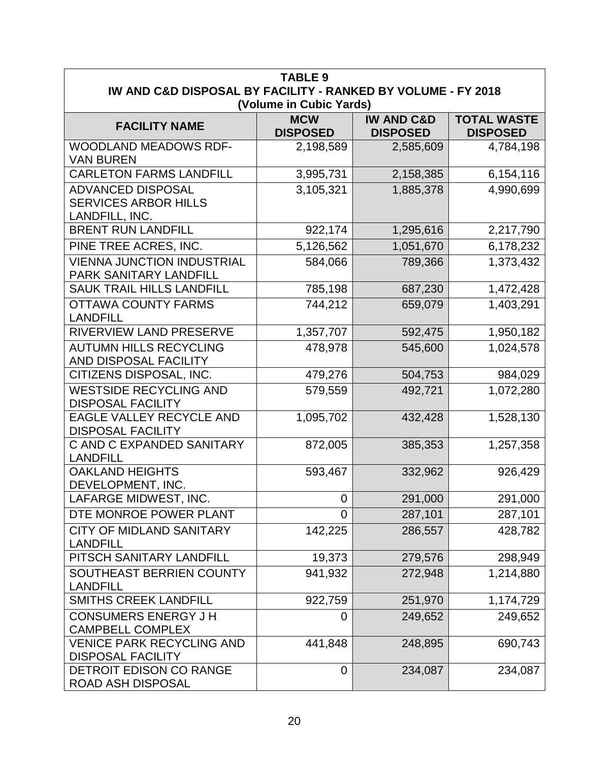**TABLE 9**
**IW AND C&D DISPOSAL BY FACILITY - RANKED BY VOLUME - FY 2018**
**(Volume in Cubic Yards)**

| FACILITY NAME | MCW DISPOSED | IW AND C&D DISPOSED | TOTAL WASTE DISPOSED |
|---|---|---|---|
| WOODLAND MEADOWS RDF-VAN BUREN | 2,198,589 | 2,585,609 | 4,784,198 |
| CARLETON FARMS LANDFILL | 3,995,731 | 2,158,385 | 6,154,116 |
| ADVANCED DISPOSAL SERVICES ARBOR HILLS LANDFILL, INC. | 3,105,321 | 1,885,378 | 4,990,699 |
| BRENT RUN LANDFILL | 922,174 | 1,295,616 | 2,217,790 |
| PINE TREE ACRES, INC. | 5,126,562 | 1,051,670 | 6,178,232 |
| VIENNA JUNCTION INDUSTRIAL PARK SANITARY LANDFILL | 584,066 | 789,366 | 1,373,432 |
| SAUK TRAIL HILLS LANDFILL | 785,198 | 687,230 | 1,472,428 |
| OTTAWA COUNTY FARMS LANDFILL | 744,212 | 659,079 | 1,403,291 |
| RIVERVIEW LAND PRESERVE | 1,357,707 | 592,475 | 1,950,182 |
| AUTUMN HILLS RECYCLING AND DISPOSAL FACILITY | 478,978 | 545,600 | 1,024,578 |
| CITIZENS DISPOSAL, INC. | 479,276 | 504,753 | 984,029 |
| WESTSIDE RECYCLING AND DISPOSAL FACILITY | 579,559 | 492,721 | 1,072,280 |
| EAGLE VALLEY RECYCLE AND DISPOSAL FACILITY | 1,095,702 | 432,428 | 1,528,130 |
| C AND C EXPANDED SANITARY LANDFILL | 872,005 | 385,353 | 1,257,358 |
| OAKLAND HEIGHTS DEVELOPMENT, INC. | 593,467 | 332,962 | 926,429 |
| LAFARGE MIDWEST, INC. | 0 | 291,000 | 291,000 |
| DTE MONROE POWER PLANT | 0 | 287,101 | 287,101 |
| CITY OF MIDLAND SANITARY LANDFILL | 142,225 | 286,557 | 428,782 |
| PITSCH SANITARY LANDFILL | 19,373 | 279,576 | 298,949 |
| SOUTHEAST BERRIEN COUNTY LANDFILL | 941,932 | 272,948 | 1,214,880 |
| SMITHS CREEK LANDFILL | 922,759 | 251,970 | 1,174,729 |
| CONSUMERS ENERGY J H CAMPBELL COMPLEX | 0 | 249,652 | 249,652 |
| VENICE PARK RECYCLING AND DISPOSAL FACILITY | 441,848 | 248,895 | 690,743 |
| DETROIT EDISON CO RANGE ROAD ASH DISPOSAL | 0 | 234,087 | 234,087 |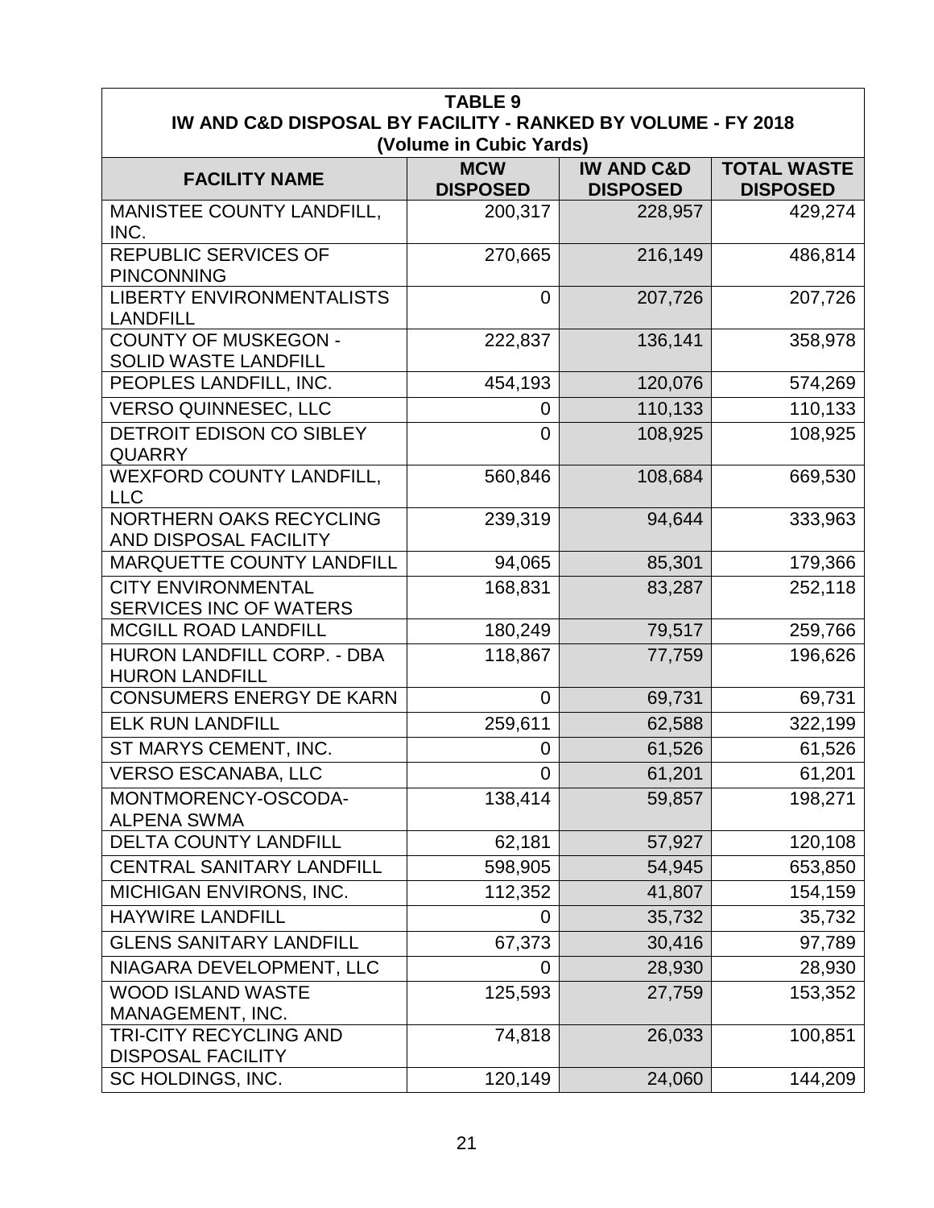**TABLE 9**
**IW AND C&D DISPOSAL BY FACILITY - RANKED BY VOLUME - FY 2018**
**(Volume in Cubic Yards)**

| FACILITY NAME | MCW DISPOSED | IW AND C&D DISPOSED | TOTAL WASTE DISPOSED |
|---|---|---|---|
| MANISTEE COUNTY LANDFILL, INC. | 200,317 | 228,957 | 429,274 |
| REPUBLIC SERVICES OF PINCONNING | 270,665 | 216,149 | 486,814 |
| LIBERTY ENVIRONMENTALISTS LANDFILL | 0 | 207,726 | 207,726 |
| COUNTY OF MUSKEGON - SOLID WASTE LANDFILL | 222,837 | 136,141 | 358,978 |
| PEOPLES LANDFILL, INC. | 454,193 | 120,076 | 574,269 |
| VERSO QUINNESEC, LLC | 0 | 110,133 | 110,133 |
| DETROIT EDISON CO SIBLEY QUARRY | 0 | 108,925 | 108,925 |
| WEXFORD COUNTY LANDFILL, LLC | 560,846 | 108,684 | 669,530 |
| NORTHERN OAKS RECYCLING AND DISPOSAL FACILITY | 239,319 | 94,644 | 333,963 |
| MARQUETTE COUNTY LANDFILL | 94,065 | 85,301 | 179,366 |
| CITY ENVIRONMENTAL SERVICES INC OF WATERS | 168,831 | 83,287 | 252,118 |
| MCGILL ROAD LANDFILL | 180,249 | 79,517 | 259,766 |
| HURON LANDFILL CORP. - DBA HURON LANDFILL | 118,867 | 77,759 | 196,626 |
| CONSUMERS ENERGY DE KARN | 0 | 69,731 | 69,731 |
| ELK RUN LANDFILL | 259,611 | 62,588 | 322,199 |
| ST MARYS CEMENT, INC. | 0 | 61,526 | 61,526 |
| VERSO ESCANABA, LLC | 0 | 61,201 | 61,201 |
| MONTMORENCY-OSCODA-ALPENA SWMA | 138,414 | 59,857 | 198,271 |
| DELTA COUNTY LANDFILL | 62,181 | 57,927 | 120,108 |
| CENTRAL SANITARY LANDFILL | 598,905 | 54,945 | 653,850 |
| MICHIGAN ENVIRONS, INC. | 112,352 | 41,807 | 154,159 |
| HAYWIRE LANDFILL | 0 | 35,732 | 35,732 |
| GLENS SANITARY LANDFILL | 67,373 | 30,416 | 97,789 |
| NIAGARA DEVELOPMENT, LLC | 0 | 28,930 | 28,930 |
| WOOD ISLAND WASTE MANAGEMENT, INC. | 125,593 | 27,759 | 153,352 |
| TRI-CITY RECYCLING AND DISPOSAL FACILITY | 74,818 | 26,033 | 100,851 |
| SC HOLDINGS, INC. | 120,149 | 24,060 | 144,209 |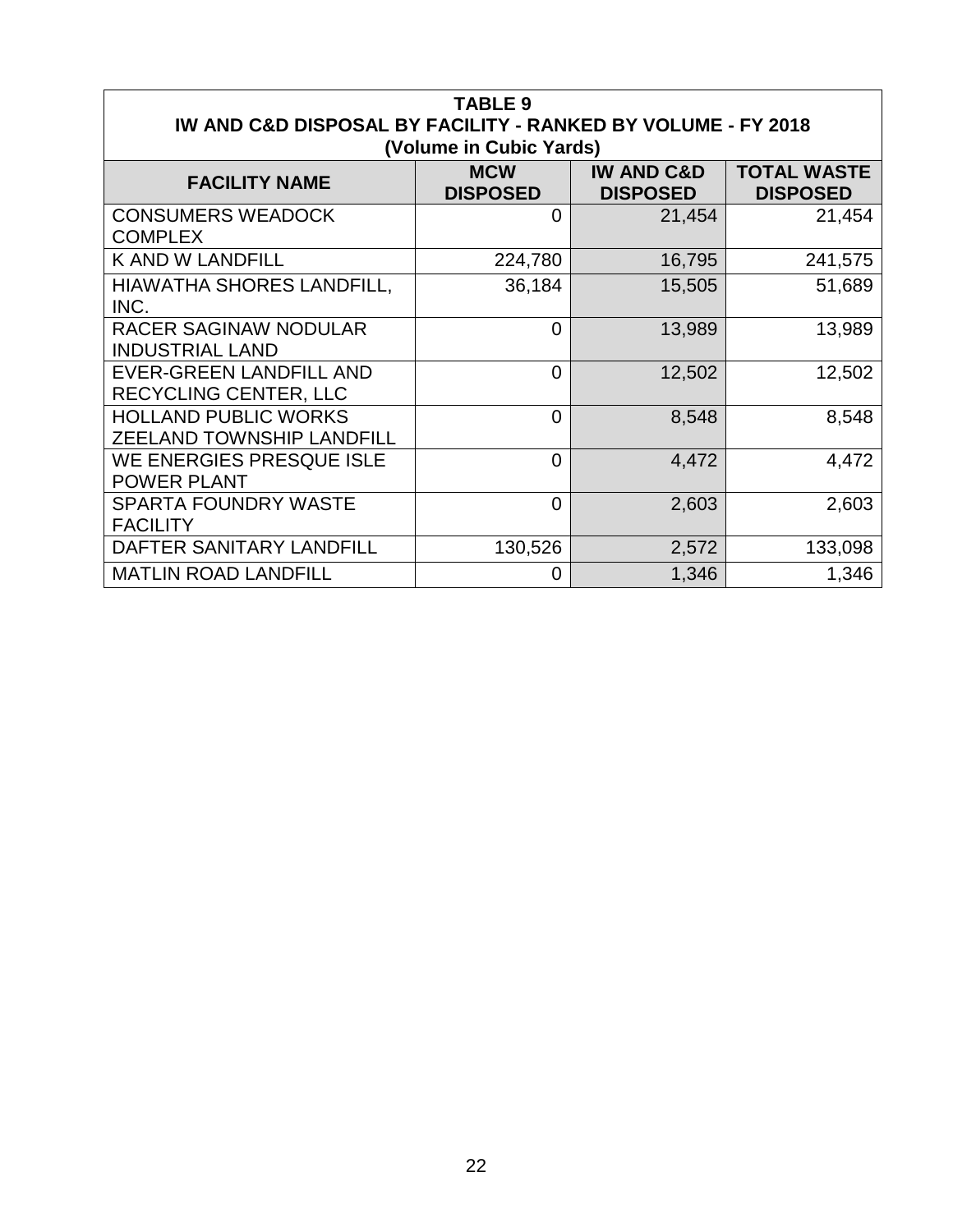**TABLE 9**
**IW AND C&D DISPOSAL BY FACILITY - RANKED BY VOLUME - FY 2018**
**(Volume in Cubic Yards)**

| FACILITY NAME | MCW DISPOSED | IW AND C&D DISPOSED | TOTAL WASTE DISPOSED |
|---|---|---|---|
| CONSUMERS WEADOCK COMPLEX | 0 | 21,454 | 21,454 |
| K AND W LANDFILL | 224,780 | 16,795 | 241,575 |
| HIAWATHA SHORES LANDFILL, INC. | 36,184 | 15,505 | 51,689 |
| RACER SAGINAW NODULAR INDUSTRIAL LAND | 0 | 13,989 | 13,989 |
| EVER-GREEN LANDFILL AND RECYCLING CENTER, LLC | 0 | 12,502 | 12,502 |
| HOLLAND PUBLIC WORKS ZEELAND TOWNSHIP LANDFILL | 0 | 8,548 | 8,548 |
| WE ENERGIES PRESQUE ISLE POWER PLANT | 0 | 4,472 | 4,472 |
| SPARTA FOUNDRY WASTE FACILITY | 0 | 2,603 | 2,603 |
| DAFTER SANITARY LANDFILL | 130,526 | 2,572 | 133,098 |
| MATLIN ROAD LANDFILL | 0 | 1,346 | 1,346 |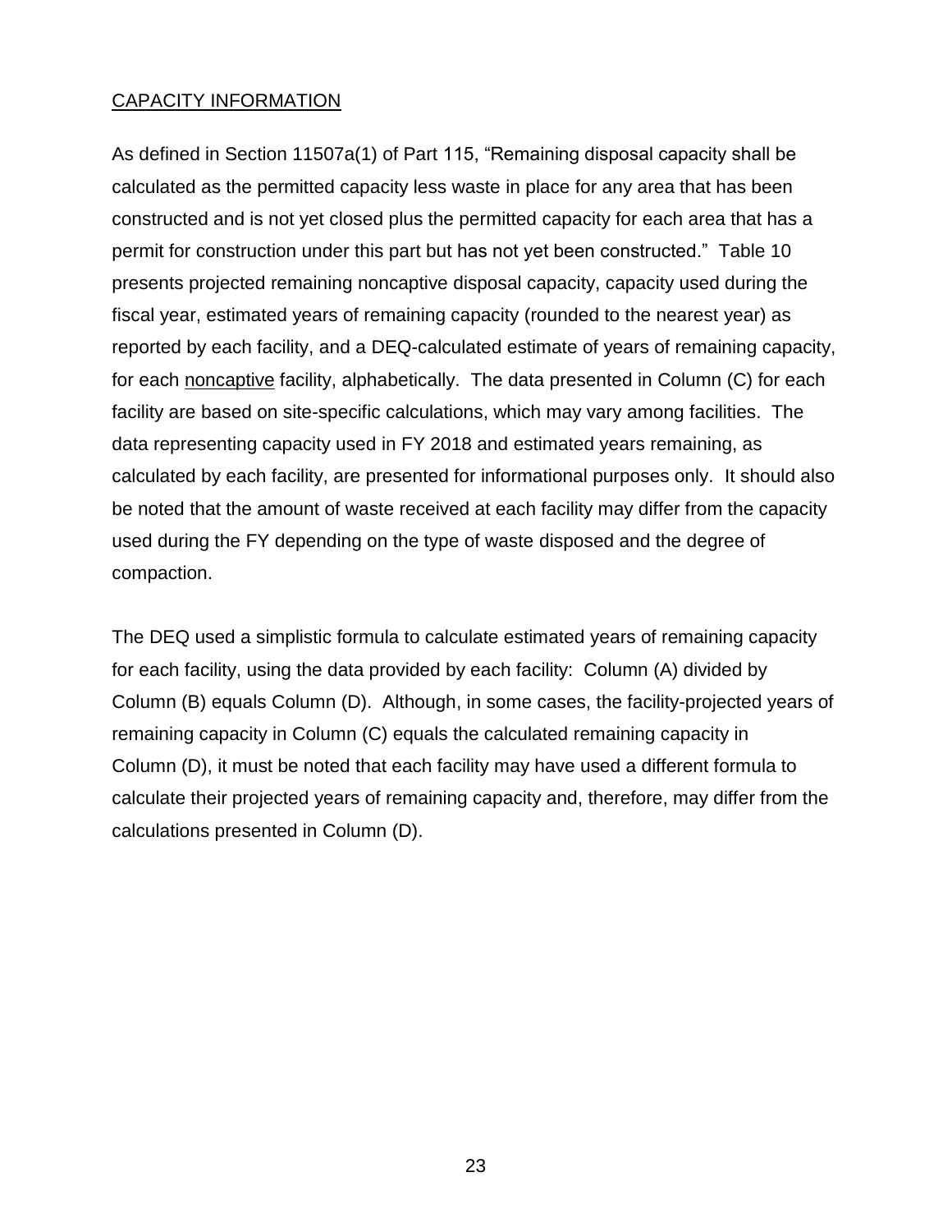## <u>CAPACITY INFORMATION</u>

As defined in Section 11507a(1) of Part 115, "Remaining disposal capacity shall be calculated as the permitted capacity less waste in place for any area that has been constructed and is not yet closed plus the permitted capacity for each area that has a permit for construction under this part but has not yet been constructed." Table 10 presents projected remaining noncaptive disposal capacity, capacity used during the fiscal year, estimated years of remaining capacity (rounded to the nearest year) as reported by each facility, and a DEQ-calculated estimate of years of remaining capacity, for each <u>noncaptive</u> facility, alphabetically. The data presented in Column (C) for each facility are based on site-specific calculations, which may vary among facilities. The data representing capacity used in FY 2018 and estimated years remaining, as calculated by each facility, are presented for informational purposes only. It should also be noted that the amount of waste received at each facility may differ from the capacity used during the FY depending on the type of waste disposed and the degree of compaction.

The DEQ used a simplistic formula to calculate estimated years of remaining capacity for each facility, using the data provided by each facility: Column (A) divided by Column (B) equals Column (D). Although, in some cases, the facility-projected years of remaining capacity in Column (C) equals the calculated remaining capacity in Column (D), it must be noted that each facility may have used a different formula to calculate their projected years of remaining capacity and, therefore, may differ from the calculations presented in Column (D).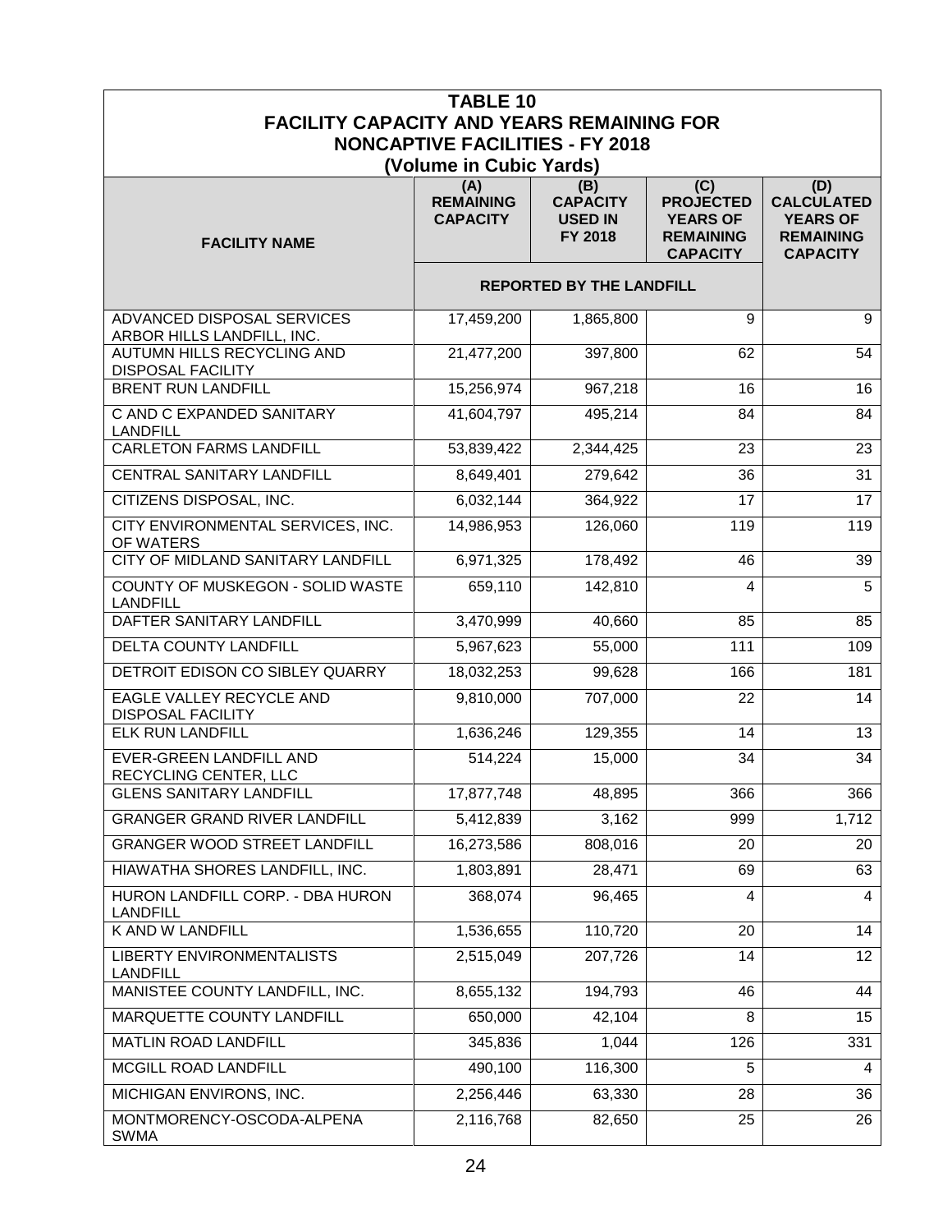## TABLE 10
## FACILITY CAPACITY AND YEARS REMAINING FOR NONCAPTIVE FACILITIES - FY 2018
### (Volume in Cubic Yards)

| FACILITY NAME | (A) REMAINING CAPACITY | (B) CAPACITY USED IN FY 2018 | (C) PROJECTED YEARS OF REMAINING CAPACITY | (D) CALCULATED YEARS OF REMAINING CAPACITY |
|---|---|---|---|---|
| | REPORTED BY THE LANDFILL | | | |
| ADVANCED DISPOSAL SERVICES ARBOR HILLS LANDFILL, INC. | 17,459,200 | 1,865,800 | 9 | 9 |
| AUTUMN HILLS RECYCLING AND DISPOSAL FACILITY | 21,477,200 | 397,800 | 62 | 54 |
| BRENT RUN LANDFILL | 15,256,974 | 967,218 | 16 | 16 |
| C AND C EXPANDED SANITARY LANDFILL | 41,604,797 | 495,214 | 84 | 84 |
| CARLETON FARMS LANDFILL | 53,839,422 | 2,344,425 | 23 | 23 |
| CENTRAL SANITARY LANDFILL | 8,649,401 | 279,642 | 36 | 31 |
| CITIZENS DISPOSAL, INC. | 6,032,144 | 364,922 | 17 | 17 |
| CITY ENVIRONMENTAL SERVICES, INC. OF WATERS | 14,986,953 | 126,060 | 119 | 119 |
| CITY OF MIDLAND SANITARY LANDFILL | 6,971,325 | 178,492 | 46 | 39 |
| COUNTY OF MUSKEGON - SOLID WASTE LANDFILL | 659,110 | 142,810 | 4 | 5 |
| DAFTER SANITARY LANDFILL | 3,470,999 | 40,660 | 85 | 85 |
| DELTA COUNTY LANDFILL | 5,967,623 | 55,000 | 111 | 109 |
| DETROIT EDISON CO SIBLEY QUARRY | 18,032,253 | 99,628 | 166 | 181 |
| EAGLE VALLEY RECYCLE AND DISPOSAL FACILITY | 9,810,000 | 707,000 | 22 | 14 |
| ELK RUN LANDFILL | 1,636,246 | 129,355 | 14 | 13 |
| EVER-GREEN LANDFILL AND RECYCLING CENTER, LLC | 514,224 | 15,000 | 34 | 34 |
| GLENS SANITARY LANDFILL | 17,877,748 | 48,895 | 366 | 366 |
| GRANGER GRAND RIVER LANDFILL | 5,412,839 | 3,162 | 999 | 1,712 |
| GRANGER WOOD STREET LANDFILL | 16,273,586 | 808,016 | 20 | 20 |
| HIAWATHA SHORES LANDFILL, INC. | 1,803,891 | 28,471 | 69 | 63 |
| HURON LANDFILL CORP. - DBA HURON LANDFILL | 368,074 | 96,465 | 4 | 4 |
| K AND W LANDFILL | 1,536,655 | 110,720 | 20 | 14 |
| LIBERTY ENVIRONMENTALISTS LANDFILL | 2,515,049 | 207,726 | 14 | 12 |
| MANISTEE COUNTY LANDFILL, INC. | 8,655,132 | 194,793 | 46 | 44 |
| MARQUETTE COUNTY LANDFILL | 650,000 | 42,104 | 8 | 15 |
| MATLIN ROAD LANDFILL | 345,836 | 1,044 | 126 | 331 |
| MCGILL ROAD LANDFILL | 490,100 | 116,300 | 5 | 4 |
| MICHIGAN ENVIRONS, INC. | 2,256,446 | 63,330 | 28 | 36 |
| MONTMORENCY-OSCODA-ALPENA SWMA | 2,116,768 | 82,650 | 25 | 26 |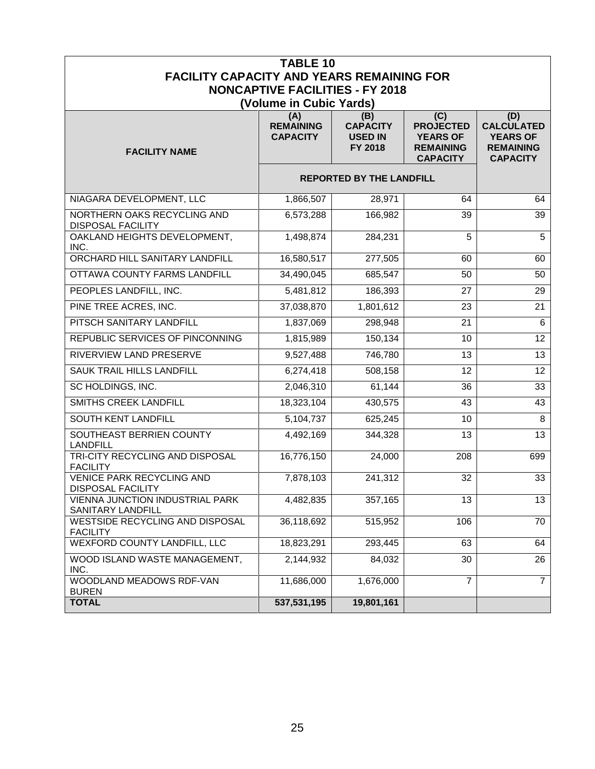## TABLE 10
## FACILITY CAPACITY AND YEARS REMAINING FOR NONCAPTIVE FACILITIES - FY 2018
## (Volume in Cubic Yards)

| FACILITY NAME | (A) REMAINING CAPACITY | (B) CAPACITY USED IN FY 2018 | (C) PROJECTED YEARS OF REMAINING CAPACITY | (D) CALCULATED YEARS OF REMAINING CAPACITY |
|---|---|---|---|---|
| | REPORTED BY THE LANDFILL | | | |
| NIAGARA DEVELOPMENT, LLC | 1,866,507 | 28,971 | 64 | 64 |
| NORTHERN OAKS RECYCLING AND DISPOSAL FACILITY | 6,573,288 | 166,982 | 39 | 39 |
| OAKLAND HEIGHTS DEVELOPMENT, INC. | 1,498,874 | 284,231 | 5 | 5 |
| ORCHARD HILL SANITARY LANDFILL | 16,580,517 | 277,505 | 60 | 60 |
| OTTAWA COUNTY FARMS LANDFILL | 34,490,045 | 685,547 | 50 | 50 |
| PEOPLES LANDFILL, INC. | 5,481,812 | 186,393 | 27 | 29 |
| PINE TREE ACRES, INC. | 37,038,870 | 1,801,612 | 23 | 21 |
| PITSCH SANITARY LANDFILL | 1,837,069 | 298,948 | 21 | 6 |
| REPUBLIC SERVICES OF PINCONNING | 1,815,989 | 150,134 | 10 | 12 |
| RIVERVIEW LAND PRESERVE | 9,527,488 | 746,780 | 13 | 13 |
| SAUK TRAIL HILLS LANDFILL | 6,274,418 | 508,158 | 12 | 12 |
| SC HOLDINGS, INC. | 2,046,310 | 61,144 | 36 | 33 |
| SMITHS CREEK LANDFILL | 18,323,104 | 430,575 | 43 | 43 |
| SOUTH KENT LANDFILL | 5,104,737 | 625,245 | 10 | 8 |
| SOUTHEAST BERRIEN COUNTY LANDFILL | 4,492,169 | 344,328 | 13 | 13 |
| TRI-CITY RECYCLING AND DISPOSAL FACILITY | 16,776,150 | 24,000 | 208 | 699 |
| VENICE PARK RECYCLING AND DISPOSAL FACILITY | 7,878,103 | 241,312 | 32 | 33 |
| VIENNA JUNCTION INDUSTRIAL PARK SANITARY LANDFILL | 4,482,835 | 357,165 | 13 | 13 |
| WESTSIDE RECYCLING AND DISPOSAL FACILITY | 36,118,692 | 515,952 | 106 | 70 |
| WEXFORD COUNTY LANDFILL, LLC | 18,823,291 | 293,445 | 63 | 64 |
| WOOD ISLAND WASTE MANAGEMENT, INC. | 2,144,932 | 84,032 | 30 | 26 |
| WOODLAND MEADOWS RDF-VAN BUREN | 11,686,000 | 1,676,000 | 7 | 7 |
| **TOTAL** | **537,531,195** | **19,801,161** | | |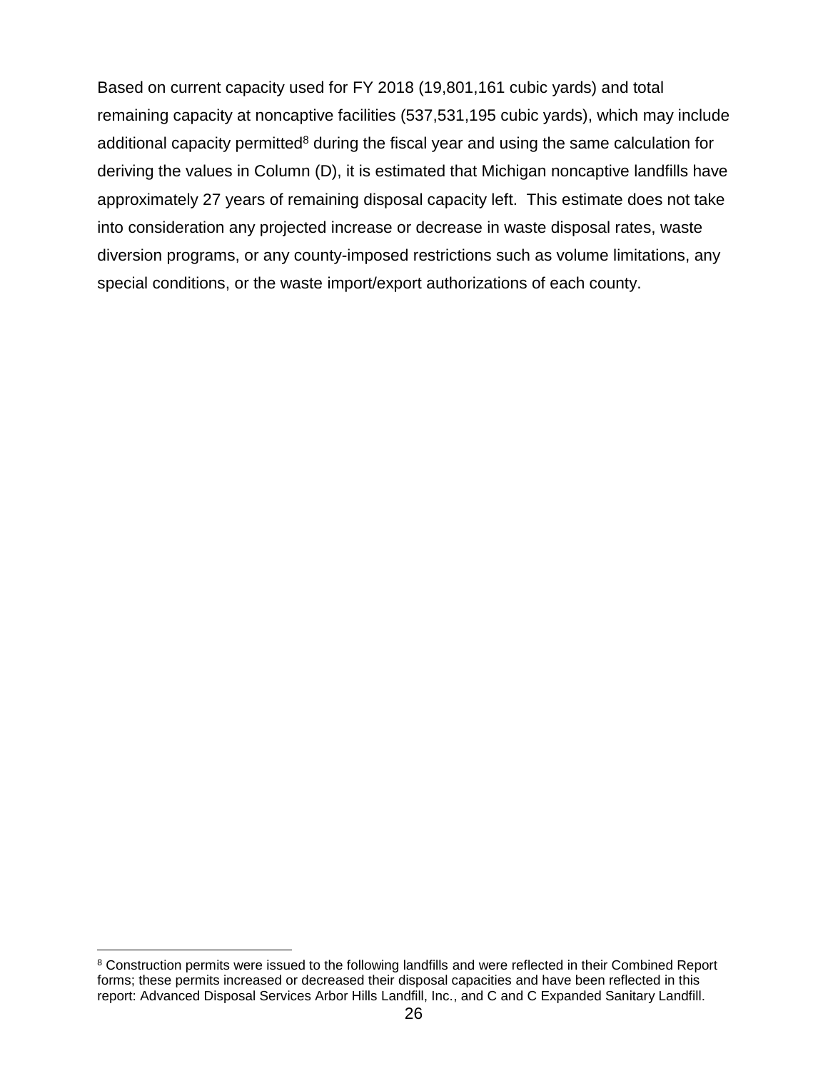Based on current capacity used for FY 2018 (19,801,161 cubic yards) and total remaining capacity at noncaptive facilities (537,531,195 cubic yards), which may include additional capacity permitted[8] during the fiscal year and using the same calculation for deriving the values in Column (D), it is estimated that Michigan noncaptive landfills have approximately 27 years of remaining disposal capacity left. This estimate does not take into consideration any projected increase or decrease in waste disposal rates, waste diversion programs, or any county-imposed restrictions such as volume limitations, any special conditions, or the waste import/export authorizations of each county.

---

[8] Construction permits were issued to the following landfills and were reflected in their Combined Report forms; these permits increased or decreased their disposal capacities and have been reflected in this report: Advanced Disposal Services Arbor Hills Landfill, Inc., and C and C Expanded Sanitary Landfill.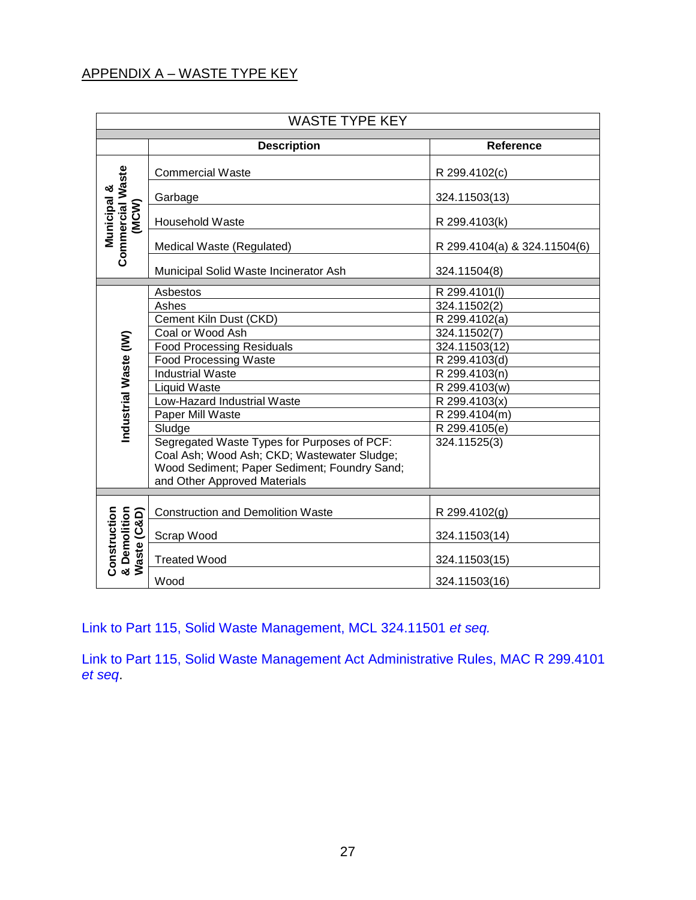## APPENDIX A – WASTE TYPE KEY

| WASTE TYPE KEY | | |
|---|---|---|
| | **Description** | **Reference** |
| **Municipal & Commercial Waste (MCW)** | Commercial Waste | R 299.4102(c) |
| | Garbage | 324.11503(13) |
| | Household Waste | R 299.4103(k) |
| | Medical Waste (Regulated) | R 299.4104(a) & 324.11504(6) |
| | Municipal Solid Waste Incinerator Ash | 324.11504(8) |
| **Industrial Waste (IW)** | Asbestos | R 299.4101(l) |
| | Ashes | 324.11502(2) |
| | Cement Kiln Dust (CKD) | R 299.4102(a) |
| | Coal or Wood Ash | 324.11502(7) |
| | Food Processing Residuals | 324.11503(12) |
| | Food Processing Waste | R 299.4103(d) |
| | Industrial Waste | R 299.4103(n) |
| | Liquid Waste | R 299.4103(w) |
| | Low-Hazard Industrial Waste | R 299.4103(x) |
| | Paper Mill Waste | R 299.4104(m) |
| | Sludge | R 299.4105(e) |
| | Segregated Waste Types for Purposes of PCF: Coal Ash; Wood Ash; CKD; Wastewater Sludge; Wood Sediment; Paper Sediment; Foundry Sand; and Other Approved Materials | 324.11525(3) |
| **Construction & Demolition Waste (C&D)** | Construction and Demolition Waste | R 299.4102(g) |
| | Scrap Wood | 324.11503(14) |
| | Treated Wood | 324.11503(15) |
| | Wood | 324.11503(16) |

Link to Part 115, Solid Waste Management, MCL 324.11501 *et seq.*

Link to Part 115, Solid Waste Management Act Administrative Rules, MAC R 299.4101 *et seq*.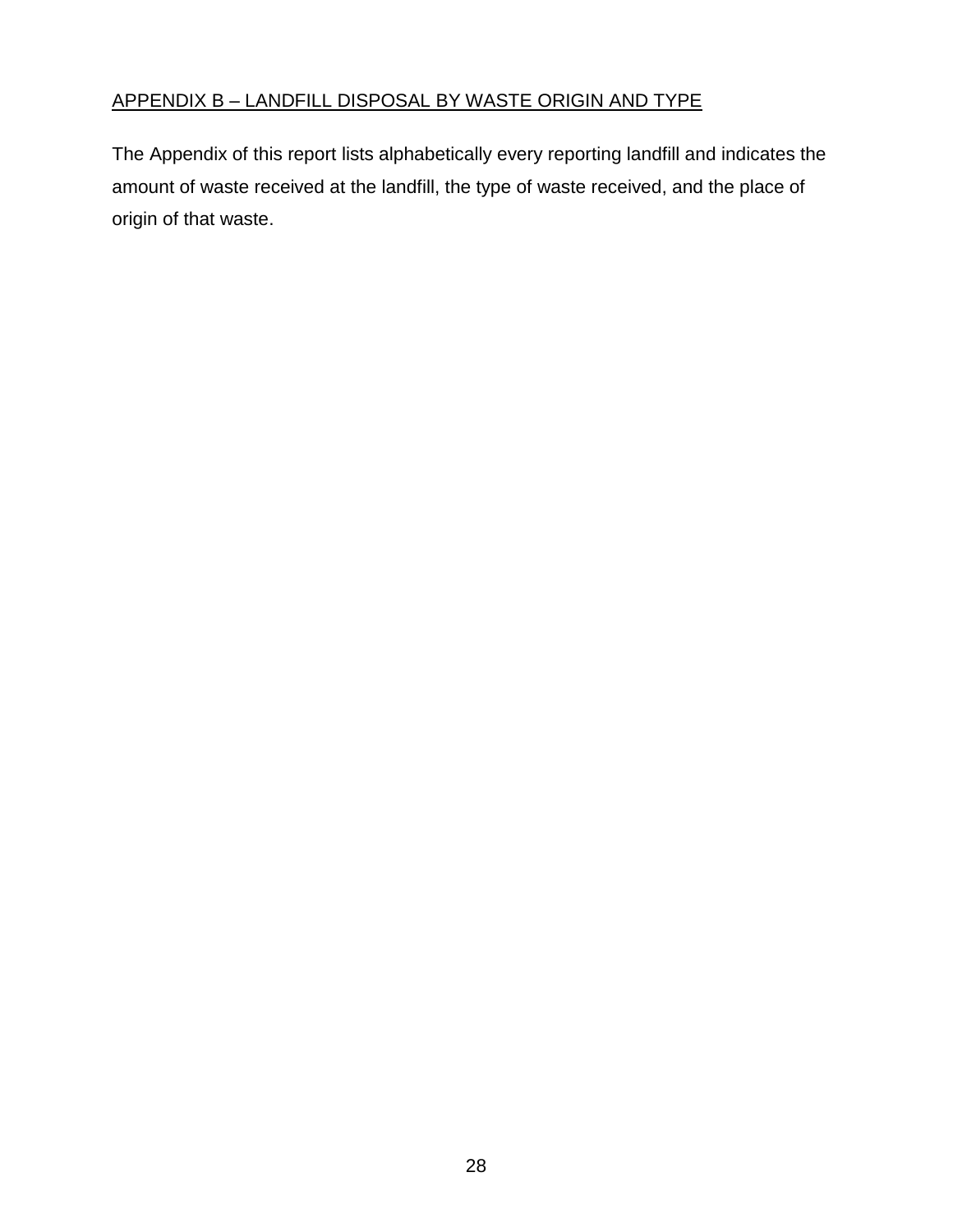## APPENDIX B – LANDFILL DISPOSAL BY WASTE ORIGIN AND TYPE

The Appendix of this report lists alphabetically every reporting landfill and indicates the amount of waste received at the landfill, the type of waste received, and the place of origin of that waste.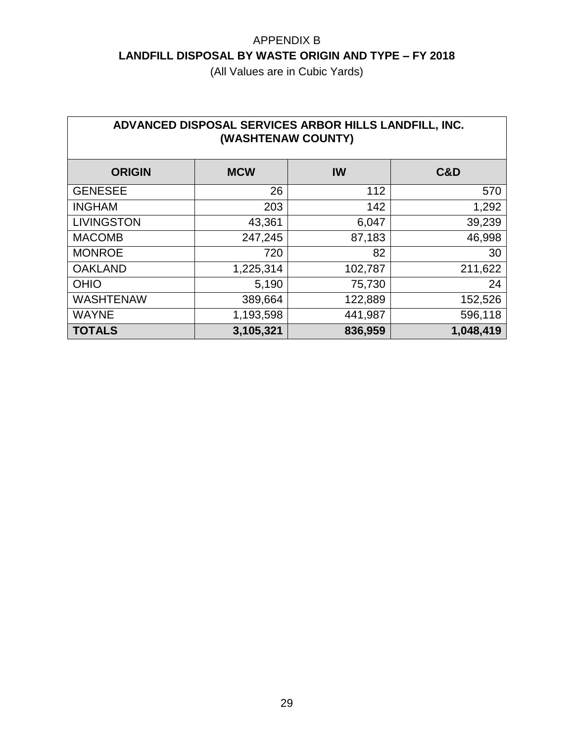# APPENDIX B

## LANDFILL DISPOSAL BY WASTE ORIGIN AND TYPE – FY 2018

(All Values are in Cubic Yards)

| ADVANCED DISPOSAL SERVICES ARBOR HILLS LANDFILL, INC. (WASHTENAW COUNTY) | | | |
|---|---|---|---|
| **ORIGIN** | **MCW** | **IW** | **C&D** |
| GENESEE | 26 | 112 | 570 |
| INGHAM | 203 | 142 | 1,292 |
| LIVINGSTON | 43,361 | 6,047 | 39,239 |
| MACOMB | 247,245 | 87,183 | 46,998 |
| MONROE | 720 | 82 | 30 |
| OAKLAND | 1,225,314 | 102,787 | 211,622 |
| OHIO | 5,190 | 75,730 | 24 |
| WASHTENAW | 389,664 | 122,889 | 152,526 |
| WAYNE | 1,193,598 | 441,987 | 596,118 |
| **TOTALS** | **3,105,321** | **836,959** | **1,048,419** |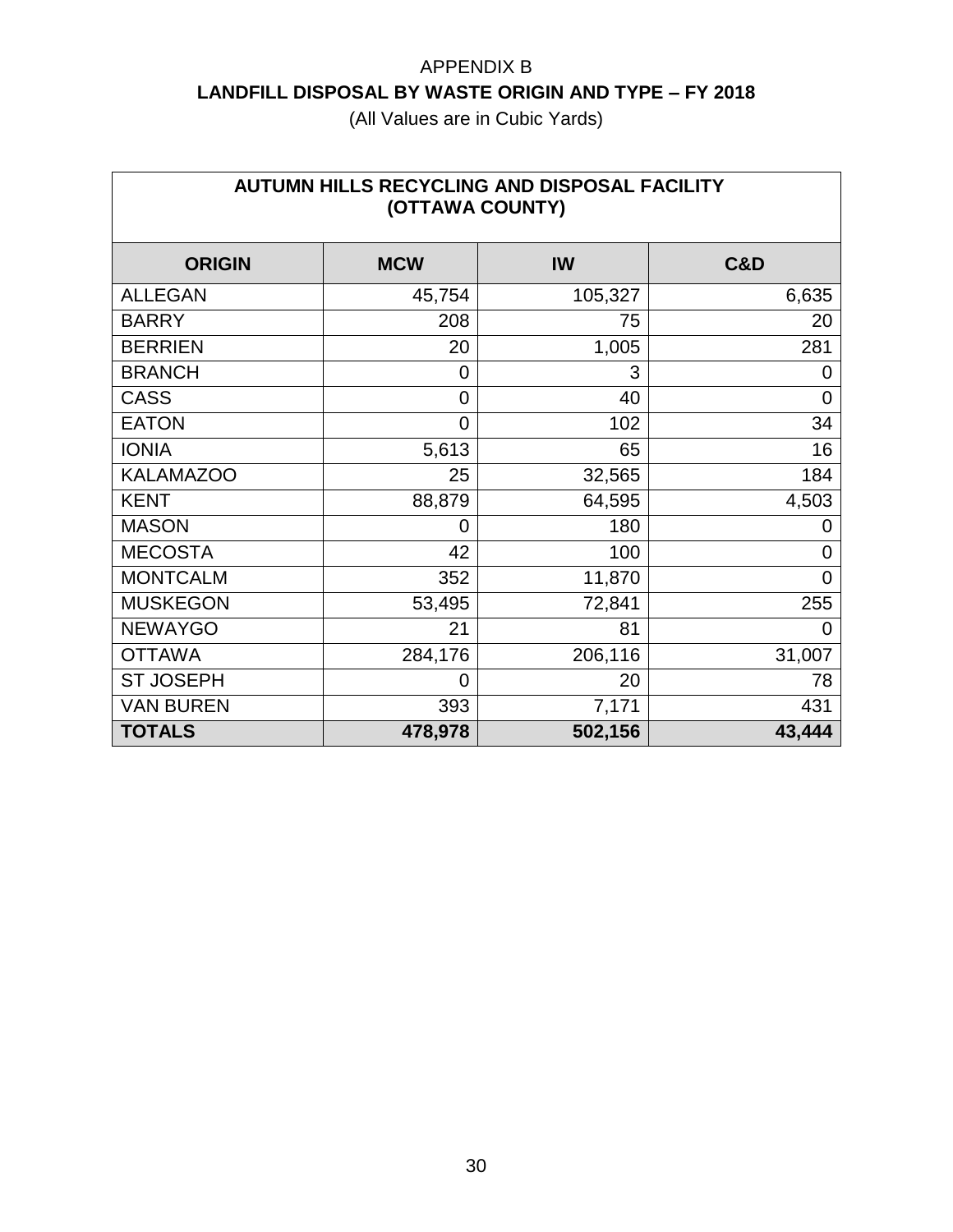# APPENDIX B

## LANDFILL DISPOSAL BY WASTE ORIGIN AND TYPE – FY 2018

(All Values are in Cubic Yards)

| AUTUMN HILLS RECYCLING AND DISPOSAL FACILITY (OTTAWA COUNTY) | | | |
|---|---|---|---|
| **ORIGIN** | **MCW** | **IW** | **C&D** |
| ALLEGAN | 45,754 | 105,327 | 6,635 |
| BARRY | 208 | 75 | 20 |
| BERRIEN | 20 | 1,005 | 281 |
| BRANCH | 0 | 3 | 0 |
| CASS | 0 | 40 | 0 |
| EATON | 0 | 102 | 34 |
| IONIA | 5,613 | 65 | 16 |
| KALAMAZOO | 25 | 32,565 | 184 |
| KENT | 88,879 | 64,595 | 4,503 |
| MASON | 0 | 180 | 0 |
| MECOSTA | 42 | 100 | 0 |
| MONTCALM | 352 | 11,870 | 0 |
| MUSKEGON | 53,495 | 72,841 | 255 |
| NEWAYGO | 21 | 81 | 0 |
| OTTAWA | 284,176 | 206,116 | 31,007 |
| ST JOSEPH | 0 | 20 | 78 |
| VAN BUREN | 393 | 7,171 | 431 |
| **TOTALS** | **478,978** | **502,156** | **43,444** |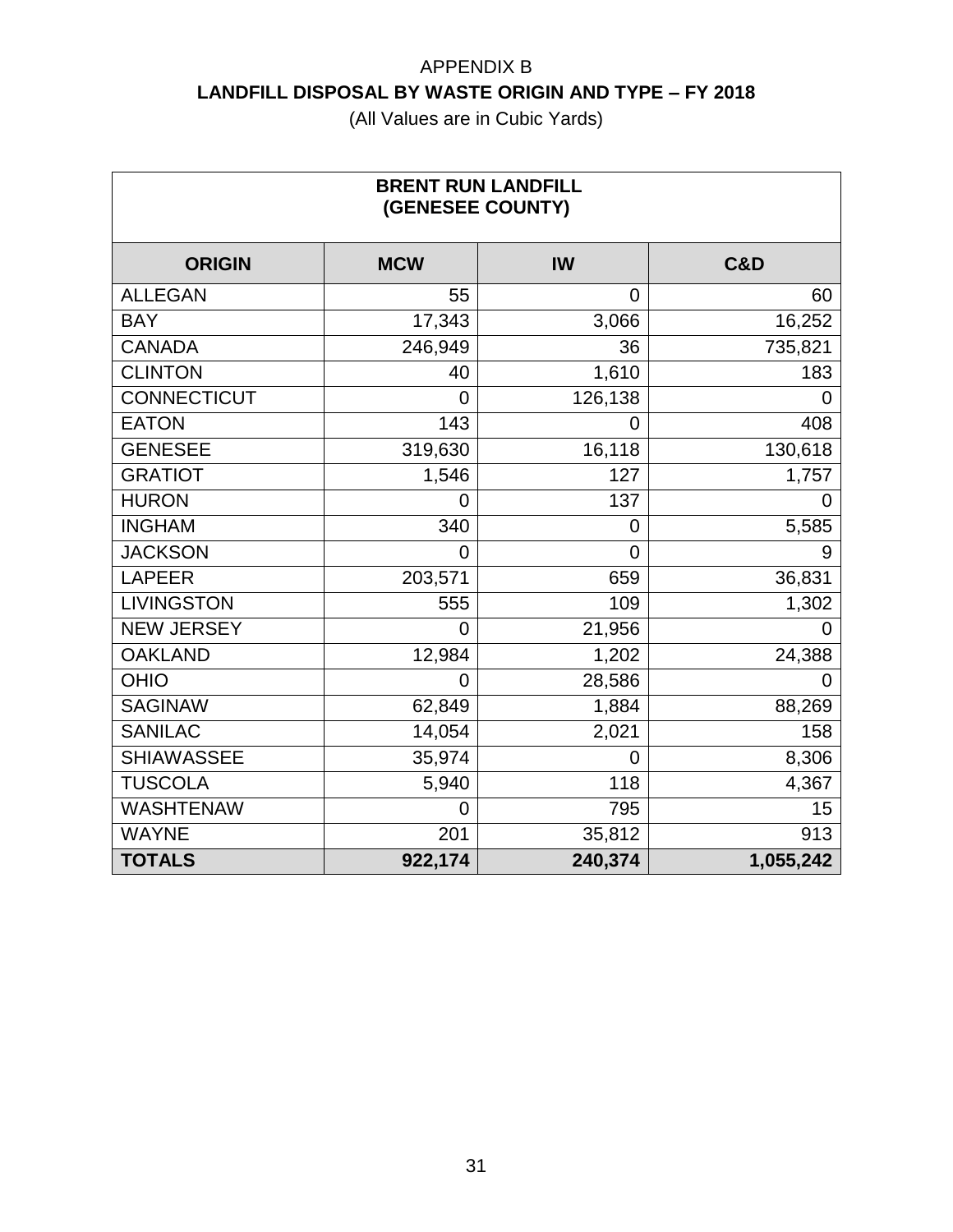APPENDIX B

**LANDFILL DISPOSAL BY WASTE ORIGIN AND TYPE – FY 2018**

(All Values are in Cubic Yards)

| **BRENT RUN LANDFILL (GENESEE COUNTY)** | | | |
|---|---|---|---|
| **ORIGIN** | **MCW** | **IW** | **C&D** |
| ALLEGAN | 55 | 0 | 60 |
| BAY | 17,343 | 3,066 | 16,252 |
| CANADA | 246,949 | 36 | 735,821 |
| CLINTON | 40 | 1,610 | 183 |
| CONNECTICUT | 0 | 126,138 | 0 |
| EATON | 143 | 0 | 408 |
| GENESEE | 319,630 | 16,118 | 130,618 |
| GRATIOT | 1,546 | 127 | 1,757 |
| HURON | 0 | 137 | 0 |
| INGHAM | 340 | 0 | 5,585 |
| JACKSON | 0 | 0 | 9 |
| LAPEER | 203,571 | 659 | 36,831 |
| LIVINGSTON | 555 | 109 | 1,302 |
| NEW JERSEY | 0 | 21,956 | 0 |
| OAKLAND | 12,984 | 1,202 | 24,388 |
| OHIO | 0 | 28,586 | 0 |
| SAGINAW | 62,849 | 1,884 | 88,269 |
| SANILAC | 14,054 | 2,021 | 158 |
| SHIAWASSEE | 35,974 | 0 | 8,306 |
| TUSCOLA | 5,940 | 118 | 4,367 |
| WASHTENAW | 0 | 795 | 15 |
| WAYNE | 201 | 35,812 | 913 |
| **TOTALS** | **922,174** | **240,374** | **1,055,242** |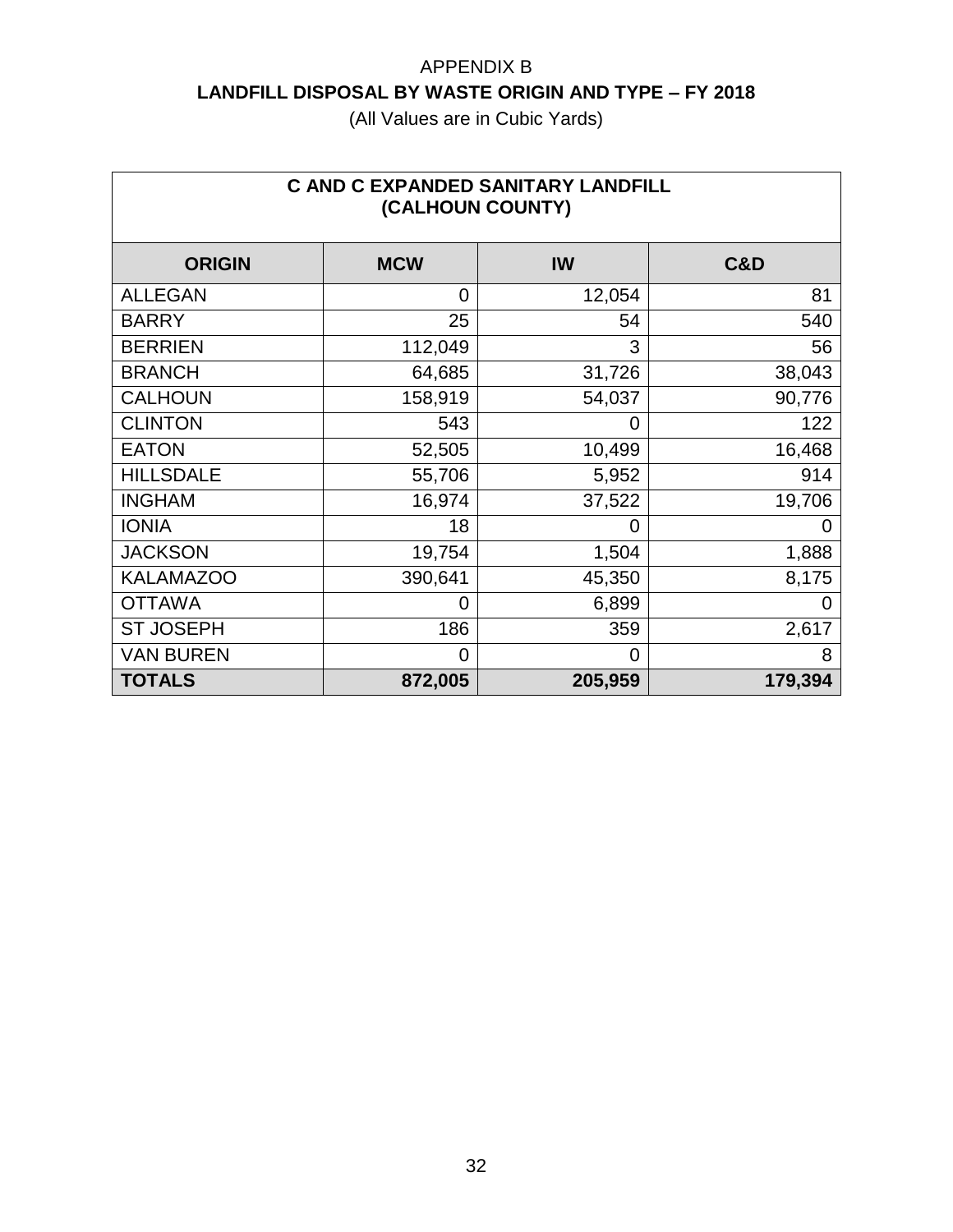APPENDIX B

## LANDFILL DISPOSAL BY WASTE ORIGIN AND TYPE – FY 2018

(All Values are in Cubic Yards)

| C AND C EXPANDED SANITARY LANDFILL (CALHOUN COUNTY) | | | |
|---|---|---|---|
| **ORIGIN** | **MCW** | **IW** | **C&D** |
| ALLEGAN | 0 | 12,054 | 81 |
| BARRY | 25 | 54 | 540 |
| BERRIEN | 112,049 | 3 | 56 |
| BRANCH | 64,685 | 31,726 | 38,043 |
| CALHOUN | 158,919 | 54,037 | 90,776 |
| CLINTON | 543 | 0 | 122 |
| EATON | 52,505 | 10,499 | 16,468 |
| HILLSDALE | 55,706 | 5,952 | 914 |
| INGHAM | 16,974 | 37,522 | 19,706 |
| IONIA | 18 | 0 | 0 |
| JACKSON | 19,754 | 1,504 | 1,888 |
| KALAMAZOO | 390,641 | 45,350 | 8,175 |
| OTTAWA | 0 | 6,899 | 0 |
| ST JOSEPH | 186 | 359 | 2,617 |
| VAN BUREN | 0 | 0 | 8 |
| **TOTALS** | **872,005** | **205,959** | **179,394** |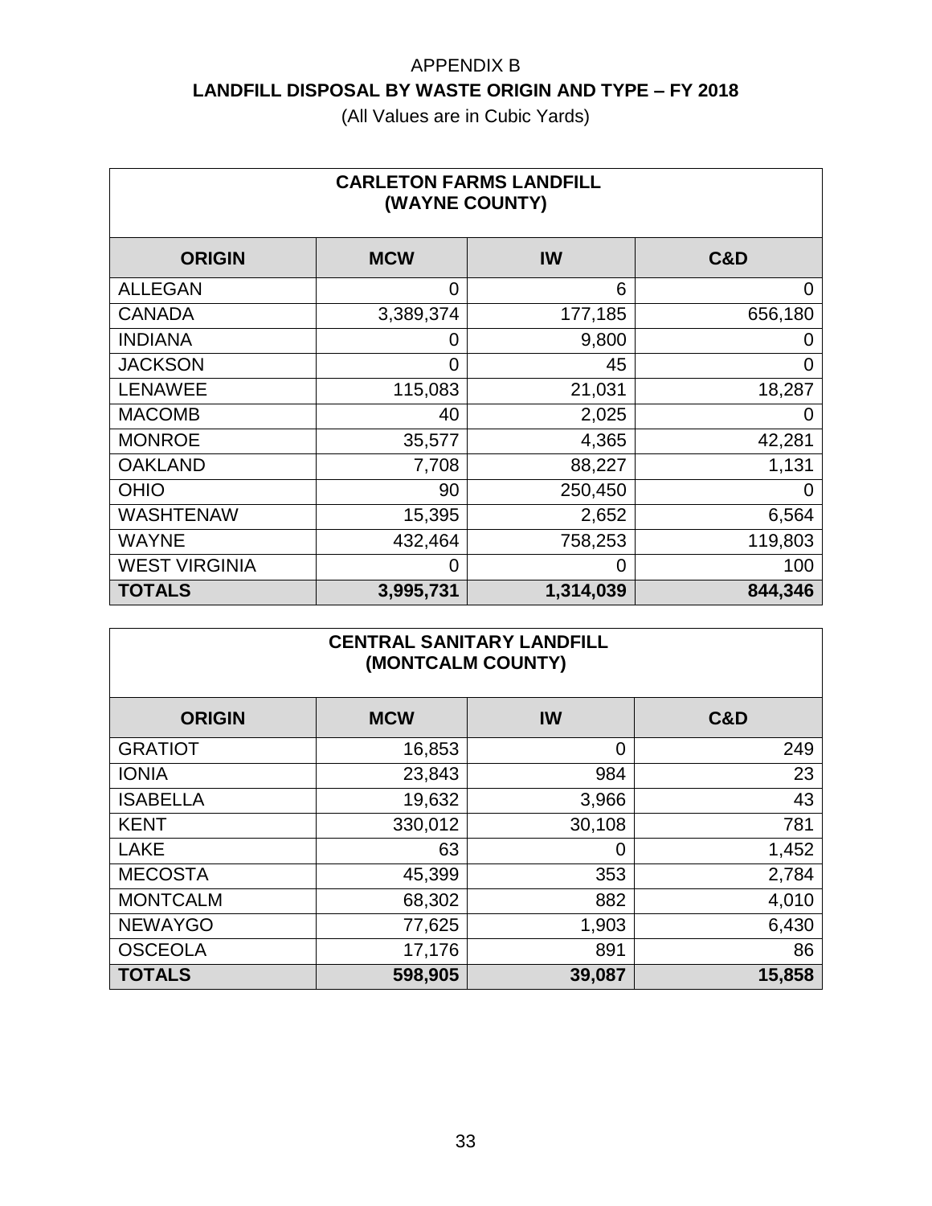# APPENDIX B

## LANDFILL DISPOSAL BY WASTE ORIGIN AND TYPE – FY 2018

(All Values are in Cubic Yards)

| CARLETON FARMS LANDFILL (WAYNE COUNTY) | | | |
|---|---|---|---|
| **ORIGIN** | **MCW** | **IW** | **C&D** |
| ALLEGAN | 0 | 6 | 0 |
| CANADA | 3,389,374 | 177,185 | 656,180 |
| INDIANA | 0 | 9,800 | 0 |
| JACKSON | 0 | 45 | 0 |
| LENAWEE | 115,083 | 21,031 | 18,287 |
| MACOMB | 40 | 2,025 | 0 |
| MONROE | 35,577 | 4,365 | 42,281 |
| OAKLAND | 7,708 | 88,227 | 1,131 |
| OHIO | 90 | 250,450 | 0 |
| WASHTENAW | 15,395 | 2,652 | 6,564 |
| WAYNE | 432,464 | 758,253 | 119,803 |
| WEST VIRGINIA | 0 | 0 | 100 |
| **TOTALS** | **3,995,731** | **1,314,039** | **844,346** |

| CENTRAL SANITARY LANDFILL (MONTCALM COUNTY) | | | |
|---|---|---|---|
| **ORIGIN** | **MCW** | **IW** | **C&D** |
| GRATIOT | 16,853 | 0 | 249 |
| IONIA | 23,843 | 984 | 23 |
| ISABELLA | 19,632 | 3,966 | 43 |
| KENT | 330,012 | 30,108 | 781 |
| LAKE | 63 | 0 | 1,452 |
| MECOSTA | 45,399 | 353 | 2,784 |
| MONTCALM | 68,302 | 882 | 4,010 |
| NEWAYGO | 77,625 | 1,903 | 6,430 |
| OSCEOLA | 17,176 | 891 | 86 |
| **TOTALS** | **598,905** | **39,087** | **15,858** |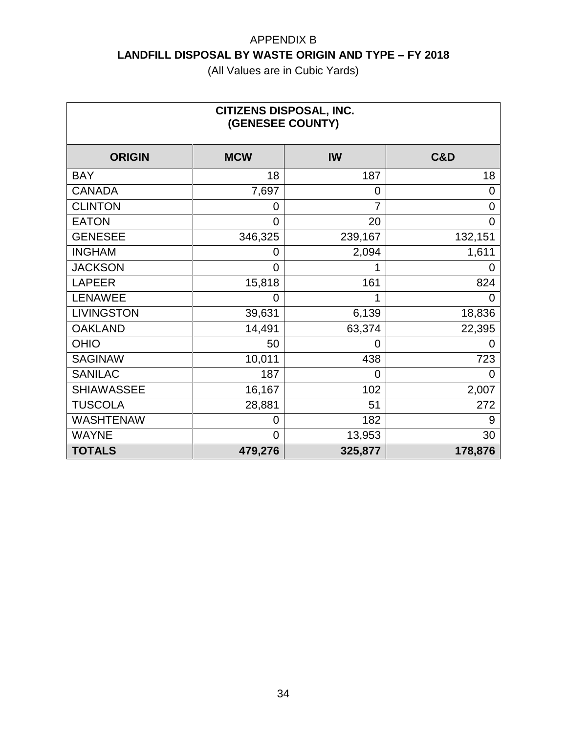APPENDIX B

**LANDFILL DISPOSAL BY WASTE ORIGIN AND TYPE – FY 2018**

(All Values are in Cubic Yards)

| **CITIZENS DISPOSAL, INC. (GENESEE COUNTY)** | | | |
|---|---|---|---|
| **ORIGIN** | **MCW** | **IW** | **C&D** |
| BAY | 18 | 187 | 18 |
| CANADA | 7,697 | 0 | 0 |
| CLINTON | 0 | 7 | 0 |
| EATON | 0 | 20 | 0 |
| GENESEE | 346,325 | 239,167 | 132,151 |
| INGHAM | 0 | 2,094 | 1,611 |
| JACKSON | 0 | 1 | 0 |
| LAPEER | 15,818 | 161 | 824 |
| LENAWEE | 0 | 1 | 0 |
| LIVINGSTON | 39,631 | 6,139 | 18,836 |
| OAKLAND | 14,491 | 63,374 | 22,395 |
| OHIO | 50 | 0 | 0 |
| SAGINAW | 10,011 | 438 | 723 |
| SANILAC | 187 | 0 | 0 |
| SHIAWASSEE | 16,167 | 102 | 2,007 |
| TUSCOLA | 28,881 | 51 | 272 |
| WASHTENAW | 0 | 182 | 9 |
| WAYNE | 0 | 13,953 | 30 |
| **TOTALS** | **479,276** | **325,877** | **178,876** |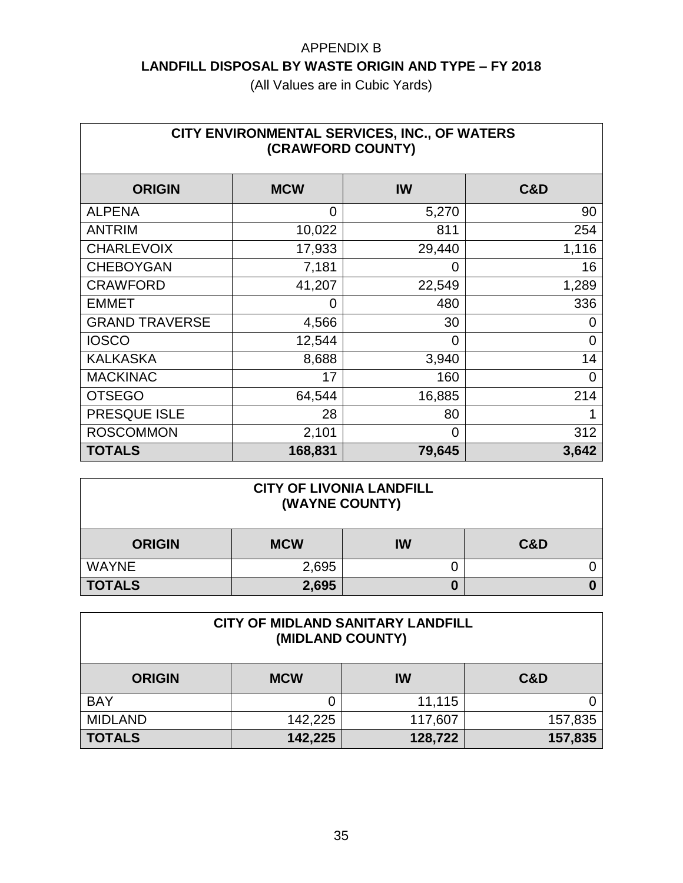# APPENDIX B

## LANDFILL DISPOSAL BY WASTE ORIGIN AND TYPE – FY 2018

(All Values are in Cubic Yards)

| CITY ENVIRONMENTAL SERVICES, INC., OF WATERS (CRAWFORD COUNTY) | | | |
|---|---|---|---|
| **ORIGIN** | **MCW** | **IW** | **C&D** |
| ALPENA | 0 | 5,270 | 90 |
| ANTRIM | 10,022 | 811 | 254 |
| CHARLEVOIX | 17,933 | 29,440 | 1,116 |
| CHEBOYGAN | 7,181 | 0 | 16 |
| CRAWFORD | 41,207 | 22,549 | 1,289 |
| EMMET | 0 | 480 | 336 |
| GRAND TRAVERSE | 4,566 | 30 | 0 |
| IOSCO | 12,544 | 0 | 0 |
| KALKASKA | 8,688 | 3,940 | 14 |
| MACKINAC | 17 | 160 | 0 |
| OTSEGO | 64,544 | 16,885 | 214 |
| PRESQUE ISLE | 28 | 80 | 1 |
| ROSCOMMON | 2,101 | 0 | 312 |
| **TOTALS** | **168,831** | **79,645** | **3,642** |

| CITY OF LIVONIA LANDFILL (WAYNE COUNTY) | | | |
|---|---|---|---|
| **ORIGIN** | **MCW** | **IW** | **C&D** |
| WAYNE | 2,695 | 0 | 0 |
| **TOTALS** | **2,695** | **0** | **0** |

| CITY OF MIDLAND SANITARY LANDFILL (MIDLAND COUNTY) | | | |
|---|---|---|---|
| **ORIGIN** | **MCW** | **IW** | **C&D** |
| BAY | 0 | 11,115 | 0 |
| MIDLAND | 142,225 | 117,607 | 157,835 |
| **TOTALS** | **142,225** | **128,722** | **157,835** |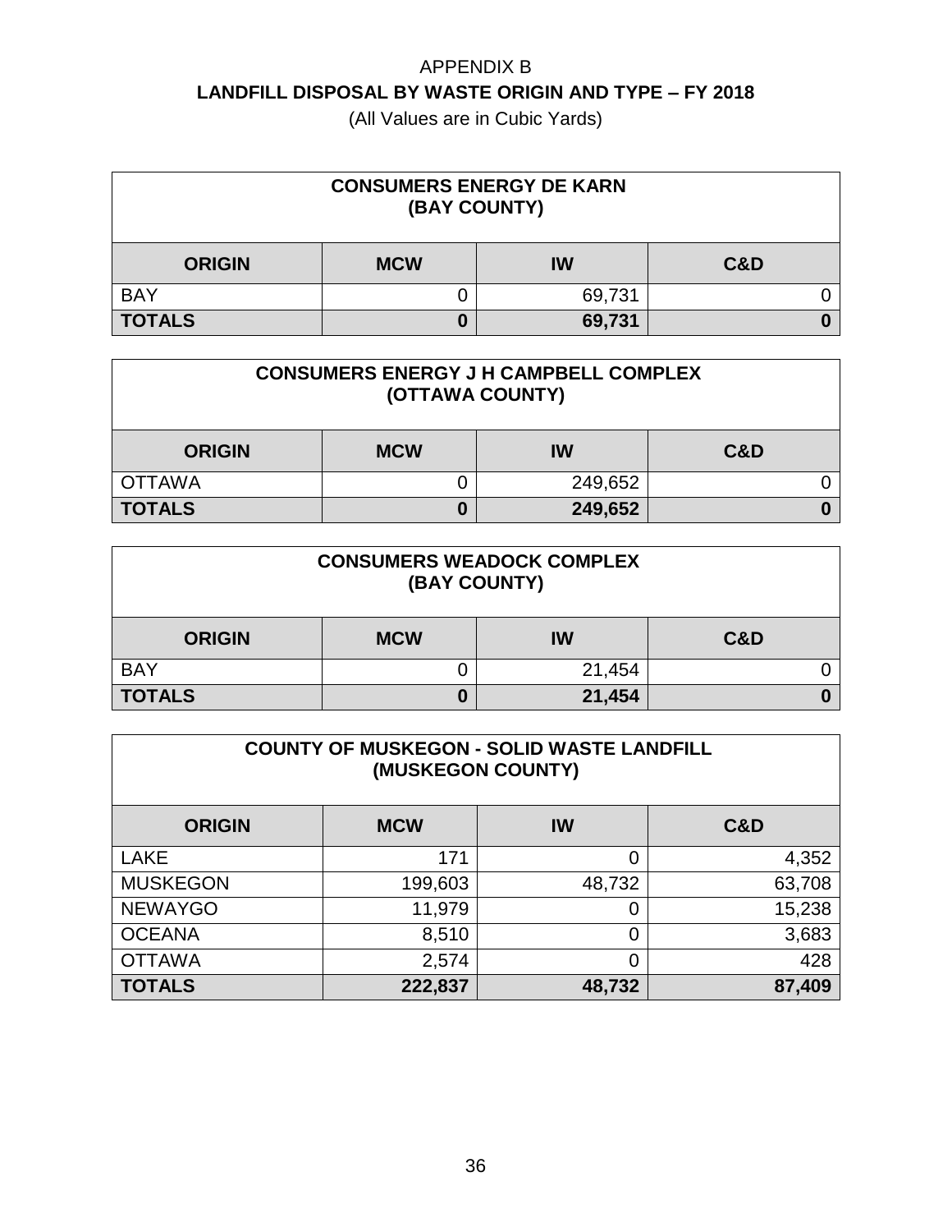APPENDIX B

# LANDFILL DISPOSAL BY WASTE ORIGIN AND TYPE – FY 2018

(All Values are in Cubic Yards)

| CONSUMERS ENERGY DE KARN (BAY COUNTY) | | | |
|---|---|---|---|
| **ORIGIN** | **MCW** | **IW** | **C&D** |
| BAY | 0 | 69,731 | 0 |
| **TOTALS** | **0** | **69,731** | **0** |

| CONSUMERS ENERGY J H CAMPBELL COMPLEX (OTTAWA COUNTY) | | | |
|---|---|---|---|
| **ORIGIN** | **MCW** | **IW** | **C&D** |
| OTTAWA | 0 | 249,652 | 0 |
| **TOTALS** | **0** | **249,652** | **0** |

| CONSUMERS WEADOCK COMPLEX (BAY COUNTY) | | | |
|---|---|---|---|
| **ORIGIN** | **MCW** | **IW** | **C&D** |
| BAY | 0 | 21,454 | 0 |
| **TOTALS** | **0** | **21,454** | **0** |

| COUNTY OF MUSKEGON - SOLID WASTE LANDFILL (MUSKEGON COUNTY) | | | |
|---|---|---|---|
| **ORIGIN** | **MCW** | **IW** | **C&D** |
| LAKE | 171 | 0 | 4,352 |
| MUSKEGON | 199,603 | 48,732 | 63,708 |
| NEWAYGO | 11,979 | 0 | 15,238 |
| OCEANA | 8,510 | 0 | 3,683 |
| OTTAWA | 2,574 | 0 | 428 |
| **TOTALS** | **222,837** | **48,732** | **87,409** |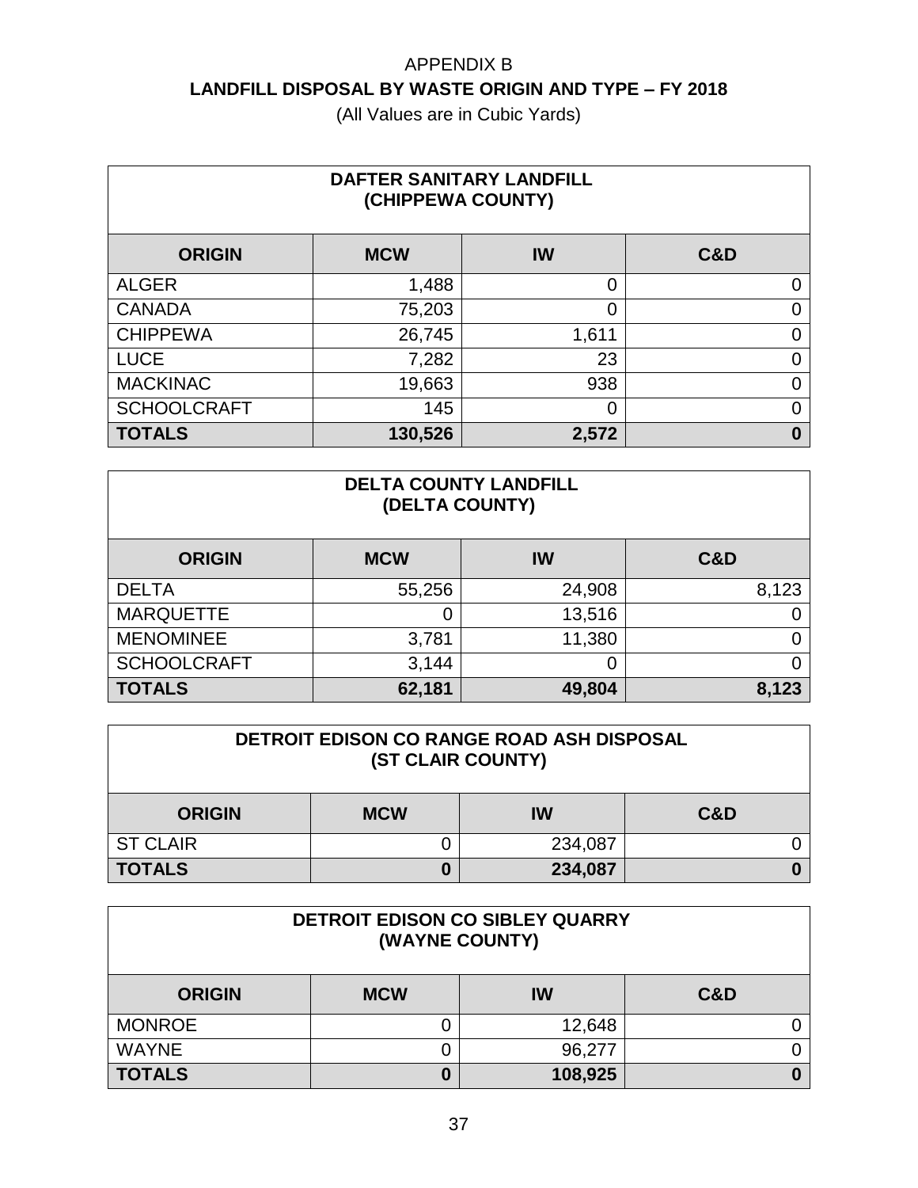# APPENDIX B

## LANDFILL DISPOSAL BY WASTE ORIGIN AND TYPE – FY 2018

(All Values are in Cubic Yards)

**DAFTER SANITARY LANDFILL (CHIPPEWA COUNTY)**

| ORIGIN | MCW | IW | C&D |
|---|---|---|---|
| ALGER | 1,488 | 0 | 0 |
| CANADA | 75,203 | 0 | 0 |
| CHIPPEWA | 26,745 | 1,611 | 0 |
| LUCE | 7,282 | 23 | 0 |
| MACKINAC | 19,663 | 938 | 0 |
| SCHOOLCRAFT | 145 | 0 | 0 |
| **TOTALS** | **130,526** | **2,572** | **0** |

**DELTA COUNTY LANDFILL (DELTA COUNTY)**

| ORIGIN | MCW | IW | C&D |
|---|---|---|---|
| DELTA | 55,256 | 24,908 | 8,123 |
| MARQUETTE | 0 | 13,516 | 0 |
| MENOMINEE | 3,781 | 11,380 | 0 |
| SCHOOLCRAFT | 3,144 | 0 | 0 |
| **TOTALS** | **62,181** | **49,804** | **8,123** |

**DETROIT EDISON CO RANGE ROAD ASH DISPOSAL (ST CLAIR COUNTY)**

| ORIGIN | MCW | IW | C&D |
|---|---|---|---|
| ST CLAIR | 0 | 234,087 | 0 |
| **TOTALS** | **0** | **234,087** | **0** |

**DETROIT EDISON CO SIBLEY QUARRY (WAYNE COUNTY)**

| ORIGIN | MCW | IW | C&D |
|---|---|---|---|
| MONROE | 0 | 12,648 | 0 |
| WAYNE | 0 | 96,277 | 0 |
| **TOTALS** | **0** | **108,925** | **0** |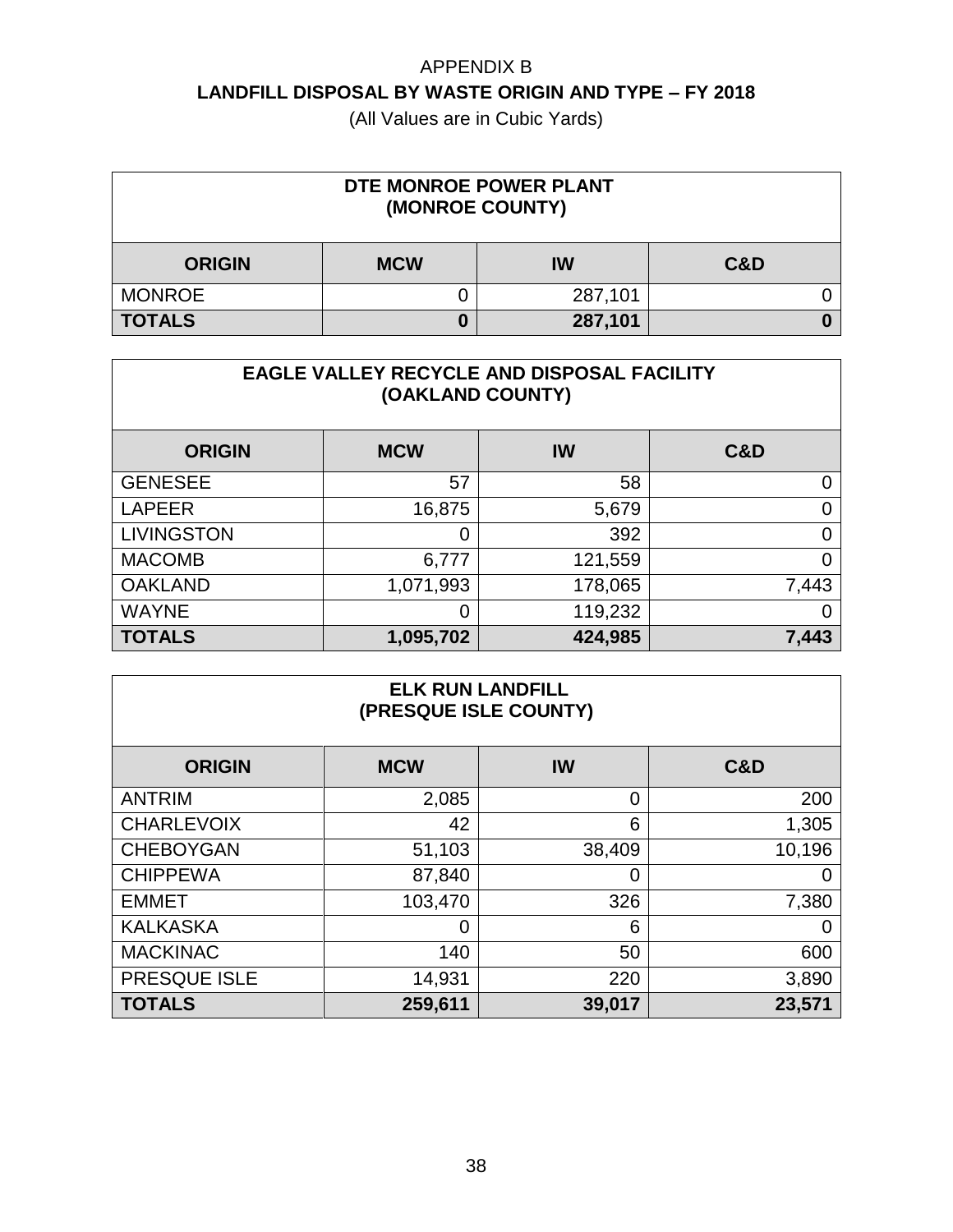# APPENDIX B

## LANDFILL DISPOSAL BY WASTE ORIGIN AND TYPE – FY 2018

(All Values are in Cubic Yards)

| DTE MONROE POWER PLANT (MONROE COUNTY) | | | |
|---|---|---|---|
| **ORIGIN** | **MCW** | **IW** | **C&D** |
| MONROE | 0 | 287,101 | 0 |
| **TOTALS** | **0** | **287,101** | **0** |

| EAGLE VALLEY RECYCLE AND DISPOSAL FACILITY (OAKLAND COUNTY) | | | |
|---|---|---|---|
| **ORIGIN** | **MCW** | **IW** | **C&D** |
| GENESEE | 57 | 58 | 0 |
| LAPEER | 16,875 | 5,679 | 0 |
| LIVINGSTON | 0 | 392 | 0 |
| MACOMB | 6,777 | 121,559 | 0 |
| OAKLAND | 1,071,993 | 178,065 | 7,443 |
| WAYNE | 0 | 119,232 | 0 |
| **TOTALS** | **1,095,702** | **424,985** | **7,443** |

| ELK RUN LANDFILL (PRESQUE ISLE COUNTY) | | | |
|---|---|---|---|
| **ORIGIN** | **MCW** | **IW** | **C&D** |
| ANTRIM | 2,085 | 0 | 200 |
| CHARLEVOIX | 42 | 6 | 1,305 |
| CHEBOYGAN | 51,103 | 38,409 | 10,196 |
| CHIPPEWA | 87,840 | 0 | 0 |
| EMMET | 103,470 | 326 | 7,380 |
| KALKASKA | 0 | 6 | 0 |
| MACKINAC | 140 | 50 | 600 |
| PRESQUE ISLE | 14,931 | 220 | 3,890 |
| **TOTALS** | **259,611** | **39,017** | **23,571** |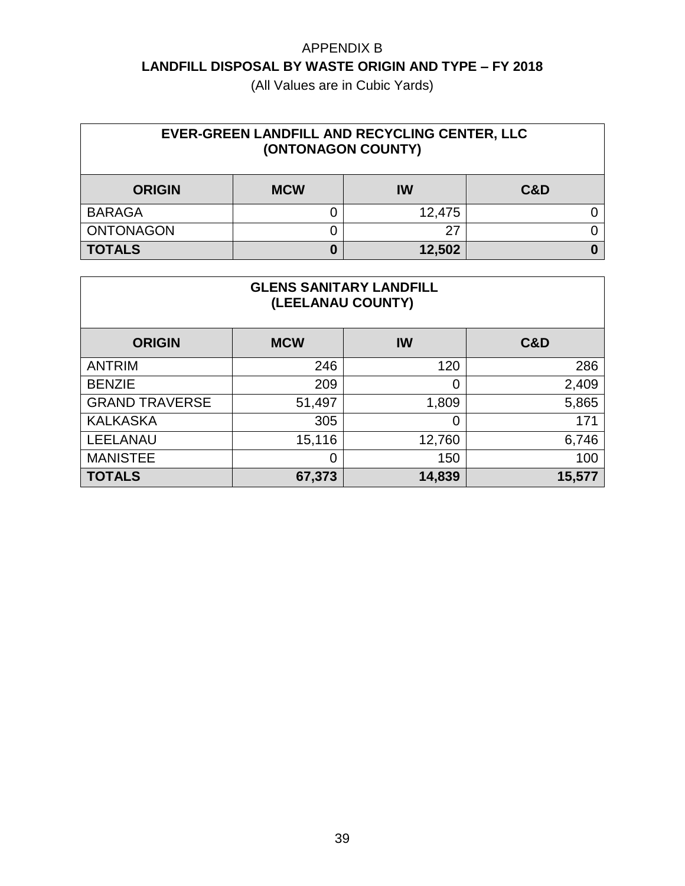APPENDIX B

## LANDFILL DISPOSAL BY WASTE ORIGIN AND TYPE – FY 2018

(All Values are in Cubic Yards)

| EVER-GREEN LANDFILL AND RECYCLING CENTER, LLC (ONTONAGON COUNTY) | | | |
|---|---|---|---|
| **ORIGIN** | **MCW** | **IW** | **C&D** |
| BARAGA | 0 | 12,475 | 0 |
| ONTONAGON | 0 | 27 | 0 |
| **TOTALS** | **0** | **12,502** | **0** |

| GLENS SANITARY LANDFILL (LEELANAU COUNTY) | | | |
|---|---|---|---|
| **ORIGIN** | **MCW** | **IW** | **C&D** |
| ANTRIM | 246 | 120 | 286 |
| BENZIE | 209 | 0 | 2,409 |
| GRAND TRAVERSE | 51,497 | 1,809 | 5,865 |
| KALKASKA | 305 | 0 | 171 |
| LEELANAU | 15,116 | 12,760 | 6,746 |
| MANISTEE | 0 | 150 | 100 |
| **TOTALS** | **67,373** | **14,839** | **15,577** |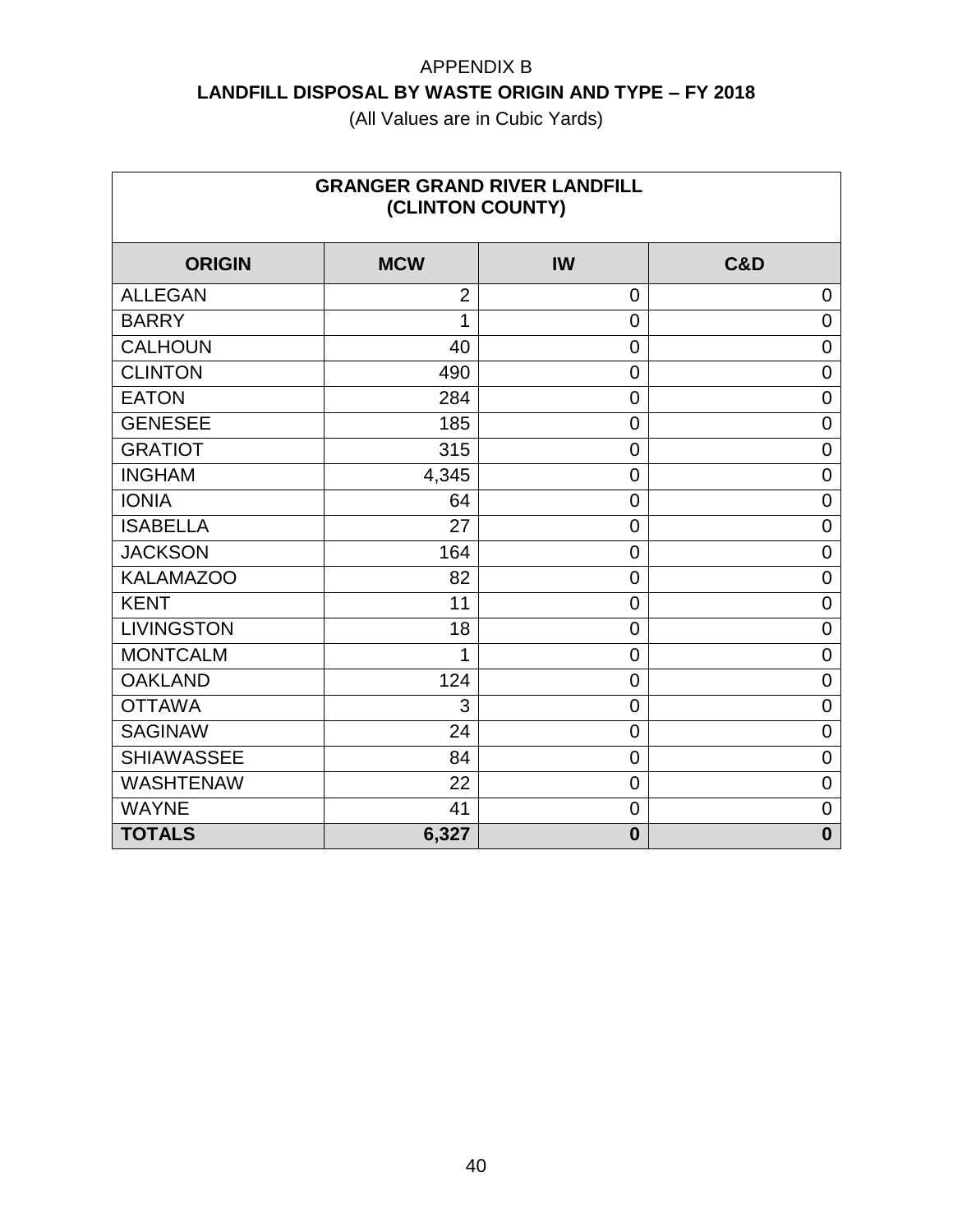# APPENDIX B

## LANDFILL DISPOSAL BY WASTE ORIGIN AND TYPE – FY 2018

(All Values are in Cubic Yards)

| GRANGER GRAND RIVER LANDFILL (CLINTON COUNTY) | | | |
|---|---|---|---|
| **ORIGIN** | **MCW** | **IW** | **C&D** |
| ALLEGAN | 2 | 0 | 0 |
| BARRY | 1 | 0 | 0 |
| CALHOUN | 40 | 0 | 0 |
| CLINTON | 490 | 0 | 0 |
| EATON | 284 | 0 | 0 |
| GENESEE | 185 | 0 | 0 |
| GRATIOT | 315 | 0 | 0 |
| INGHAM | 4,345 | 0 | 0 |
| IONIA | 64 | 0 | 0 |
| ISABELLA | 27 | 0 | 0 |
| JACKSON | 164 | 0 | 0 |
| KALAMAZOO | 82 | 0 | 0 |
| KENT | 11 | 0 | 0 |
| LIVINGSTON | 18 | 0 | 0 |
| MONTCALM | 1 | 0 | 0 |
| OAKLAND | 124 | 0 | 0 |
| OTTAWA | 3 | 0 | 0 |
| SAGINAW | 24 | 0 | 0 |
| SHIAWASSEE | 84 | 0 | 0 |
| WASHTENAW | 22 | 0 | 0 |
| WAYNE | 41 | 0 | 0 |
| **TOTALS** | **6,327** | **0** | **0** |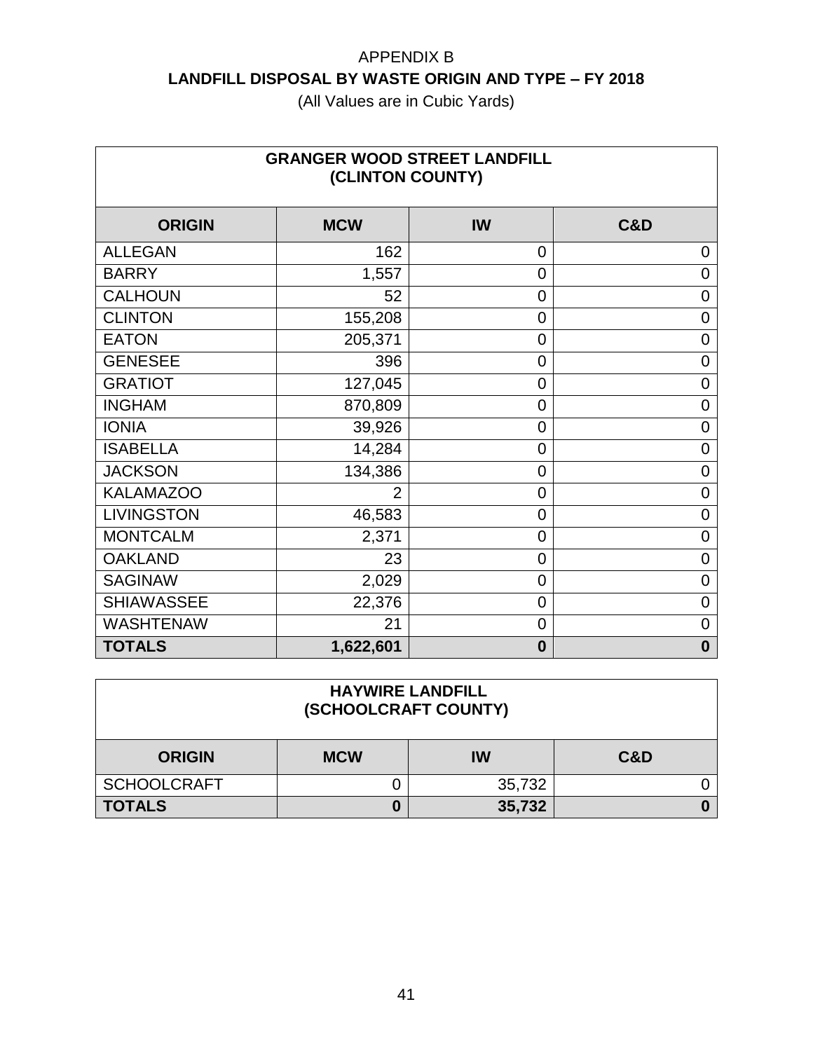APPENDIX B

**LANDFILL DISPOSAL BY WASTE ORIGIN AND TYPE – FY 2018**

(All Values are in Cubic Yards)

| GRANGER WOOD STREET LANDFILL (CLINTON COUNTY) | | | |
|---|---|---|---|
| **ORIGIN** | **MCW** | **IW** | **C&D** |
| ALLEGAN | 162 | 0 | 0 |
| BARRY | 1,557 | 0 | 0 |
| CALHOUN | 52 | 0 | 0 |
| CLINTON | 155,208 | 0 | 0 |
| EATON | 205,371 | 0 | 0 |
| GENESEE | 396 | 0 | 0 |
| GRATIOT | 127,045 | 0 | 0 |
| INGHAM | 870,809 | 0 | 0 |
| IONIA | 39,926 | 0 | 0 |
| ISABELLA | 14,284 | 0 | 0 |
| JACKSON | 134,386 | 0 | 0 |
| KALAMAZOO | 2 | 0 | 0 |
| LIVINGSTON | 46,583 | 0 | 0 |
| MONTCALM | 2,371 | 0 | 0 |
| OAKLAND | 23 | 0 | 0 |
| SAGINAW | 2,029 | 0 | 0 |
| SHIAWASSEE | 22,376 | 0 | 0 |
| WASHTENAW | 21 | 0 | 0 |
| **TOTALS** | **1,622,601** | **0** | **0** |

| HAYWIRE LANDFILL (SCHOOLCRAFT COUNTY) | | | |
|---|---|---|---|
| **ORIGIN** | **MCW** | **IW** | **C&D** |
| SCHOOLCRAFT | 0 | 35,732 | 0 |
| **TOTALS** | **0** | **35,732** | **0** |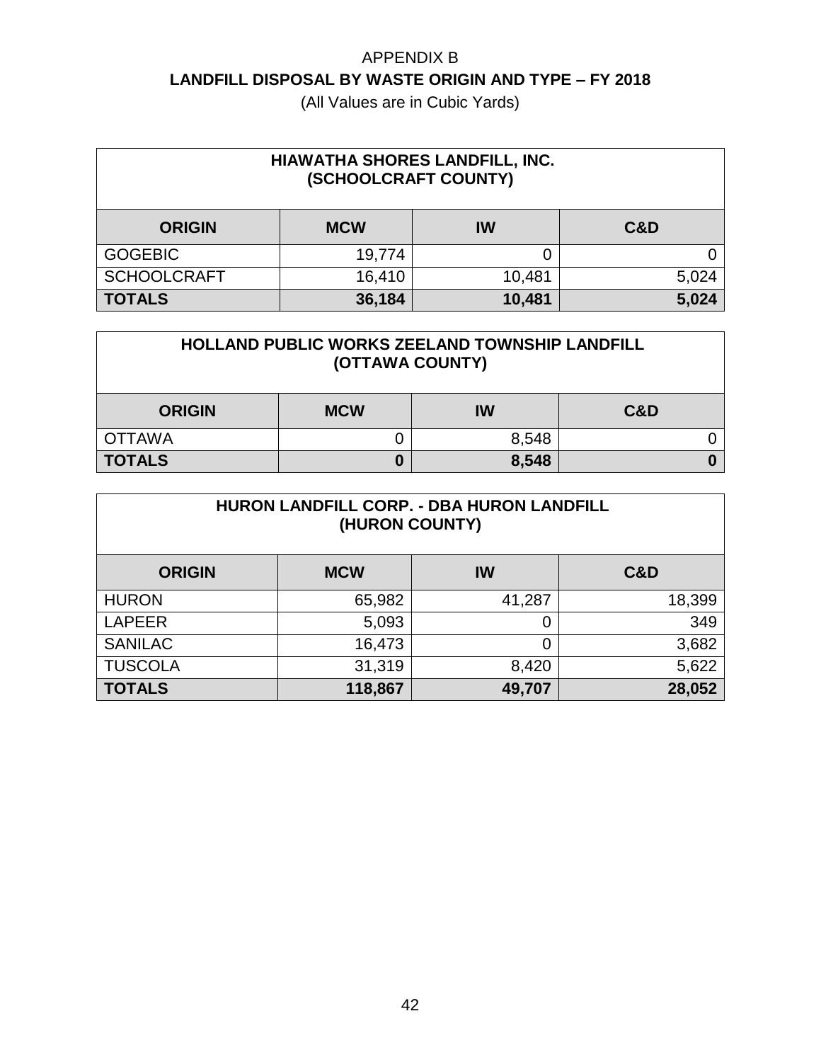APPENDIX B

**LANDFILL DISPOSAL BY WASTE ORIGIN AND TYPE – FY 2018**

(All Values are in Cubic Yards)

| **HIAWATHA SHORES LANDFILL, INC. (SCHOOLCRAFT COUNTY)** | | | |
|---|---|---|---|
| **ORIGIN** | **MCW** | **IW** | **C&D** |
| GOGEBIC | 19,774 | 0 | 0 |
| SCHOOLCRAFT | 16,410 | 10,481 | 5,024 |
| **TOTALS** | **36,184** | **10,481** | **5,024** |

| **HOLLAND PUBLIC WORKS ZEELAND TOWNSHIP LANDFILL (OTTAWA COUNTY)** | | | |
|---|---|---|---|
| **ORIGIN** | **MCW** | **IW** | **C&D** |
| OTTAWA | 0 | 8,548 | 0 |
| **TOTALS** | **0** | **8,548** | **0** |

| **HURON LANDFILL CORP. - DBA HURON LANDFILL (HURON COUNTY)** | | | |
|---|---|---|---|
| **ORIGIN** | **MCW** | **IW** | **C&D** |
| HURON | 65,982 | 41,287 | 18,399 |
| LAPEER | 5,093 | 0 | 349 |
| SANILAC | 16,473 | 0 | 3,682 |
| TUSCOLA | 31,319 | 8,420 | 5,622 |
| **TOTALS** | **118,867** | **49,707** | **28,052** |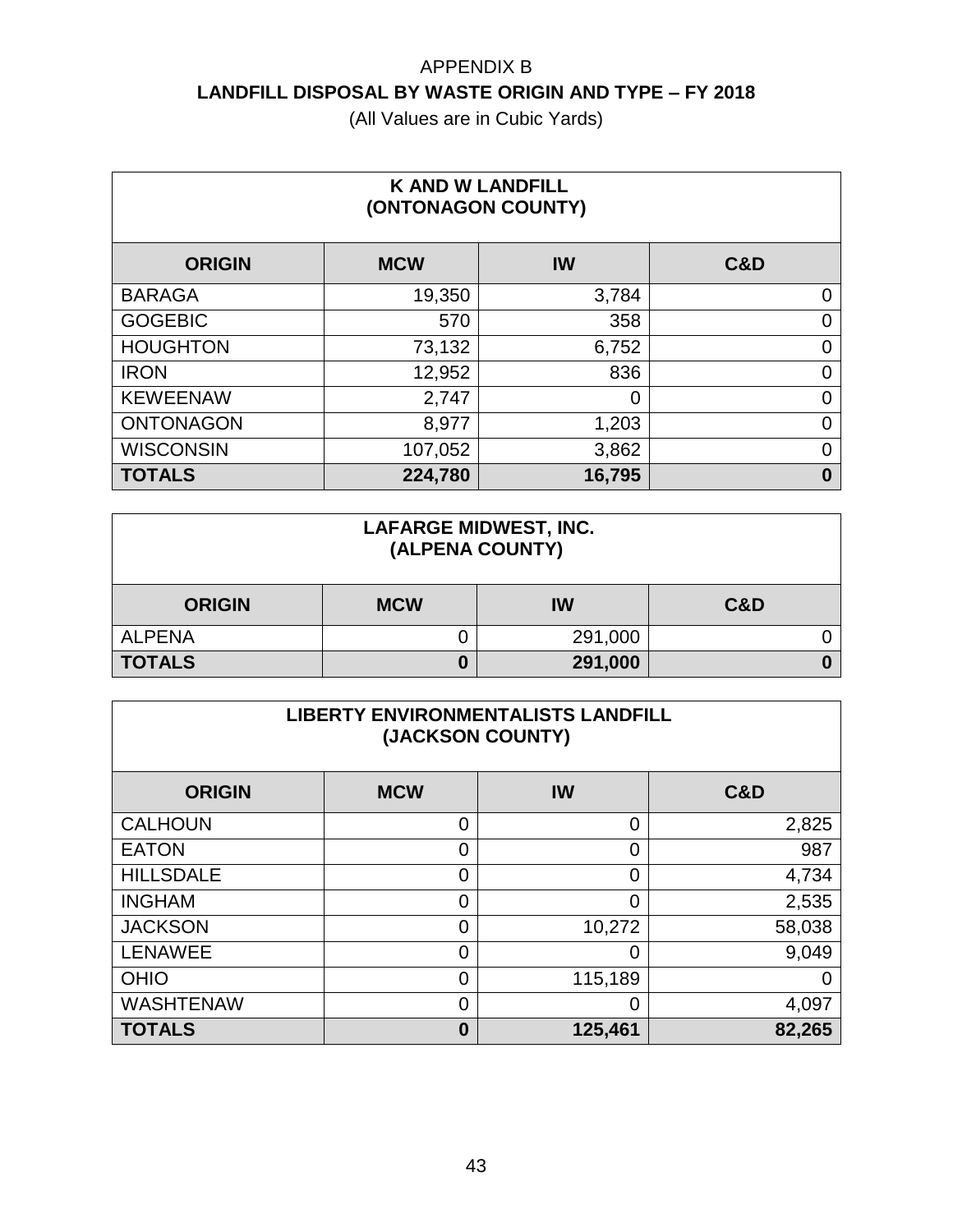APPENDIX B

**LANDFILL DISPOSAL BY WASTE ORIGIN AND TYPE – FY 2018**

(All Values are in Cubic Yards)

**K AND W LANDFILL (ONTONAGON COUNTY)**

| ORIGIN | MCW | IW | C&D |
|---|---|---|---|
| BARAGA | 19,350 | 3,784 | 0 |
| GOGEBIC | 570 | 358 | 0 |
| HOUGHTON | 73,132 | 6,752 | 0 |
| IRON | 12,952 | 836 | 0 |
| KEWEENAW | 2,747 | 0 | 0 |
| ONTONAGON | 8,977 | 1,203 | 0 |
| WISCONSIN | 107,052 | 3,862 | 0 |
| **TOTALS** | **224,780** | **16,795** | **0** |

**LAFARGE MIDWEST, INC. (ALPENA COUNTY)**

| ORIGIN | MCW | IW | C&D |
|---|---|---|---|
| ALPENA | 0 | 291,000 | 0 |
| **TOTALS** | **0** | **291,000** | **0** |

**LIBERTY ENVIRONMENTALISTS LANDFILL (JACKSON COUNTY)**

| ORIGIN | MCW | IW | C&D |
|---|---|---|---|
| CALHOUN | 0 | 0 | 2,825 |
| EATON | 0 | 0 | 987 |
| HILLSDALE | 0 | 0 | 4,734 |
| INGHAM | 0 | 0 | 2,535 |
| JACKSON | 0 | 10,272 | 58,038 |
| LENAWEE | 0 | 0 | 9,049 |
| OHIO | 0 | 115,189 | 0 |
| WASHTENAW | 0 | 0 | 4,097 |
| **TOTALS** | **0** | **125,461** | **82,265** |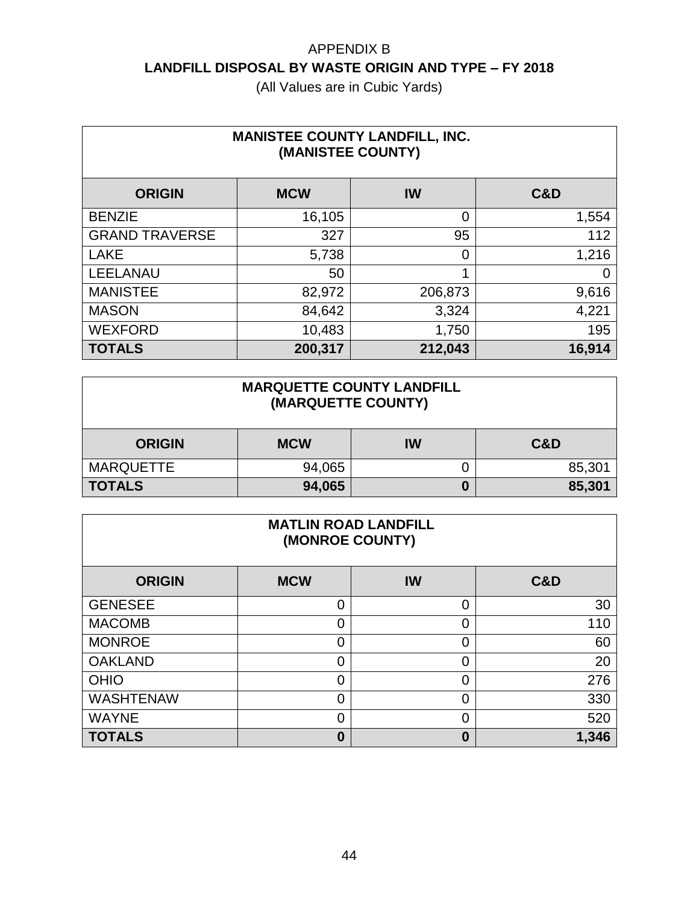APPENDIX B

# LANDFILL DISPOSAL BY WASTE ORIGIN AND TYPE – FY 2018

(All Values are in Cubic Yards)

| MANISTEE COUNTY LANDFILL, INC. (MANISTEE COUNTY) | | | |
|---|---|---|---|
| **ORIGIN** | **MCW** | **IW** | **C&D** |
| BENZIE | 16,105 | 0 | 1,554 |
| GRAND TRAVERSE | 327 | 95 | 112 |
| LAKE | 5,738 | 0 | 1,216 |
| LEELANAU | 50 | 1 | 0 |
| MANISTEE | 82,972 | 206,873 | 9,616 |
| MASON | 84,642 | 3,324 | 4,221 |
| WEXFORD | 10,483 | 1,750 | 195 |
| **TOTALS** | **200,317** | **212,043** | **16,914** |

| MARQUETTE COUNTY LANDFILL (MARQUETTE COUNTY) | | | |
|---|---|---|---|
| **ORIGIN** | **MCW** | **IW** | **C&D** |
| MARQUETTE | 94,065 | 0 | 85,301 |
| **TOTALS** | **94,065** | **0** | **85,301** |

| MATLIN ROAD LANDFILL (MONROE COUNTY) | | | |
|---|---|---|---|
| **ORIGIN** | **MCW** | **IW** | **C&D** |
| GENESEE | 0 | 0 | 30 |
| MACOMB | 0 | 0 | 110 |
| MONROE | 0 | 0 | 60 |
| OAKLAND | 0 | 0 | 20 |
| OHIO | 0 | 0 | 276 |
| WASHTENAW | 0 | 0 | 330 |
| WAYNE | 0 | 0 | 520 |
| **TOTALS** | **0** | **0** | **1,346** |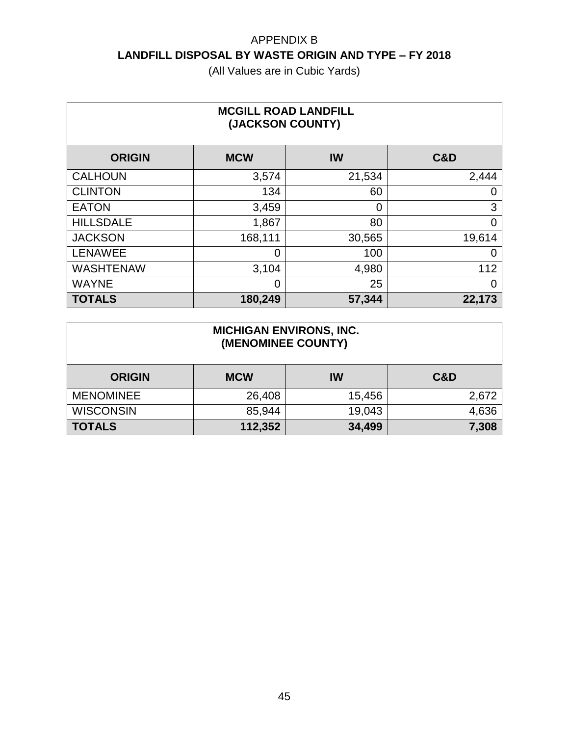APPENDIX B

## LANDFILL DISPOSAL BY WASTE ORIGIN AND TYPE – FY 2018

(All Values are in Cubic Yards)

| MCGILL ROAD LANDFILL (JACKSON COUNTY) | | | |
|---|---|---|---|
| **ORIGIN** | **MCW** | **IW** | **C&D** |
| CALHOUN | 3,574 | 21,534 | 2,444 |
| CLINTON | 134 | 60 | 0 |
| EATON | 3,459 | 0 | 3 |
| HILLSDALE | 1,867 | 80 | 0 |
| JACKSON | 168,111 | 30,565 | 19,614 |
| LENAWEE | 0 | 100 | 0 |
| WASHTENAW | 3,104 | 4,980 | 112 |
| WAYNE | 0 | 25 | 0 |
| **TOTALS** | **180,249** | **57,344** | **22,173** |

| MICHIGAN ENVIRONS, INC. (MENOMINEE COUNTY) | | | |
|---|---|---|---|
| **ORIGIN** | **MCW** | **IW** | **C&D** |
| MENOMINEE | 26,408 | 15,456 | 2,672 |
| WISCONSIN | 85,944 | 19,043 | 4,636 |
| **TOTALS** | **112,352** | **34,499** | **7,308** |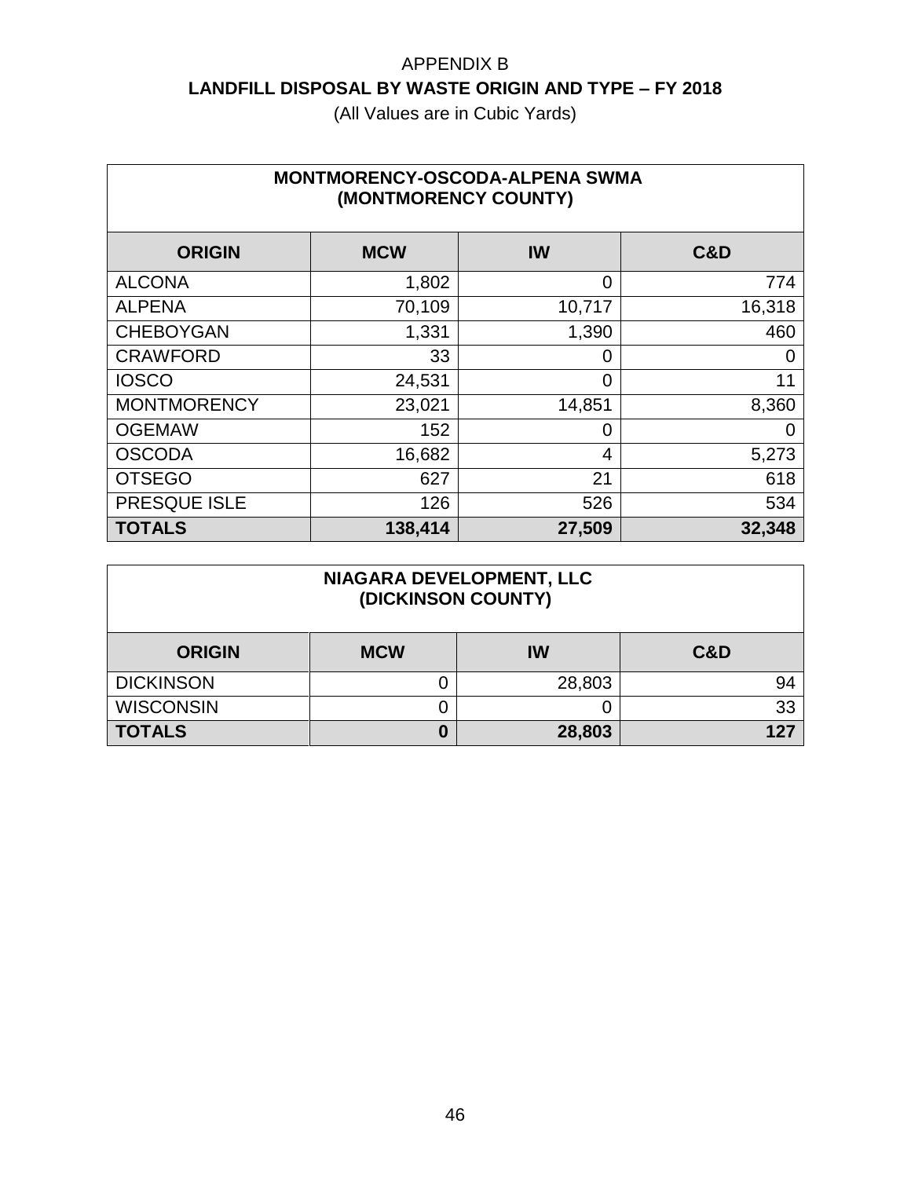APPENDIX B

# LANDFILL DISPOSAL BY WASTE ORIGIN AND TYPE – FY 2018

(All Values are in Cubic Yards)

| MONTMORENCY-OSCODA-ALPENA SWMA (MONTMORENCY COUNTY) | | | |
|---|---|---|---|
| **ORIGIN** | **MCW** | **IW** | **C&D** |
| ALCONA | 1,802 | 0 | 774 |
| ALPENA | 70,109 | 10,717 | 16,318 |
| CHEBOYGAN | 1,331 | 1,390 | 460 |
| CRAWFORD | 33 | 0 | 0 |
| IOSCO | 24,531 | 0 | 11 |
| MONTMORENCY | 23,021 | 14,851 | 8,360 |
| OGEMAW | 152 | 0 | 0 |
| OSCODA | 16,682 | 4 | 5,273 |
| OTSEGO | 627 | 21 | 618 |
| PRESQUE ISLE | 126 | 526 | 534 |
| **TOTALS** | **138,414** | **27,509** | **32,348** |

| NIAGARA DEVELOPMENT, LLC (DICKINSON COUNTY) | | | |
|---|---|---|---|
| **ORIGIN** | **MCW** | **IW** | **C&D** |
| DICKINSON | 0 | 28,803 | 94 |
| WISCONSIN | 0 | 0 | 33 |
| **TOTALS** | **0** | **28,803** | **127** |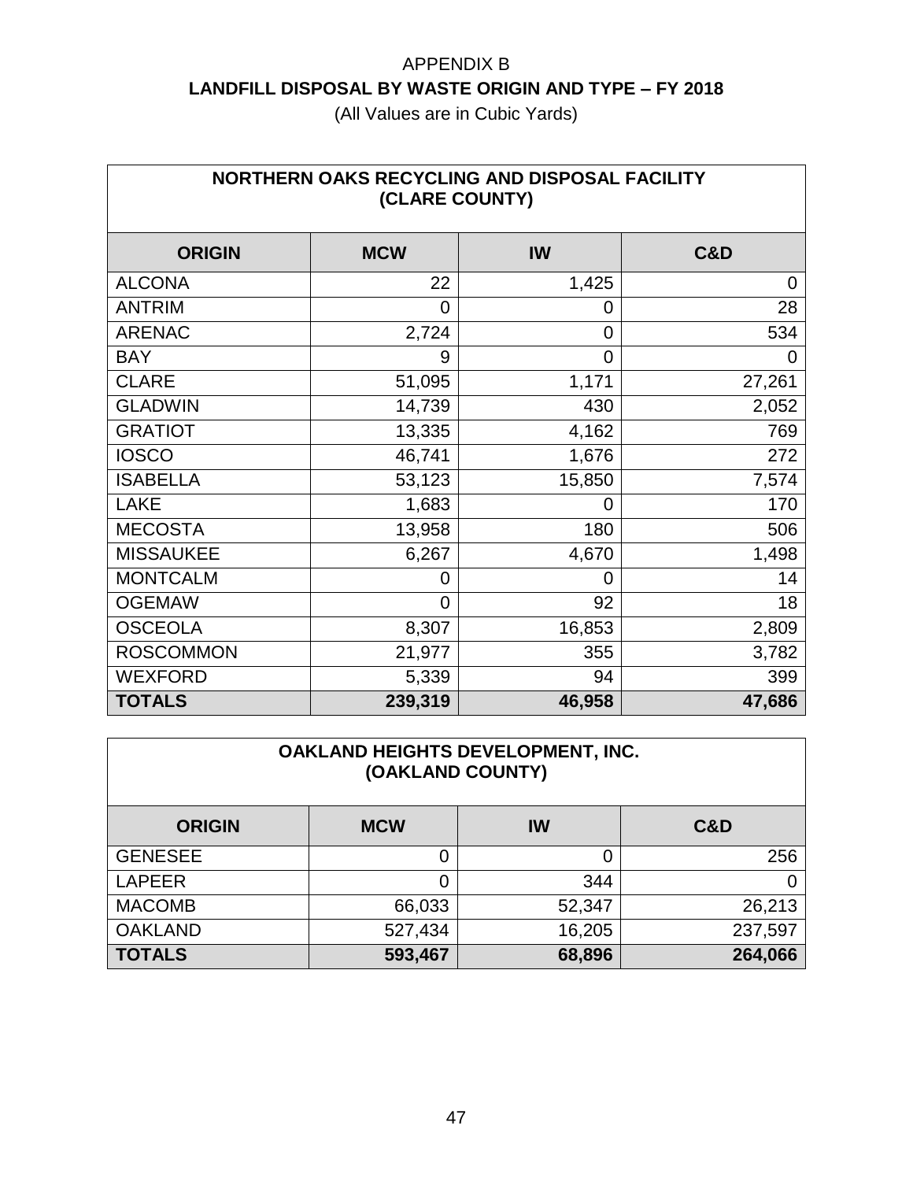APPENDIX B

**LANDFILL DISPOSAL BY WASTE ORIGIN AND TYPE – FY 2018**

(All Values are in Cubic Yards)

| NORTHERN OAKS RECYCLING AND DISPOSAL FACILITY (CLARE COUNTY) | | | |
|---|---|---|---|
| **ORIGIN** | **MCW** | **IW** | **C&D** |
| ALCONA | 22 | 1,425 | 0 |
| ANTRIM | 0 | 0 | 28 |
| ARENAC | 2,724 | 0 | 534 |
| BAY | 9 | 0 | 0 |
| CLARE | 51,095 | 1,171 | 27,261 |
| GLADWIN | 14,739 | 430 | 2,052 |
| GRATIOT | 13,335 | 4,162 | 769 |
| IOSCO | 46,741 | 1,676 | 272 |
| ISABELLA | 53,123 | 15,850 | 7,574 |
| LAKE | 1,683 | 0 | 170 |
| MECOSTA | 13,958 | 180 | 506 |
| MISSAUKEE | 6,267 | 4,670 | 1,498 |
| MONTCALM | 0 | 0 | 14 |
| OGEMAW | 0 | 92 | 18 |
| OSCEOLA | 8,307 | 16,853 | 2,809 |
| ROSCOMMON | 21,977 | 355 | 3,782 |
| WEXFORD | 5,339 | 94 | 399 |
| **TOTALS** | **239,319** | **46,958** | **47,686** |

| OAKLAND HEIGHTS DEVELOPMENT, INC. (OAKLAND COUNTY) | | | |
|---|---|---|---|
| **ORIGIN** | **MCW** | **IW** | **C&D** |
| GENESEE | 0 | 0 | 256 |
| LAPEER | 0 | 344 | 0 |
| MACOMB | 66,033 | 52,347 | 26,213 |
| OAKLAND | 527,434 | 16,205 | 237,597 |
| **TOTALS** | **593,467** | **68,896** | **264,066** |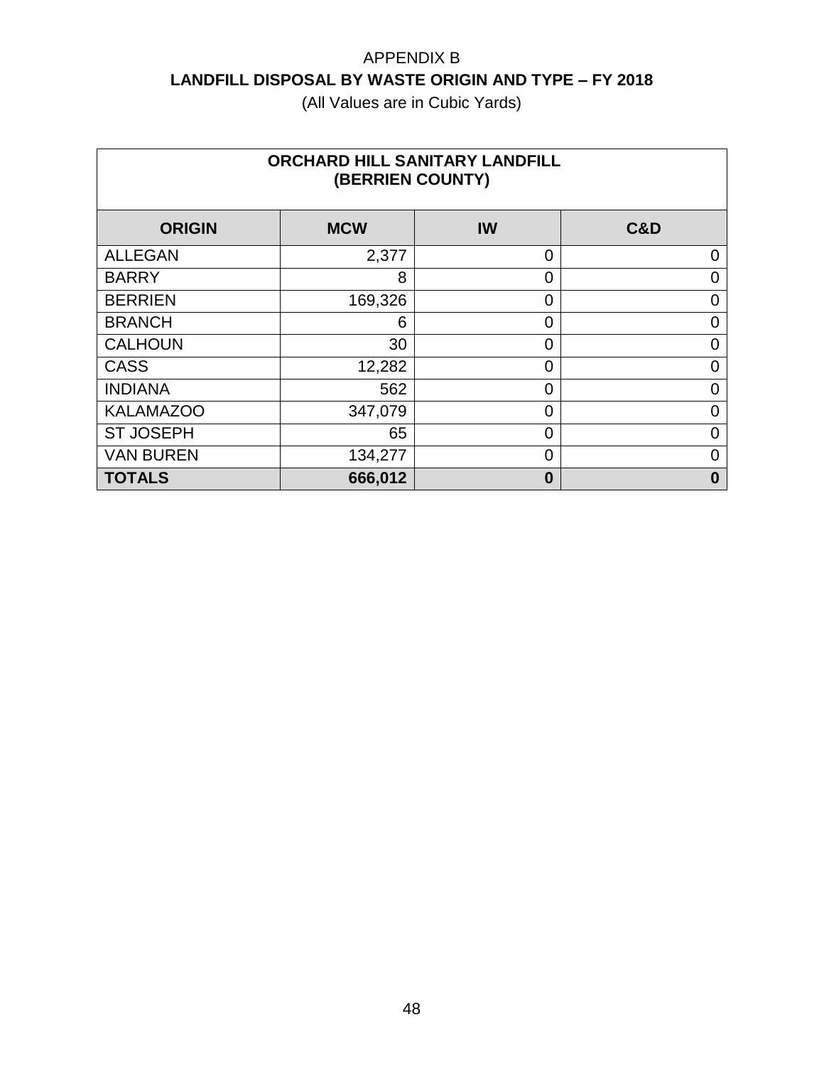APPENDIX B

**LANDFILL DISPOSAL BY WASTE ORIGIN AND TYPE – FY 2018**

(All Values are in Cubic Yards)

| **ORCHARD HILL SANITARY LANDFILL (BERRIEN COUNTY)** | | | |
|---|---|---|---|
| **ORIGIN** | **MCW** | **IW** | **C&D** |
| ALLEGAN | 2,377 | 0 | 0 |
| BARRY | 8 | 0 | 0 |
| BERRIEN | 169,326 | 0 | 0 |
| BRANCH | 6 | 0 | 0 |
| CALHOUN | 30 | 0 | 0 |
| CASS | 12,282 | 0 | 0 |
| INDIANA | 562 | 0 | 0 |
| KALAMAZOO | 347,079 | 0 | 0 |
| ST JOSEPH | 65 | 0 | 0 |
| VAN BUREN | 134,277 | 0 | 0 |
| **TOTALS** | **666,012** | **0** | **0** |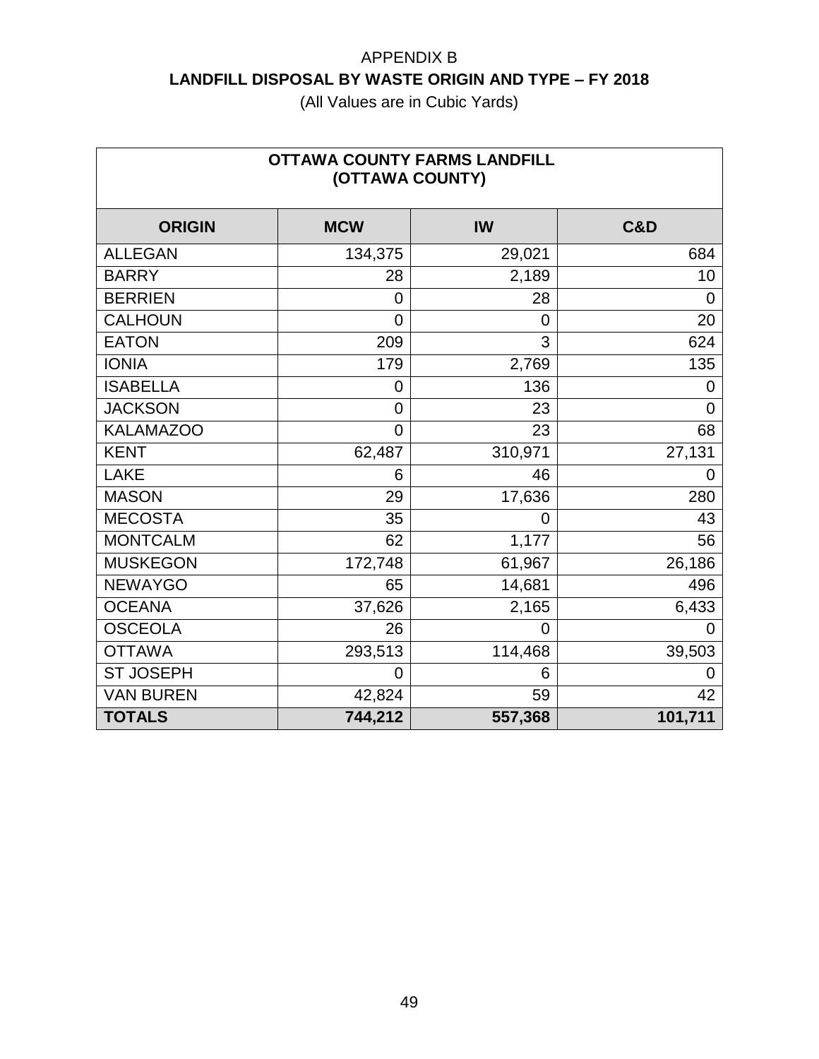# APPENDIX B

## LANDFILL DISPOSAL BY WASTE ORIGIN AND TYPE – FY 2018

(All Values are in Cubic Yards)

| OTTAWA COUNTY FARMS LANDFILL (OTTAWA COUNTY) | | | |
|---|---|---|---|
| **ORIGIN** | **MCW** | **IW** | **C&D** |
| ALLEGAN | 134,375 | 29,021 | 684 |
| BARRY | 28 | 2,189 | 10 |
| BERRIEN | 0 | 28 | 0 |
| CALHOUN | 0 | 0 | 20 |
| EATON | 209 | 3 | 624 |
| IONIA | 179 | 2,769 | 135 |
| ISABELLA | 0 | 136 | 0 |
| JACKSON | 0 | 23 | 0 |
| KALAMAZOO | 0 | 23 | 68 |
| KENT | 62,487 | 310,971 | 27,131 |
| LAKE | 6 | 46 | 0 |
| MASON | 29 | 17,636 | 280 |
| MECOSTA | 35 | 0 | 43 |
| MONTCALM | 62 | 1,177 | 56 |
| MUSKEGON | 172,748 | 61,967 | 26,186 |
| NEWAYGO | 65 | 14,681 | 496 |
| OCEANA | 37,626 | 2,165 | 6,433 |
| OSCEOLA | 26 | 0 | 0 |
| OTTAWA | 293,513 | 114,468 | 39,503 |
| ST JOSEPH | 0 | 6 | 0 |
| VAN BUREN | 42,824 | 59 | 42 |
| **TOTALS** | **744,212** | **557,368** | **101,711** |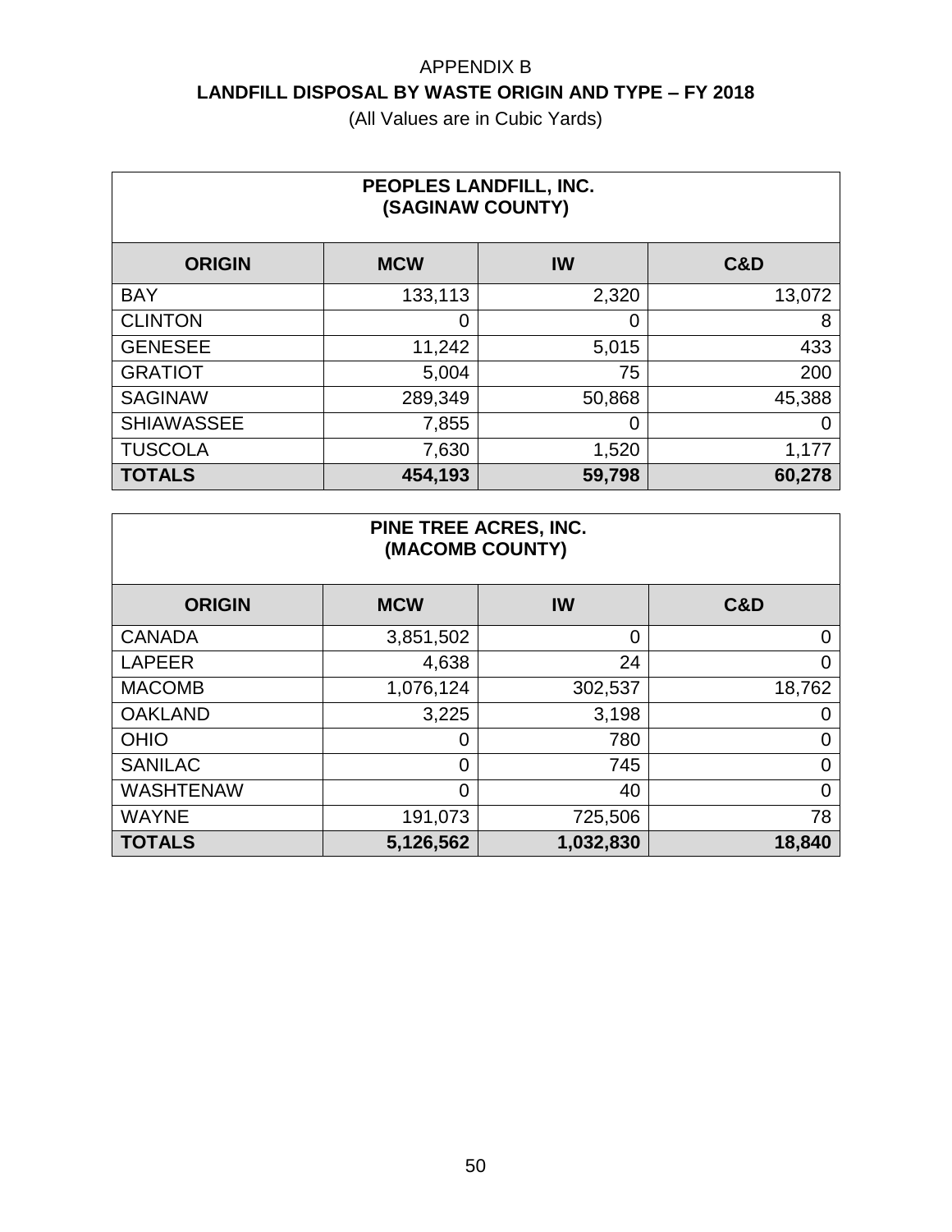APPENDIX B

**LANDFILL DISPOSAL BY WASTE ORIGIN AND TYPE – FY 2018**

(All Values are in Cubic Yards)

| PEOPLES LANDFILL, INC. (SAGINAW COUNTY) | | | |
|---|---|---|---|
| **ORIGIN** | **MCW** | **IW** | **C&D** |
| BAY | 133,113 | 2,320 | 13,072 |
| CLINTON | 0 | 0 | 8 |
| GENESEE | 11,242 | 5,015 | 433 |
| GRATIOT | 5,004 | 75 | 200 |
| SAGINAW | 289,349 | 50,868 | 45,388 |
| SHIAWASSEE | 7,855 | 0 | 0 |
| TUSCOLA | 7,630 | 1,520 | 1,177 |
| **TOTALS** | **454,193** | **59,798** | **60,278** |

| PINE TREE ACRES, INC. (MACOMB COUNTY) | | | |
|---|---|---|---|
| **ORIGIN** | **MCW** | **IW** | **C&D** |
| CANADA | 3,851,502 | 0 | 0 |
| LAPEER | 4,638 | 24 | 0 |
| MACOMB | 1,076,124 | 302,537 | 18,762 |
| OAKLAND | 3,225 | 3,198 | 0 |
| OHIO | 0 | 780 | 0 |
| SANILAC | 0 | 745 | 0 |
| WASHTENAW | 0 | 40 | 0 |
| WAYNE | 191,073 | 725,506 | 78 |
| **TOTALS** | **5,126,562** | **1,032,830** | **18,840** |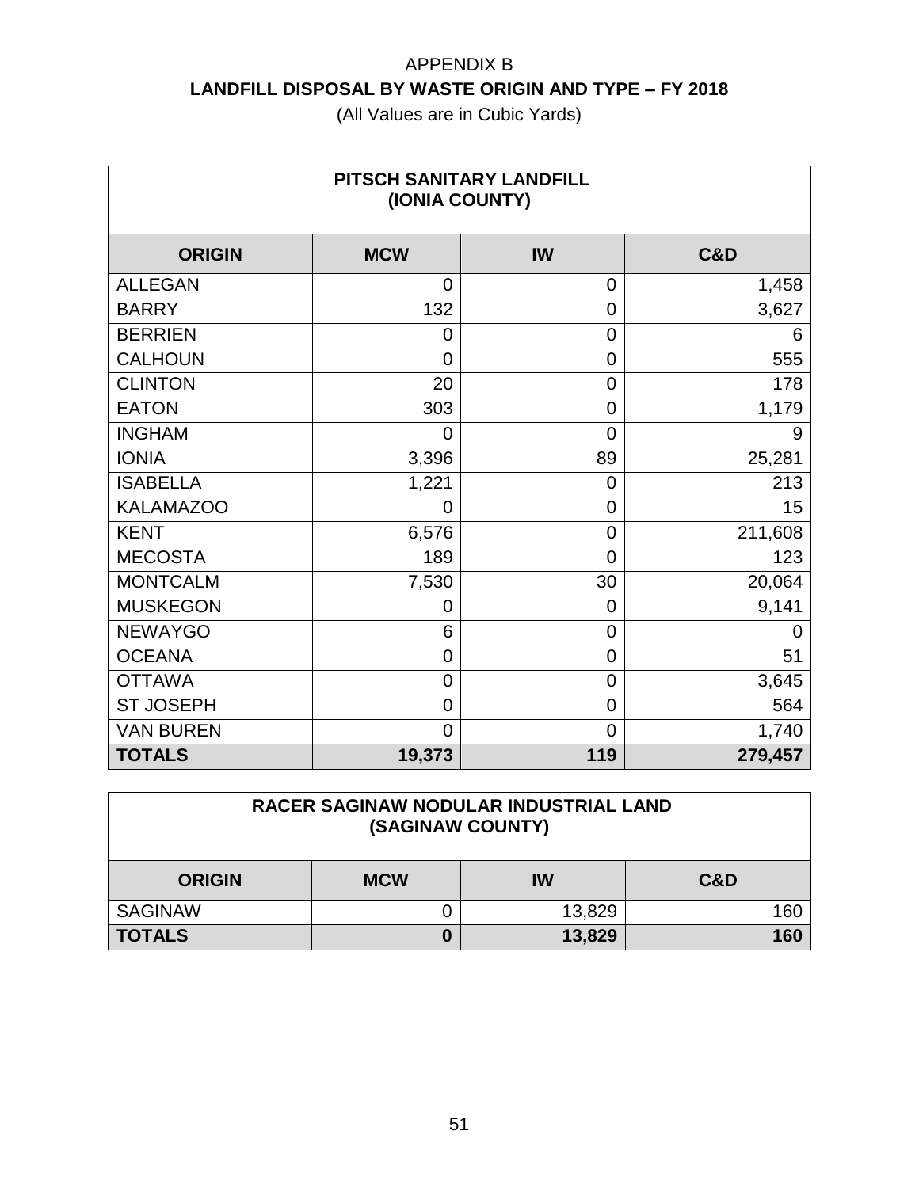APPENDIX B

**LANDFILL DISPOSAL BY WASTE ORIGIN AND TYPE – FY 2018**

(All Values are in Cubic Yards)

**PITSCH SANITARY LANDFILL (IONIA COUNTY)**

| ORIGIN | MCW | IW | C&D |
|---|---|---|---|
| ALLEGAN | 0 | 0 | 1,458 |
| BARRY | 132 | 0 | 3,627 |
| BERRIEN | 0 | 0 | 6 |
| CALHOUN | 0 | 0 | 555 |
| CLINTON | 20 | 0 | 178 |
| EATON | 303 | 0 | 1,179 |
| INGHAM | 0 | 0 | 9 |
| IONIA | 3,396 | 89 | 25,281 |
| ISABELLA | 1,221 | 0 | 213 |
| KALAMAZOO | 0 | 0 | 15 |
| KENT | 6,576 | 0 | 211,608 |
| MECOSTA | 189 | 0 | 123 |
| MONTCALM | 7,530 | 30 | 20,064 |
| MUSKEGON | 0 | 0 | 9,141 |
| NEWAYGO | 6 | 0 | 0 |
| OCEANA | 0 | 0 | 51 |
| OTTAWA | 0 | 0 | 3,645 |
| ST JOSEPH | 0 | 0 | 564 |
| VAN BUREN | 0 | 0 | 1,740 |
| **TOTALS** | **19,373** | **119** | **279,457** |

**RACER SAGINAW NODULAR INDUSTRIAL LAND (SAGINAW COUNTY)**

| ORIGIN | MCW | IW | C&D |
|---|---|---|---|
| SAGINAW | 0 | 13,829 | 160 |
| **TOTALS** | **0** | **13,829** | **160** |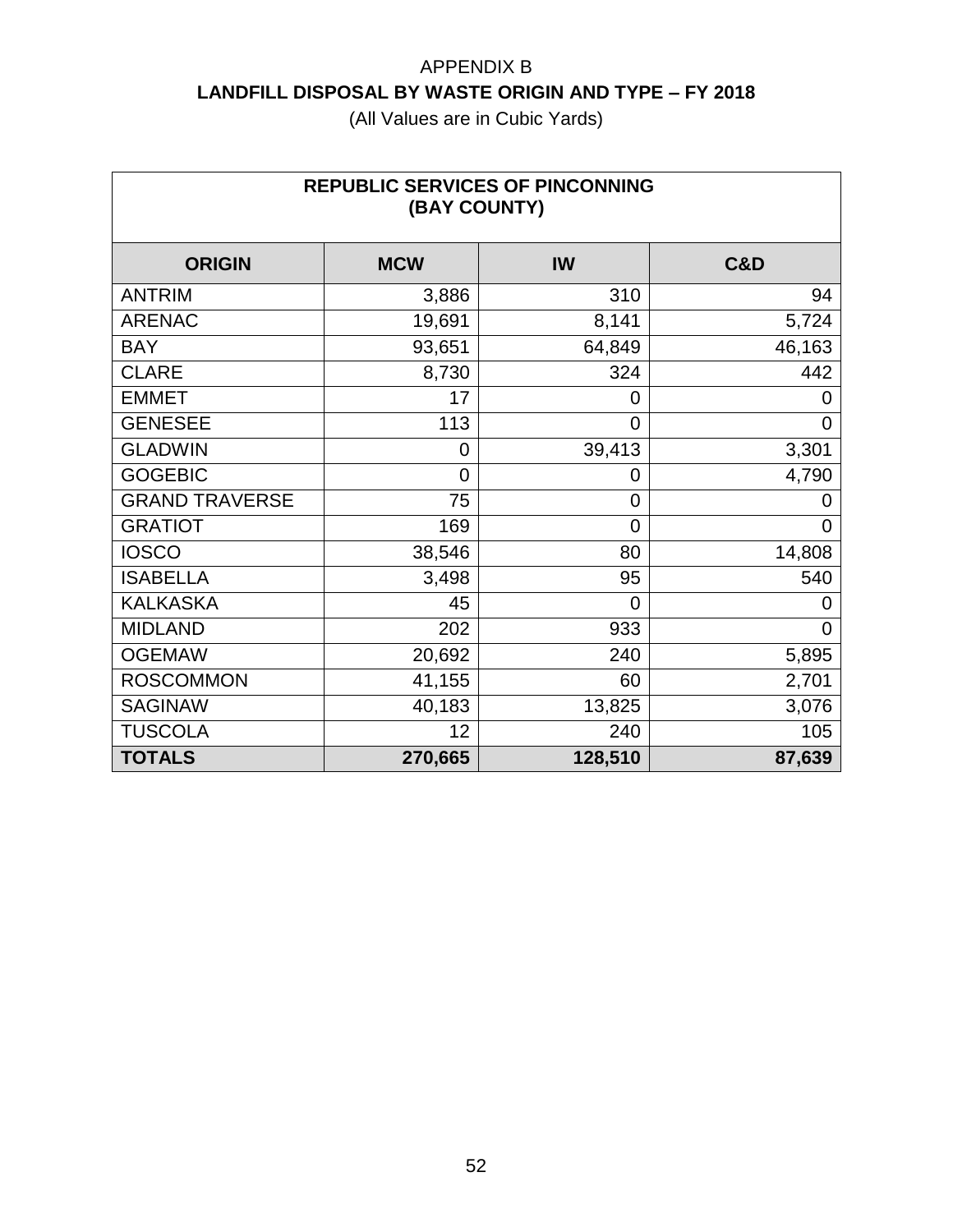APPENDIX B

**LANDFILL DISPOSAL BY WASTE ORIGIN AND TYPE – FY 2018**

(All Values are in Cubic Yards)

| **REPUBLIC SERVICES OF PINCONNING (BAY COUNTY)** | | | |
|---|---|---|---|
| **ORIGIN** | **MCW** | **IW** | **C&D** |
| ANTRIM | 3,886 | 310 | 94 |
| ARENAC | 19,691 | 8,141 | 5,724 |
| BAY | 93,651 | 64,849 | 46,163 |
| CLARE | 8,730 | 324 | 442 |
| EMMET | 17 | 0 | 0 |
| GENESEE | 113 | 0 | 0 |
| GLADWIN | 0 | 39,413 | 3,301 |
| GOGEBIC | 0 | 0 | 4,790 |
| GRAND TRAVERSE | 75 | 0 | 0 |
| GRATIOT | 169 | 0 | 0 |
| IOSCO | 38,546 | 80 | 14,808 |
| ISABELLA | 3,498 | 95 | 540 |
| KALKASKA | 45 | 0 | 0 |
| MIDLAND | 202 | 933 | 0 |
| OGEMAW | 20,692 | 240 | 5,895 |
| ROSCOMMON | 41,155 | 60 | 2,701 |
| SAGINAW | 40,183 | 13,825 | 3,076 |
| TUSCOLA | 12 | 240 | 105 |
| **TOTALS** | **270,665** | **128,510** | **87,639** |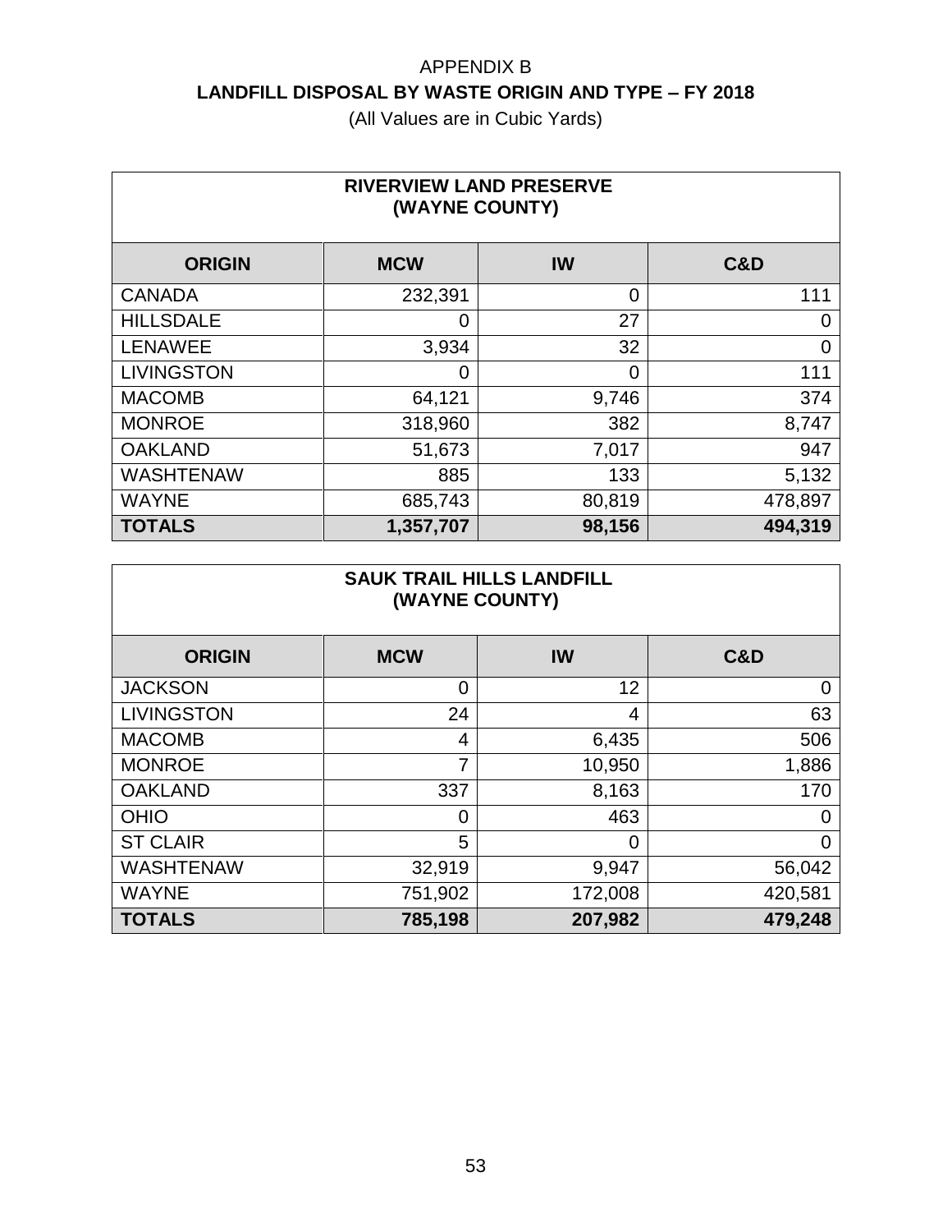APPENDIX B

# LANDFILL DISPOSAL BY WASTE ORIGIN AND TYPE – FY 2018

(All Values are in Cubic Yards)

| RIVERVIEW LAND PRESERVE (WAYNE COUNTY) | | | |
|---|---|---|---|
| **ORIGIN** | **MCW** | **IW** | **C&D** |
| CANADA | 232,391 | 0 | 111 |
| HILLSDALE | 0 | 27 | 0 |
| LENAWEE | 3,934 | 32 | 0 |
| LIVINGSTON | 0 | 0 | 111 |
| MACOMB | 64,121 | 9,746 | 374 |
| MONROE | 318,960 | 382 | 8,747 |
| OAKLAND | 51,673 | 7,017 | 947 |
| WASHTENAW | 885 | 133 | 5,132 |
| WAYNE | 685,743 | 80,819 | 478,897 |
| **TOTALS** | **1,357,707** | **98,156** | **494,319** |

| SAUK TRAIL HILLS LANDFILL (WAYNE COUNTY) | | | |
|---|---|---|---|
| **ORIGIN** | **MCW** | **IW** | **C&D** |
| JACKSON | 0 | 12 | 0 |
| LIVINGSTON | 24 | 4 | 63 |
| MACOMB | 4 | 6,435 | 506 |
| MONROE | 7 | 10,950 | 1,886 |
| OAKLAND | 337 | 8,163 | 170 |
| OHIO | 0 | 463 | 0 |
| ST CLAIR | 5 | 0 | 0 |
| WASHTENAW | 32,919 | 9,947 | 56,042 |
| WAYNE | 751,902 | 172,008 | 420,581 |
| **TOTALS** | **785,198** | **207,982** | **479,248** |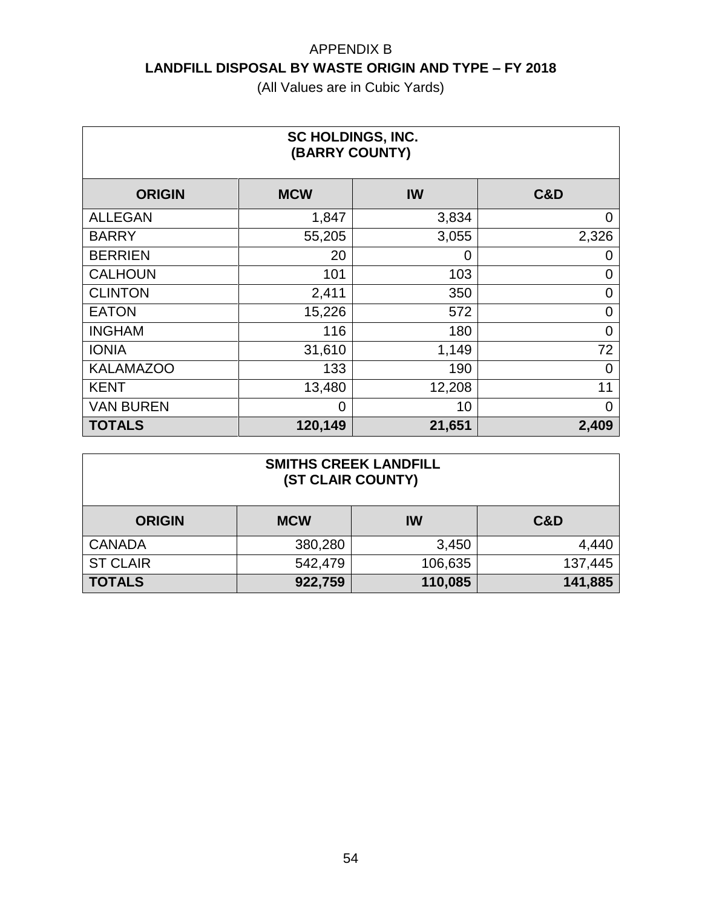APPENDIX B

## LANDFILL DISPOSAL BY WASTE ORIGIN AND TYPE – FY 2018

(All Values are in Cubic Yards)

| SC HOLDINGS, INC. (BARRY COUNTY) | | | |
|---|---|---|---|
| **ORIGIN** | **MCW** | **IW** | **C&D** |
| ALLEGAN | 1,847 | 3,834 | 0 |
| BARRY | 55,205 | 3,055 | 2,326 |
| BERRIEN | 20 | 0 | 0 |
| CALHOUN | 101 | 103 | 0 |
| CLINTON | 2,411 | 350 | 0 |
| EATON | 15,226 | 572 | 0 |
| INGHAM | 116 | 180 | 0 |
| IONIA | 31,610 | 1,149 | 72 |
| KALAMAZOO | 133 | 190 | 0 |
| KENT | 13,480 | 12,208 | 11 |
| VAN BUREN | 0 | 10 | 0 |
| **TOTALS** | **120,149** | **21,651** | **2,409** |

| SMITHS CREEK LANDFILL (ST CLAIR COUNTY) | | | |
|---|---|---|---|
| **ORIGIN** | **MCW** | **IW** | **C&D** |
| CANADA | 380,280 | 3,450 | 4,440 |
| ST CLAIR | 542,479 | 106,635 | 137,445 |
| **TOTALS** | **922,759** | **110,085** | **141,885** |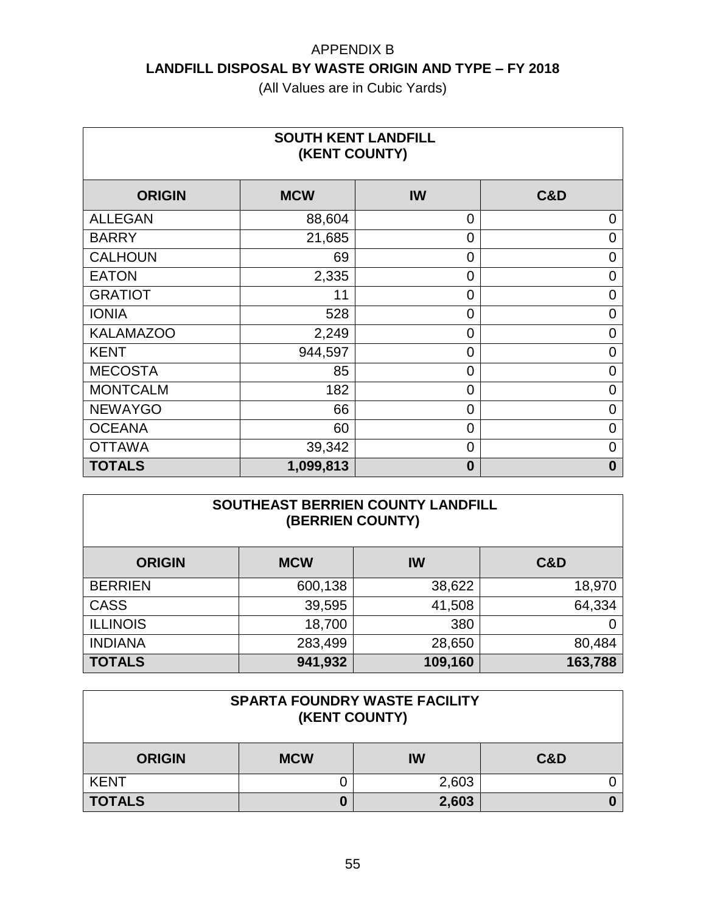# APPENDIX B

## LANDFILL DISPOSAL BY WASTE ORIGIN AND TYPE – FY 2018

(All Values are in Cubic Yards)

| SOUTH KENT LANDFILL (KENT COUNTY) | | | |
|---|---|---|---|
| **ORIGIN** | **MCW** | **IW** | **C&D** |
| ALLEGAN | 88,604 | 0 | 0 |
| BARRY | 21,685 | 0 | 0 |
| CALHOUN | 69 | 0 | 0 |
| EATON | 2,335 | 0 | 0 |
| GRATIOT | 11 | 0 | 0 |
| IONIA | 528 | 0 | 0 |
| KALAMAZOO | 2,249 | 0 | 0 |
| KENT | 944,597 | 0 | 0 |
| MECOSTA | 85 | 0 | 0 |
| MONTCALM | 182 | 0 | 0 |
| NEWAYGO | 66 | 0 | 0 |
| OCEANA | 60 | 0 | 0 |
| OTTAWA | 39,342 | 0 | 0 |
| **TOTALS** | **1,099,813** | **0** | **0** |

| SOUTHEAST BERRIEN COUNTY LANDFILL (BERRIEN COUNTY) | | | |
|---|---|---|---|
| **ORIGIN** | **MCW** | **IW** | **C&D** |
| BERRIEN | 600,138 | 38,622 | 18,970 |
| CASS | 39,595 | 41,508 | 64,334 |
| ILLINOIS | 18,700 | 380 | 0 |
| INDIANA | 283,499 | 28,650 | 80,484 |
| **TOTALS** | **941,932** | **109,160** | **163,788** |

| SPARTA FOUNDRY WASTE FACILITY (KENT COUNTY) | | | |
|---|---|---|---|
| **ORIGIN** | **MCW** | **IW** | **C&D** |
| KENT | 0 | 2,603 | 0 |
| **TOTALS** | **0** | **2,603** | **0** |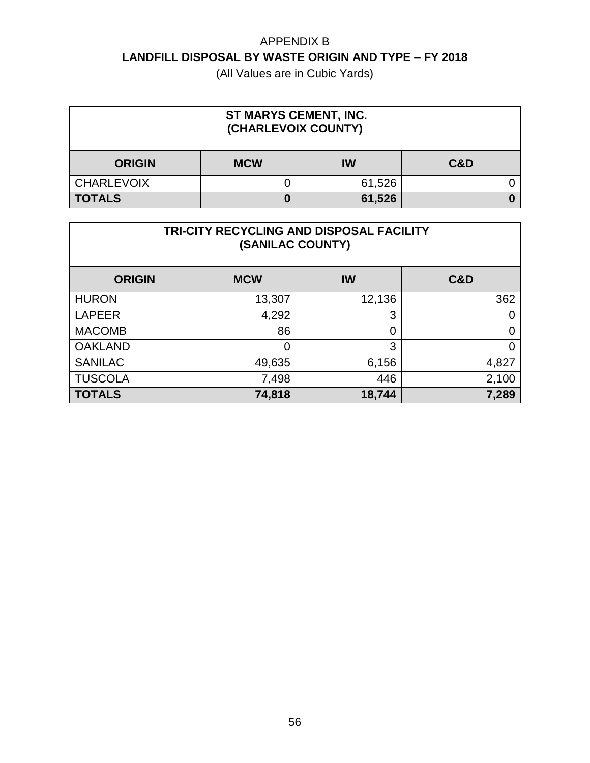APPENDIX B

**LANDFILL DISPOSAL BY WASTE ORIGIN AND TYPE – FY 2018**

(All Values are in Cubic Yards)

| ST MARYS CEMENT, INC. (CHARLEVOIX COUNTY) | | | |
|---|---|---|---|
| **ORIGIN** | **MCW** | **IW** | **C&D** |
| CHARLEVOIX | 0 | 61,526 | 0 |
| **TOTALS** | **0** | **61,526** | **0** |

| TRI-CITY RECYCLING AND DISPOSAL FACILITY (SANILAC COUNTY) | | | |
|---|---|---|---|
| **ORIGIN** | **MCW** | **IW** | **C&D** |
| HURON | 13,307 | 12,136 | 362 |
| LAPEER | 4,292 | 3 | 0 |
| MACOMB | 86 | 0 | 0 |
| OAKLAND | 0 | 3 | 0 |
| SANILAC | 49,635 | 6,156 | 4,827 |
| TUSCOLA | 7,498 | 446 | 2,100 |
| **TOTALS** | **74,818** | **18,744** | **7,289** |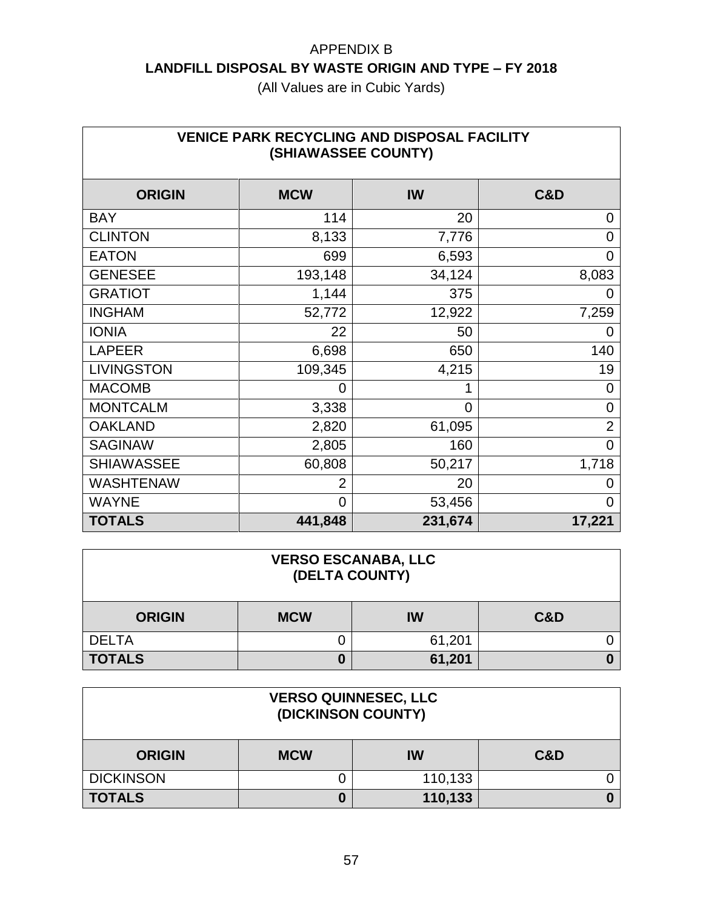APPENDIX B

**LANDFILL DISPOSAL BY WASTE ORIGIN AND TYPE – FY 2018**

(All Values are in Cubic Yards)

| **VENICE PARK RECYCLING AND DISPOSAL FACILITY (SHIAWASSEE COUNTY)** | | | |
|---|---|---|---|
| **ORIGIN** | **MCW** | **IW** | **C&D** |
| BAY | 114 | 20 | 0 |
| CLINTON | 8,133 | 7,776 | 0 |
| EATON | 699 | 6,593 | 0 |
| GENESEE | 193,148 | 34,124 | 8,083 |
| GRATIOT | 1,144 | 375 | 0 |
| INGHAM | 52,772 | 12,922 | 7,259 |
| IONIA | 22 | 50 | 0 |
| LAPEER | 6,698 | 650 | 140 |
| LIVINGSTON | 109,345 | 4,215 | 19 |
| MACOMB | 0 | 1 | 0 |
| MONTCALM | 3,338 | 0 | 0 |
| OAKLAND | 2,820 | 61,095 | 2 |
| SAGINAW | 2,805 | 160 | 0 |
| SHIAWASSEE | 60,808 | 50,217 | 1,718 |
| WASHTENAW | 2 | 20 | 0 |
| WAYNE | 0 | 53,456 | 0 |
| **TOTALS** | **441,848** | **231,674** | **17,221** |

| **VERSO ESCANABA, LLC (DELTA COUNTY)** | | | |
|---|---|---|---|
| **ORIGIN** | **MCW** | **IW** | **C&D** |
| DELTA | 0 | 61,201 | 0 |
| **TOTALS** | **0** | **61,201** | **0** |

| **VERSO QUINNESEC, LLC (DICKINSON COUNTY)** | | | |
|---|---|---|---|
| **ORIGIN** | **MCW** | **IW** | **C&D** |
| DICKINSON | 0 | 110,133 | 0 |
| **TOTALS** | **0** | **110,133** | **0** |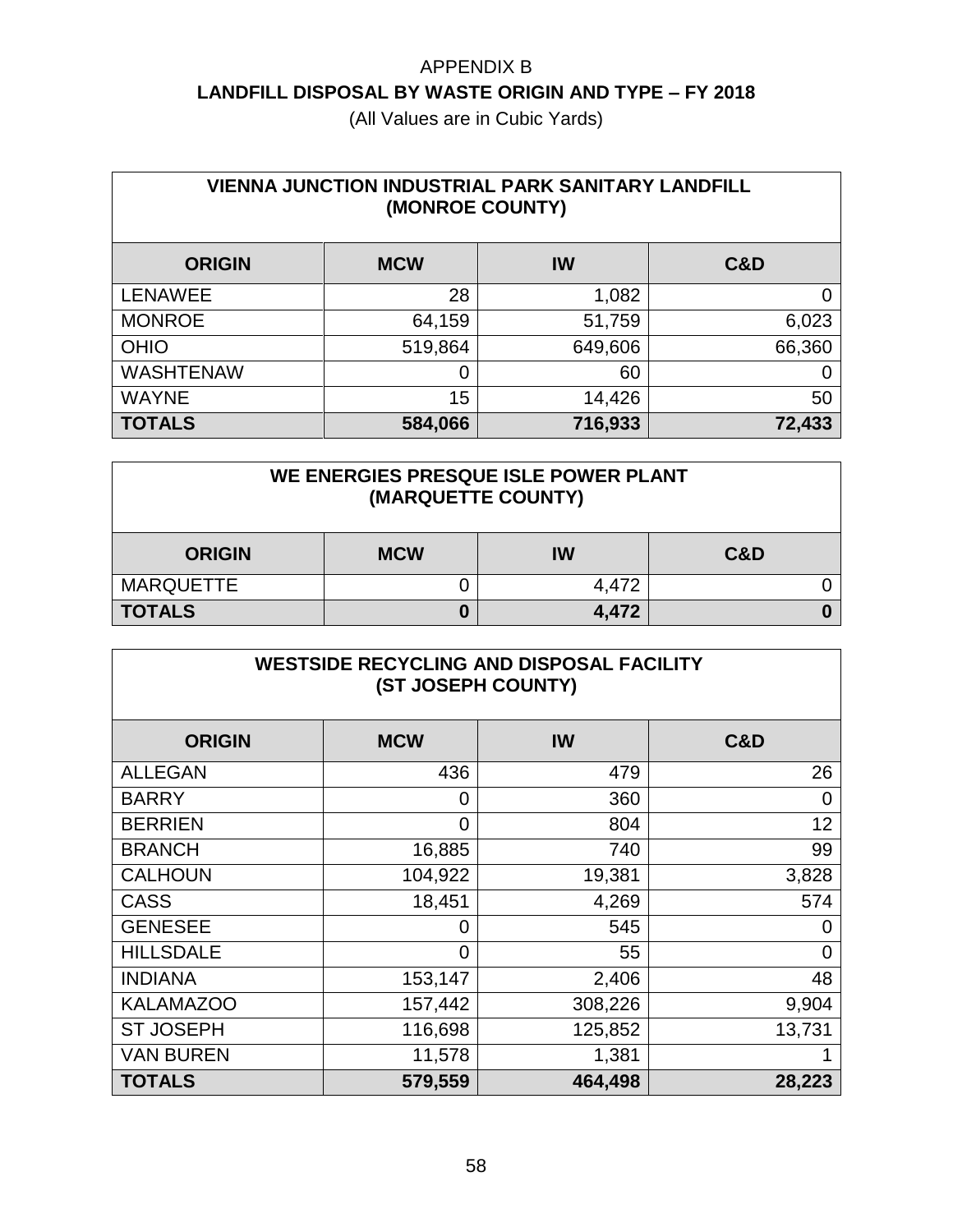# APPENDIX B

## LANDFILL DISPOSAL BY WASTE ORIGIN AND TYPE – FY 2018

(All Values are in Cubic Yards)

| VIENNA JUNCTION INDUSTRIAL PARK SANITARY LANDFILL (MONROE COUNTY) | | | |
|---|---|---|---|
| **ORIGIN** | **MCW** | **IW** | **C&D** |
| LENAWEE | 28 | 1,082 | 0 |
| MONROE | 64,159 | 51,759 | 6,023 |
| OHIO | 519,864 | 649,606 | 66,360 |
| WASHTENAW | 0 | 60 | 0 |
| WAYNE | 15 | 14,426 | 50 |
| **TOTALS** | **584,066** | **716,933** | **72,433** |

| WE ENERGIES PRESQUE ISLE POWER PLANT (MARQUETTE COUNTY) | | | |
|---|---|---|---|
| **ORIGIN** | **MCW** | **IW** | **C&D** |
| MARQUETTE | 0 | 4,472 | 0 |
| **TOTALS** | **0** | **4,472** | **0** |

| WESTSIDE RECYCLING AND DISPOSAL FACILITY (ST JOSEPH COUNTY) | | | |
|---|---|---|---|
| **ORIGIN** | **MCW** | **IW** | **C&D** |
| ALLEGAN | 436 | 479 | 26 |
| BARRY | 0 | 360 | 0 |
| BERRIEN | 0 | 804 | 12 |
| BRANCH | 16,885 | 740 | 99 |
| CALHOUN | 104,922 | 19,381 | 3,828 |
| CASS | 18,451 | 4,269 | 574 |
| GENESEE | 0 | 545 | 0 |
| HILLSDALE | 0 | 55 | 0 |
| INDIANA | 153,147 | 2,406 | 48 |
| KALAMAZOO | 157,442 | 308,226 | 9,904 |
| ST JOSEPH | 116,698 | 125,852 | 13,731 |
| VAN BUREN | 11,578 | 1,381 | 1 |
| **TOTALS** | **579,559** | **464,498** | **28,223** |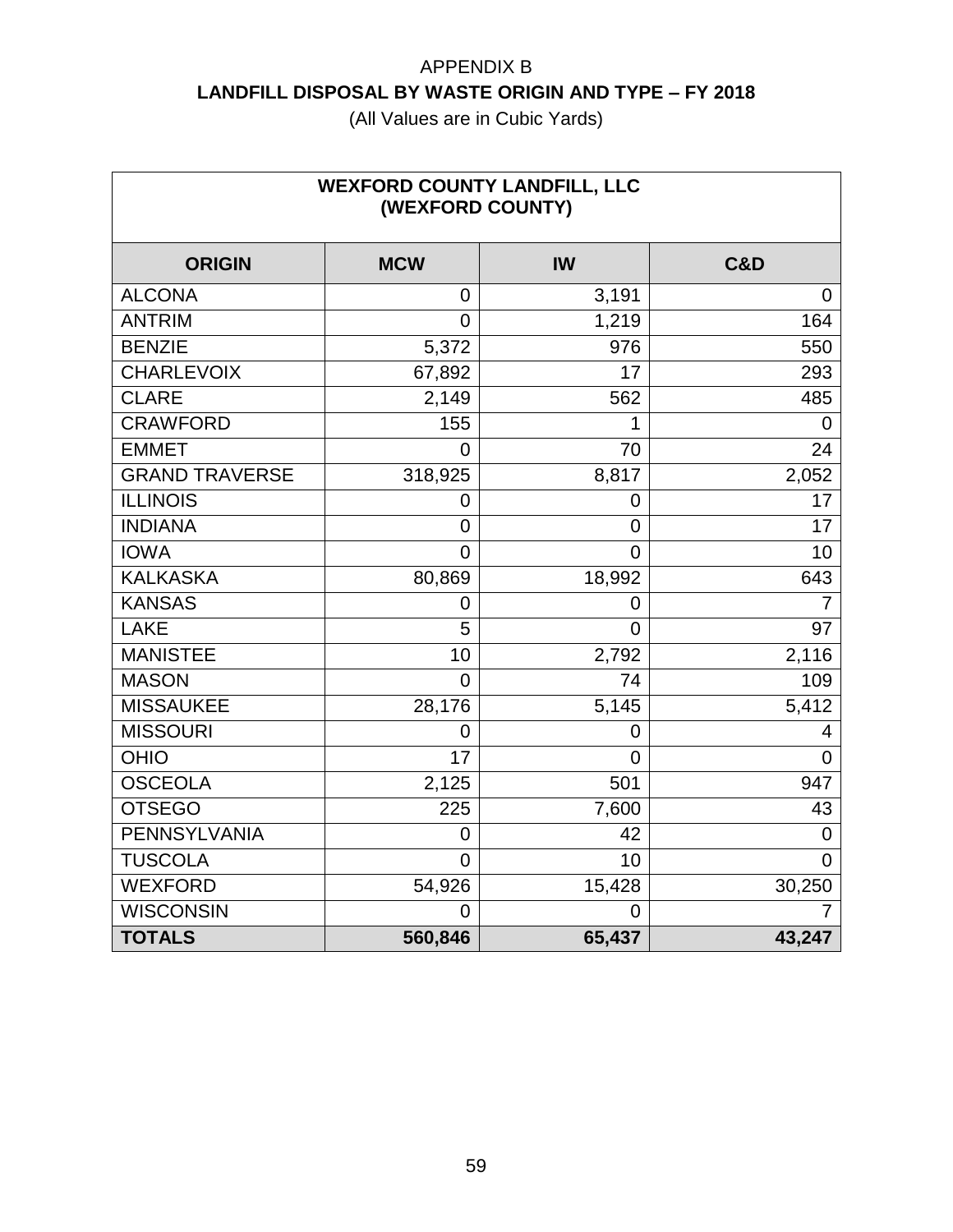APPENDIX B

**LANDFILL DISPOSAL BY WASTE ORIGIN AND TYPE – FY 2018**

(All Values are in Cubic Yards)

| WEXFORD COUNTY LANDFILL, LLC (WEXFORD COUNTY) | | | |
|---|---|---|---|
| **ORIGIN** | **MCW** | **IW** | **C&D** |
| ALCONA | 0 | 3,191 | 0 |
| ANTRIM | 0 | 1,219 | 164 |
| BENZIE | 5,372 | 976 | 550 |
| CHARLEVOIX | 67,892 | 17 | 293 |
| CLARE | 2,149 | 562 | 485 |
| CRAWFORD | 155 | 1 | 0 |
| EMMET | 0 | 70 | 24 |
| GRAND TRAVERSE | 318,925 | 8,817 | 2,052 |
| ILLINOIS | 0 | 0 | 17 |
| INDIANA | 0 | 0 | 17 |
| IOWA | 0 | 0 | 10 |
| KALKASKA | 80,869 | 18,992 | 643 |
| KANSAS | 0 | 0 | 7 |
| LAKE | 5 | 0 | 97 |
| MANISTEE | 10 | 2,792 | 2,116 |
| MASON | 0 | 74 | 109 |
| MISSAUKEE | 28,176 | 5,145 | 5,412 |
| MISSOURI | 0 | 0 | 4 |
| OHIO | 17 | 0 | 0 |
| OSCEOLA | 2,125 | 501 | 947 |
| OTSEGO | 225 | 7,600 | 43 |
| PENNSYLVANIA | 0 | 42 | 0 |
| TUSCOLA | 0 | 10 | 0 |
| WEXFORD | 54,926 | 15,428 | 30,250 |
| WISCONSIN | 0 | 0 | 7 |
| **TOTALS** | **560,846** | **65,437** | **43,247** |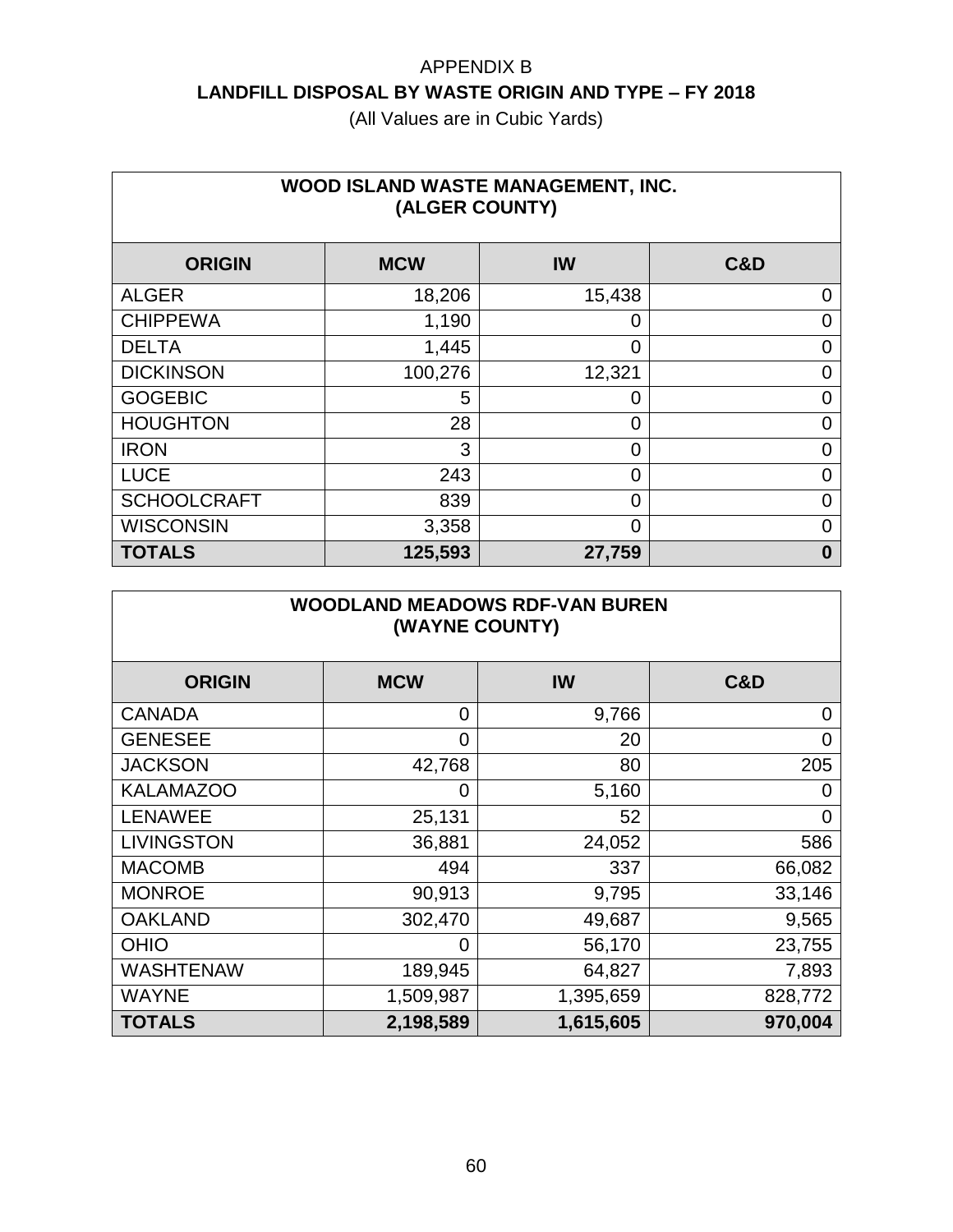APPENDIX B

**LANDFILL DISPOSAL BY WASTE ORIGIN AND TYPE – FY 2018**

(All Values are in Cubic Yards)

| WOOD ISLAND WASTE MANAGEMENT, INC. (ALGER COUNTY) | | | |
|---|---|---|---|
| **ORIGIN** | **MCW** | **IW** | **C&D** |
| ALGER | 18,206 | 15,438 | 0 |
| CHIPPEWA | 1,190 | 0 | 0 |
| DELTA | 1,445 | 0 | 0 |
| DICKINSON | 100,276 | 12,321 | 0 |
| GOGEBIC | 5 | 0 | 0 |
| HOUGHTON | 28 | 0 | 0 |
| IRON | 3 | 0 | 0 |
| LUCE | 243 | 0 | 0 |
| SCHOOLCRAFT | 839 | 0 | 0 |
| WISCONSIN | 3,358 | 0 | 0 |
| **TOTALS** | **125,593** | **27,759** | **0** |

| WOODLAND MEADOWS RDF-VAN BUREN (WAYNE COUNTY) | | | |
|---|---|---|---|
| **ORIGIN** | **MCW** | **IW** | **C&D** |
| CANADA | 0 | 9,766 | 0 |
| GENESEE | 0 | 20 | 0 |
| JACKSON | 42,768 | 80 | 205 |
| KALAMAZOO | 0 | 5,160 | 0 |
| LENAWEE | 25,131 | 52 | 0 |
| LIVINGSTON | 36,881 | 24,052 | 586 |
| MACOMB | 494 | 337 | 66,082 |
| MONROE | 90,913 | 9,795 | 33,146 |
| OAKLAND | 302,470 | 49,687 | 9,565 |
| OHIO | 0 | 56,170 | 23,755 |
| WASHTENAW | 189,945 | 64,827 | 7,893 |
| WAYNE | 1,509,987 | 1,395,659 | 828,772 |
| **TOTALS** | **2,198,589** | **1,615,605** | **970,004** |